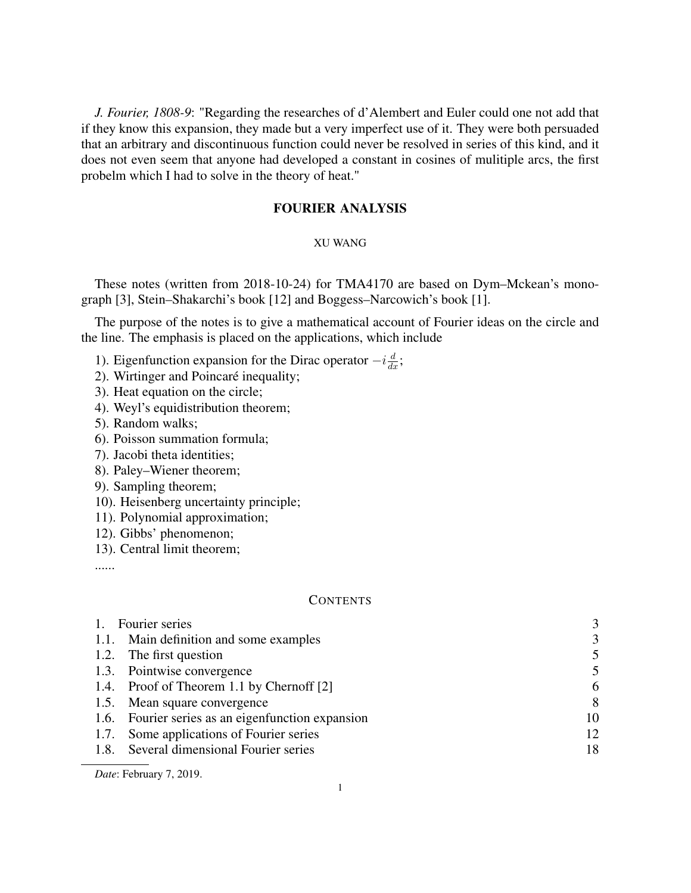*J. Fourier, 1808-9*: "Regarding the researches of d'Alembert and Euler could one not add that if they know this expansion, they made but a very imperfect use of it. They were both persuaded that an arbitrary and discontinuous function could never be resolved in series of this kind, and it does not even seem that anyone had developed a constant in cosines of mulitiple arcs, the first probelm which I had to solve in the theory of heat."

# FOURIER ANALYSIS

XU WANG

These notes (written from 2018-10-24) for TMA4170 are based on Dym–Mckean's monograph [3], Stein–Shakarchi's book [12] and Boggess–Narcowich's book [1].

The purpose of the notes is to give a mathematical account of Fourier ideas on the circle and the line. The emphasis is placed on the applications, which include

1). Eigenfunction expansion for the Dirac operator $-i\frac{d}{dx}$;
2). Wirtinger and Poincaré inequality;
3). Heat equation on the circle;
4). Weyl's equidistribution theorem;
5). Random walks;
6). Poisson summation formula;
7). Jacobi theta identities;
8). Paley–Wiener theorem;
9). Sampling theorem;
10). Heisenberg uncertainty principle;
11). Polynomial approximation;
12). Gibbs' phenomenon;
13). Central limit theorem;
......

## CONTENTS

| | | |
|---|---|---|
| 1. | Fourier series | 3 |
| 1.1. | Main definition and some examples | 3 |
| 1.2. | The first question | 5 |
| 1.3. | Pointwise convergence | 5 |
| 1.4. | Proof of Theorem 1.1 by Chernoff [2] | 6 |
| 1.5. | Mean square convergence | 8 |
| 1.6. | Fourier series as an eigenfunction expansion | 10 |
| 1.7. | Some applications of Fourier series | 12 |
| 1.8. | Several dimensional Fourier series | 18 |

*Date*: February 7, 2019.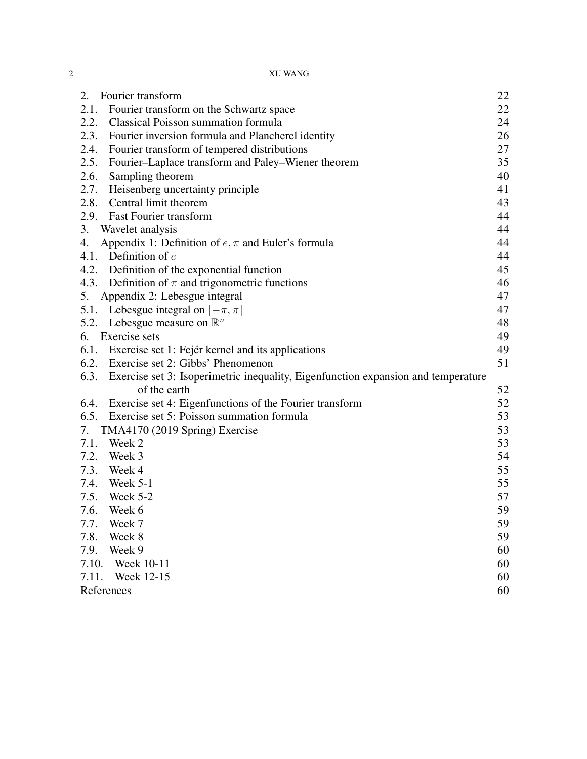| | |
|---|---|
| 2. Fourier transform | 22 |
| 2.1. Fourier transform on the Schwartz space | 22 |
| 2.2. Classical Poisson summation formula | 24 |
| 2.3. Fourier inversion formula and Plancherel identity | 26 |
| 2.4. Fourier transform of tempered distributions | 27 |
| 2.5. Fourier–Laplace transform and Paley–Wiener theorem | 35 |
| 2.6. Sampling theorem | 40 |
| 2.7. Heisenberg uncertainty principle | 41 |
| 2.8. Central limit theorem | 43 |
| 2.9. Fast Fourier transform | 44 |
| 3. Wavelet analysis | 44 |
| 4. Appendix 1: Definition of $e, \pi$ and Euler's formula | 44 |
| 4.1. Definition of $e$ | 44 |
| 4.2. Definition of the exponential function | 45 |
| 4.3. Definition of $\pi$ and trigonometric functions | 46 |
| 5. Appendix 2: Lebesgue integral | 47 |
| 5.1. Lebesgue integral on $[-\pi, \pi]$ | 47 |
| 5.2. Lebesgue measure on $\mathbb{R}^n$ | 48 |
| 6. Exercise sets | 49 |
| 6.1. Exercise set 1: Fejér kernel and its applications | 49 |
| 6.2. Exercise set 2: Gibbs' Phenomenon | 51 |
| 6.3. Exercise set 3: Isoperimetric inequality, Eigenfunction expansion and temperature of the earth | 52 |
| 6.4. Exercise set 4: Eigenfunctions of the Fourier transform | 52 |
| 6.5. Exercise set 5: Poisson summation formula | 53 |
| 7. TMA4170 (2019 Spring) Exercise | 53 |
| 7.1. Week 2 | 53 |
| 7.2. Week 3 | 54 |
| 7.3. Week 4 | 55 |
| 7.4. Week 5-1 | 55 |
| 7.5. Week 5-2 | 57 |
| 7.6. Week 6 | 59 |
| 7.7. Week 7 | 59 |
| 7.8. Week 8 | 59 |
| 7.9. Week 9 | 60 |
| 7.10. Week 10-11 | 60 |
| 7.11. Week 12-15 | 60 |
| References | 60 |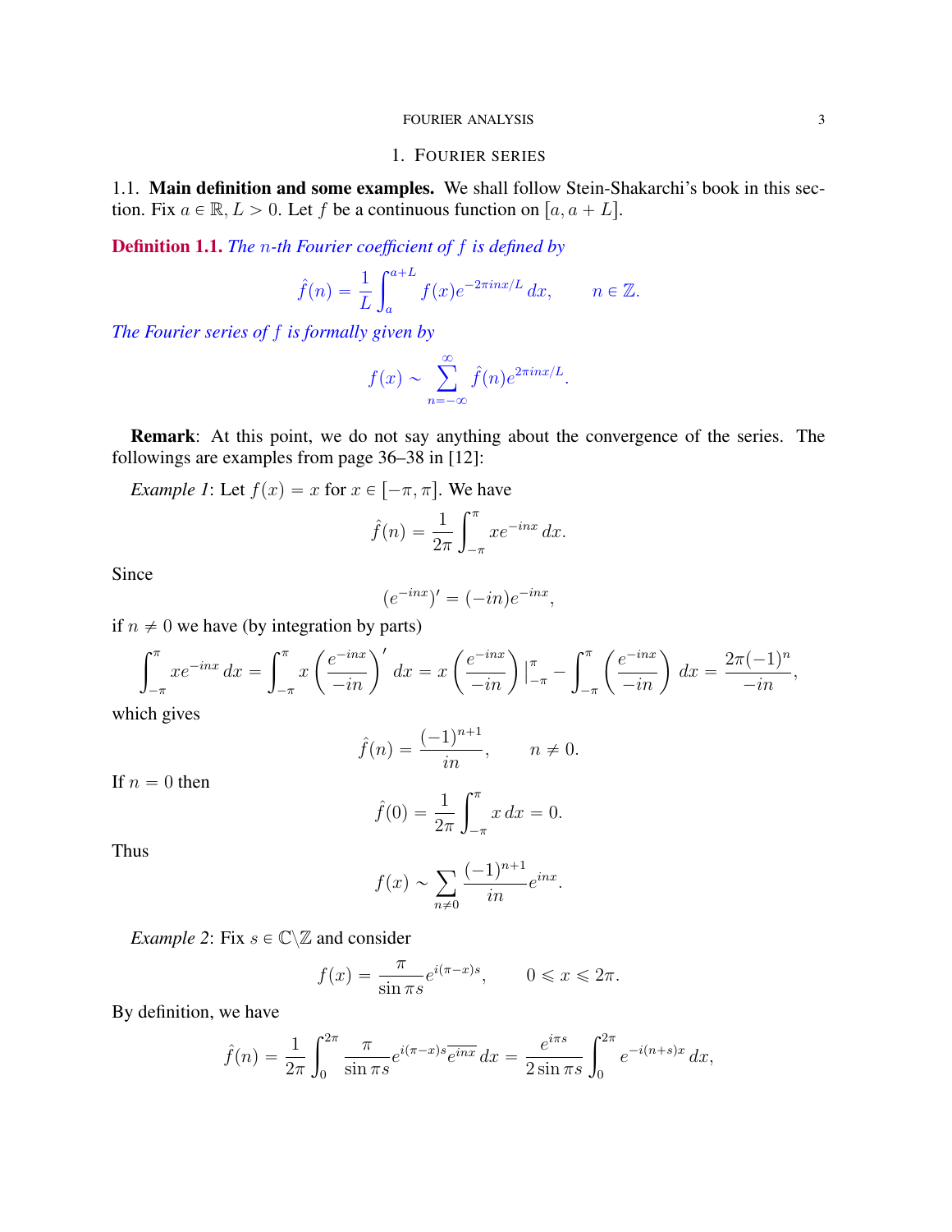# 1. Fourier series

## 1.1. Main definition and some examples.

We shall follow Stein-Shakarchi's book in this section. Fix $a \in \mathbb{R}, L > 0$. Let $f$ be a continuous function on $[a, a+L]$.

**Definition 1.1.** *The $n$-th Fourier coefficient of $f$ is defined by*

$$\hat{f}(n) = \frac{1}{L}\int_a^{a+L} f(x)e^{-2\pi i n x/L}\,dx, \qquad n \in \mathbb{Z}.$$

*The Fourier series of $f$ is formally given by*

$$f(x) \sim \sum_{n=-\infty}^{\infty} \hat{f}(n)e^{2\pi i n x/L}.$$

**Remark**: At this point, we do not say anything about the convergence of the series. The followings are examples from page 36–38 in [12]:

*Example 1*: Let $f(x) = x$ for $x \in [-\pi, \pi]$. We have

$$\hat{f}(n) = \frac{1}{2\pi}\int_{-\pi}^{\pi} xe^{-inx}\,dx.$$

Since

$$(e^{-inx})' = (-in)e^{-inx},$$

if $n \neq 0$ we have (by integration by parts)

$$\int_{-\pi}^{\pi} xe^{-inx}\,dx = \int_{-\pi}^{\pi} x\left(\frac{e^{-inx}}{-in}\right)'\,dx = x\left(\frac{e^{-inx}}{-in}\right)|_{-\pi}^{\pi} - \int_{-\pi}^{\pi}\left(\frac{e^{-inx}}{-in}\right)\,dx = \frac{2\pi(-1)^n}{-in},$$

which gives

$$\hat{f}(n) = \frac{(-1)^{n+1}}{in}, \qquad n \neq 0.$$

If $n = 0$ then

$$\hat{f}(0) = \frac{1}{2\pi}\int_{-\pi}^{\pi} x\,dx = 0.$$

Thus

$$f(x) \sim \sum_{n\neq 0} \frac{(-1)^{n+1}}{in}e^{inx}.$$

*Example 2*: Fix $s \in \mathbb{C}\backslash\mathbb{Z}$ and consider

$$f(x) = \frac{\pi}{\sin \pi s}e^{i(\pi - x)s}, \qquad 0 \leqslant x \leqslant 2\pi.$$

By definition, we have

$$\hat{f}(n) = \frac{1}{2\pi}\int_0^{2\pi} \frac{\pi}{\sin \pi s}e^{i(\pi-x)s}\overline{e^{inx}}\,dx = \frac{e^{i\pi s}}{2\sin \pi s}\int_0^{2\pi} e^{-i(n+s)x}\,dx,$$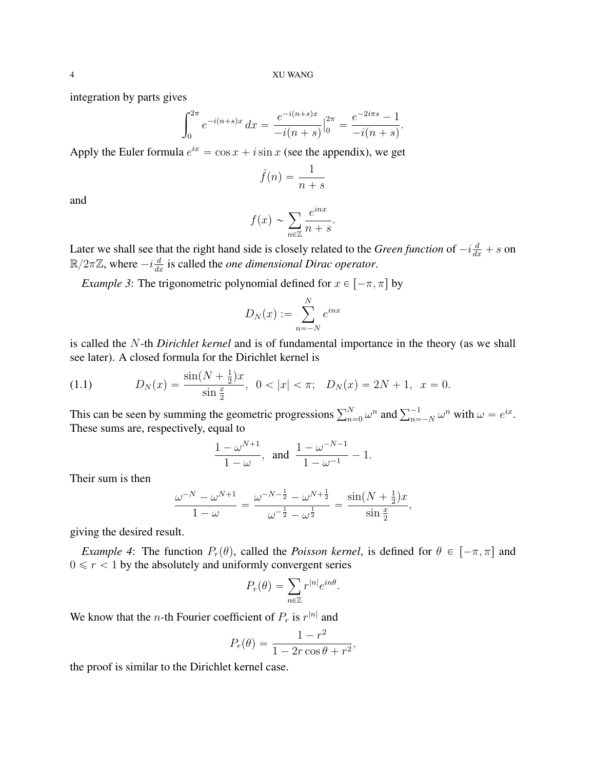integration by parts gives

$$\int_0^{2\pi} e^{-i(n+s)x}\,dx = \frac{e^{-i(n+s)x}}{-i(n+s)}\Big|_0^{2\pi} = \frac{e^{-2i\pi s}-1}{-i(n+s)}.$$

Apply the Euler formula $e^{ix} = \cos x + i\sin x$ (see the appendix), we get

$$\hat{f}(n) = \frac{1}{n+s}$$

and

$$f(x) \sim \sum_{n\in\mathbb{Z}} \frac{e^{inx}}{n+s}.$$

Later we shall see that the right hand side is closely related to the *Green function* of $-i\frac{d}{dx}+s$ on $\mathbb{R}/2\pi\mathbb{Z}$, where $-i\frac{d}{dx}$ is called the *one dimensional Dirac operator*.

*Example 3*: The trigonometric polynomial defined for $x \in [-\pi, \pi]$ by

$$D_N(x) := \sum_{n=-N}^{N} e^{inx}$$

is called the $N$-th *Dirichlet kernel* and is of fundamental importance in the theory (as we shall see later). A closed formula for the Dirichlet kernel is

$$D_N(x) = \frac{\sin(N+\frac{1}{2})x}{\sin\frac{x}{2}}, \;\; 0 < |x| < \pi; \quad D_N(x) = 2N+1, \;\; x = 0. \tag{1.1}$$

This can be seen by summing the geometric progressions $\sum_{n=0}^{N} \omega^n$ and $\sum_{n=-N}^{-1} \omega^n$ with $\omega = e^{ix}$. These sums are, respectively, equal to

$$\frac{1-\omega^{N+1}}{1-\omega}, \;\text{ and }\; \frac{1-\omega^{-N-1}}{1-\omega^{-1}} - 1.$$

Their sum is then

$$\frac{\omega^{-N}-\omega^{N+1}}{1-\omega} = \frac{\omega^{-N-\frac{1}{2}}-\omega^{N+\frac{1}{2}}}{\omega^{-\frac{1}{2}}-\omega^{\frac{1}{2}}} = \frac{\sin(N+\frac{1}{2})x}{\sin\frac{x}{2}},$$

giving the desired result.

*Example 4*: The function $P_r(\theta)$, called the *Poisson kernel*, is defined for $\theta \in [-\pi, \pi]$ and $0 \leqslant r < 1$ by the absolutely and uniformly convergent series

$$P_r(\theta) = \sum_{n\in\mathbb{Z}} r^{|n|} e^{in\theta}.$$

We know that the $n$-th Fourier coefficient of $P_r$ is $r^{|n|}$ and

$$P_r(\theta) = \frac{1-r^2}{1-2r\cos\theta + r^2},$$

the proof is similar to the Dirichlet kernel case.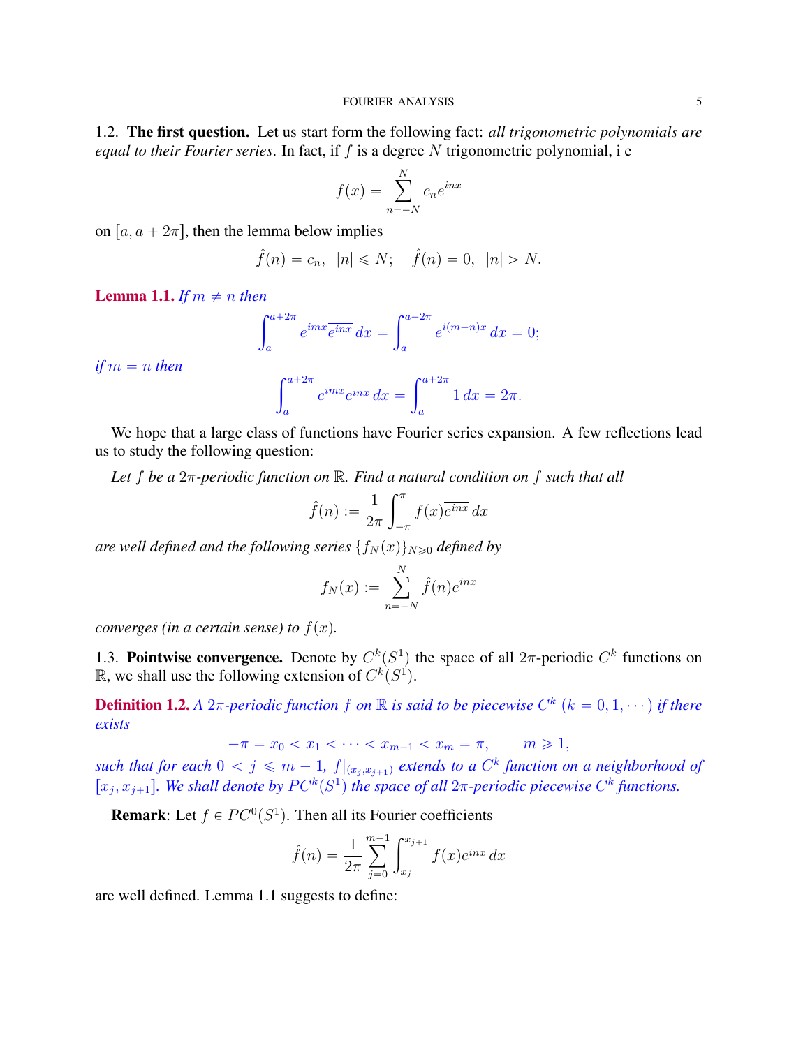### 1.2. **The first question.**

Let us start form the following fact: *all trigonometric polynomials are equal to their Fourier series*. In fact, if $f$ is a degree $N$ trigonometric polynomial, i e

$$f(x) = \sum_{n=-N}^{N} c_n e^{inx}$$

on $[a, a+2\pi]$, then the lemma below implies

$$\hat{f}(n) = c_n, \ \ |n| \leqslant N; \quad \hat{f}(n) = 0, \ \ |n| > N.$$

**Lemma 1.1.** *If $m \neq n$ then*

$$\int_a^{a+2\pi} e^{imx}\overline{e^{inx}}\, dx = \int_a^{a+2\pi} e^{i(m-n)x}\, dx = 0;$$

*if $m = n$ then*

$$\int_a^{a+2\pi} e^{imx}\overline{e^{inx}}\, dx = \int_a^{a+2\pi} 1\, dx = 2\pi.$$

We hope that a large class of functions have Fourier series expansion. A few reflections lead us to study the following question:

*Let $f$ be a $2\pi$-periodic function on $\mathbb{R}$. Find a natural condition on $f$ such that all*

$$\hat{f}(n) := \frac{1}{2\pi}\int_{-\pi}^{\pi} f(x)\overline{e^{inx}}\, dx$$

*are well defined and the following series $\{f_N(x)\}_{N\geqslant 0}$ defined by*

$$f_N(x) := \sum_{n=-N}^{N} \hat{f}(n) e^{inx}$$

*converges (in a certain sense) to $f(x)$.*

### 1.3. **Pointwise convergence.**

Denote by $C^k(S^1)$ the space of all $2\pi$-periodic $C^k$ functions on $\mathbb{R}$, we shall use the following extension of $C^k(S^1)$.

**Definition 1.2.** *A $2\pi$-periodic function $f$ on $\mathbb{R}$ is said to be piecewise $C^k$ $(k = 0, 1, \cdots)$ if there exists*

$$-\pi = x_0 < x_1 < \cdots < x_{m-1} < x_m = \pi, \qquad m \geqslant 1,$$

*such that for each $0 < j \leqslant m-1$, $f|_{(x_j, x_{j+1})}$ extends to a $C^k$ function on a neighborhood of $[x_j, x_{j+1}]$. We shall denote by $PC^k(S^1)$ the space of all $2\pi$-periodic piecewise $C^k$ functions.*

**Remark**: Let $f \in PC^0(S^1)$. Then all its Fourier coefficients

$$\hat{f}(n) = \frac{1}{2\pi}\sum_{j=0}^{m-1}\int_{x_j}^{x_{j+1}} f(x)\overline{e^{inx}}\, dx$$

are well defined. Lemma 1.1 suggests to define: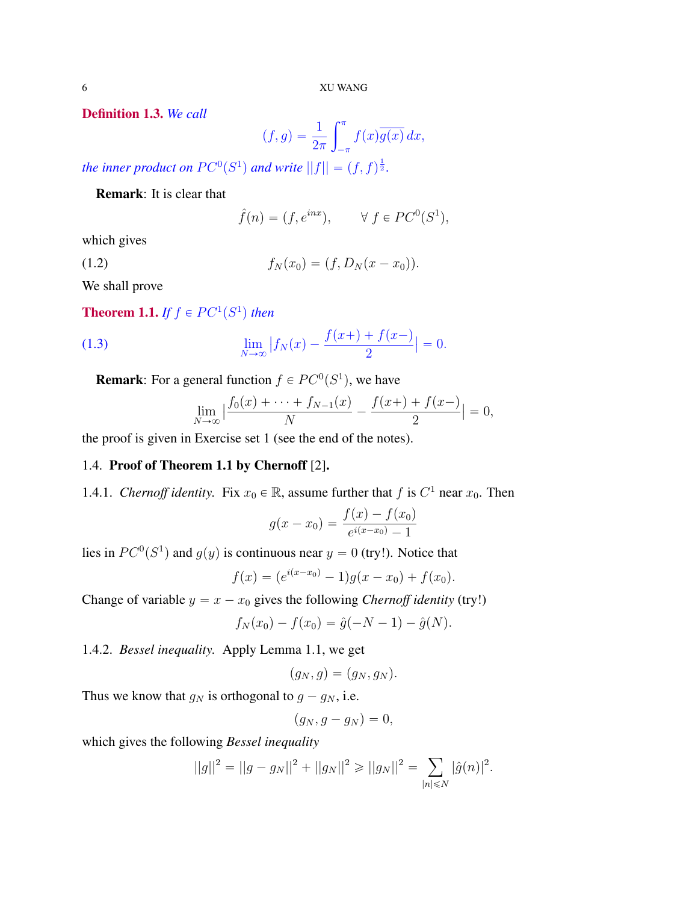**Definition 1.3.** *We call*

$$(f, g) = \frac{1}{2\pi} \int_{-\pi}^{\pi} f(x)\overline{g(x)}\, dx,$$

*the inner product on* $PC^0(S^1)$ *and write* $||f|| = (f, f)^{\frac{1}{2}}$.

**Remark**: It is clear that

$$\hat{f}(n) = (f, e^{inx}), \qquad \forall\, f \in PC^0(S^1),$$

which gives

$$f_N(x_0) = (f, D_N(x - x_0)). \tag{1.2}$$

We shall prove

**Theorem 1.1.** *If* $f \in PC^1(S^1)$ *then*

$$\lim_{N\to\infty} \left|f_N(x) - \frac{f(x+) + f(x-)}{2}\right| = 0. \tag{1.3}$$

**Remark**: For a general function $f \in PC^0(S^1)$, we have

$$\lim_{N\to\infty} \left|\frac{f_0(x) + \cdots + f_{N-1}(x)}{N} - \frac{f(x+) + f(x-)}{2}\right| = 0,$$

the proof is given in Exercise set 1 (see the end of the notes).

## 1.4. Proof of Theorem 1.1 by Chernoff [2].

1.4.1. *Chernoff identity.* Fix $x_0 \in \mathbb{R}$, assume further that $f$ is $C^1$ near $x_0$. Then

$$g(x - x_0) = \frac{f(x) - f(x_0)}{e^{i(x-x_0)} - 1}$$

lies in $PC^0(S^1)$ and $g(y)$ is continuous near $y = 0$ (try!). Notice that

$$f(x) = (e^{i(x-x_0)} - 1)g(x - x_0) + f(x_0).$$

Change of variable $y = x - x_0$ gives the following *Chernoff identity* (try!)

$$f_N(x_0) - f(x_0) = \hat{g}(-N - 1) - \hat{g}(N).$$

1.4.2. *Bessel inequality.* Apply Lemma 1.1, we get

$$(g_N, g) = (g_N, g_N).$$

Thus we know that $g_N$ is orthogonal to $g - g_N$, i.e.

$$(g_N, g - g_N) = 0,$$

which gives the following *Bessel inequality*

$$||g||^2 = ||g - g_N||^2 + ||g_N||^2 \geqslant ||g_N||^2 = \sum_{|n| \leqslant N} |\hat{g}(n)|^2.$$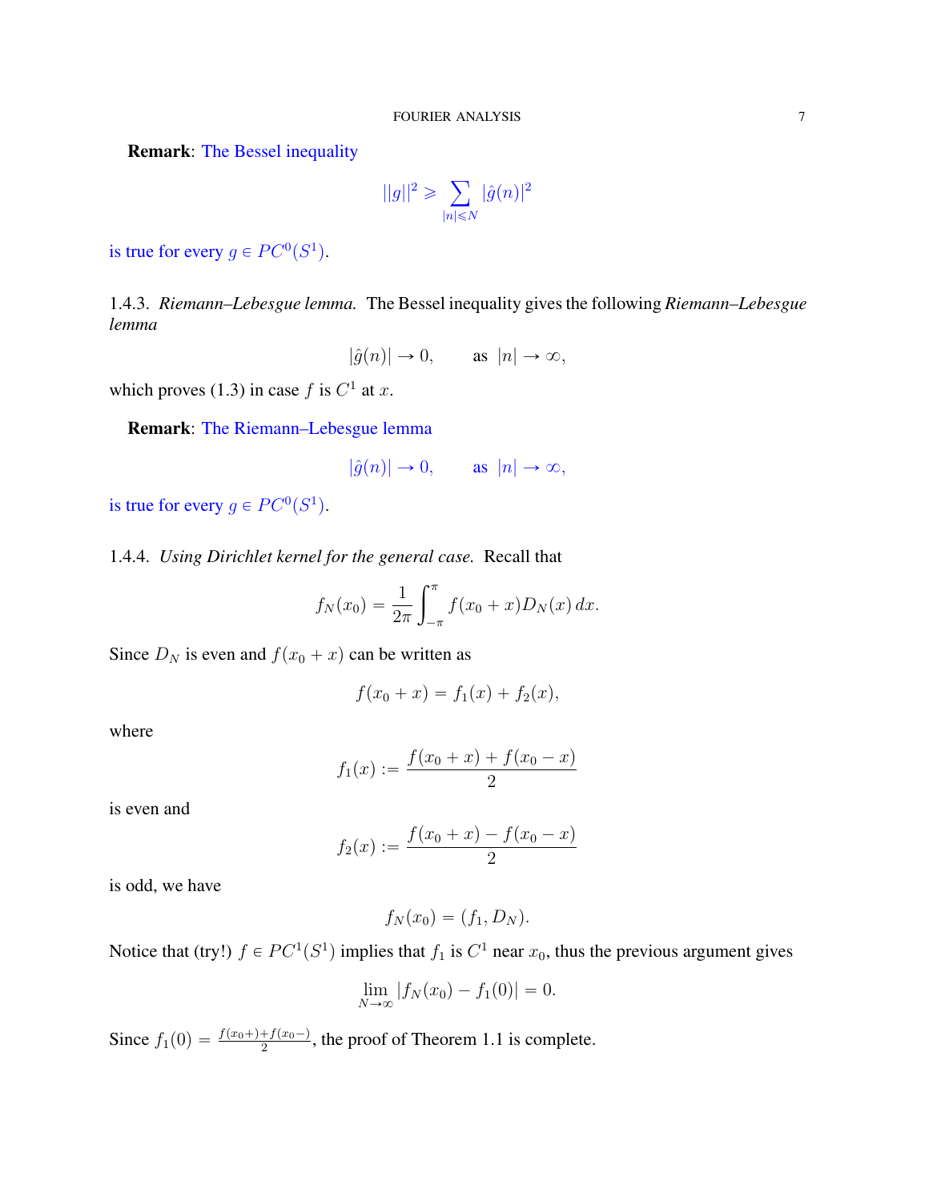**Remark**: The Bessel inequality

$$||g||^2 \geqslant \sum_{|n| \leqslant N} |\hat{g}(n)|^2$$

is true for every $g \in PC^0(S^1)$.

1.4.3. *Riemann–Lebesgue lemma.* The Bessel inequality gives the following *Riemann–Lebesgue lemma*

$$|\hat{g}(n)| \to 0, \qquad \text{as } |n| \to \infty,$$

which proves (1.3) in case $f$ is $C^1$ at $x$.

**Remark**: The Riemann–Lebesgue lemma

$$|\hat{g}(n)| \to 0, \qquad \text{as } |n| \to \infty,$$

is true for every $g \in PC^0(S^1)$.

1.4.4. *Using Dirichlet kernel for the general case.* Recall that

$$f_N(x_0) = \frac{1}{2\pi} \int_{-\pi}^{\pi} f(x_0 + x) D_N(x)\, dx.$$

Since $D_N$ is even and $f(x_0 + x)$ can be written as

$$f(x_0 + x) = f_1(x) + f_2(x),$$

where

$$f_1(x) := \frac{f(x_0 + x) + f(x_0 - x)}{2}$$

is even and

$$f_2(x) := \frac{f(x_0 + x) - f(x_0 - x)}{2}$$

is odd, we have

$$f_N(x_0) = (f_1, D_N).$$

Notice that (try!) $f \in PC^1(S^1)$ implies that $f_1$ is $C^1$ near $x_0$, thus the previous argument gives

$$\lim_{N \to \infty} |f_N(x_0) - f_1(0)| = 0.$$

Since $f_1(0) = \frac{f(x_0+) + f(x_0-)}{2}$, the proof of Theorem 1.1 is complete.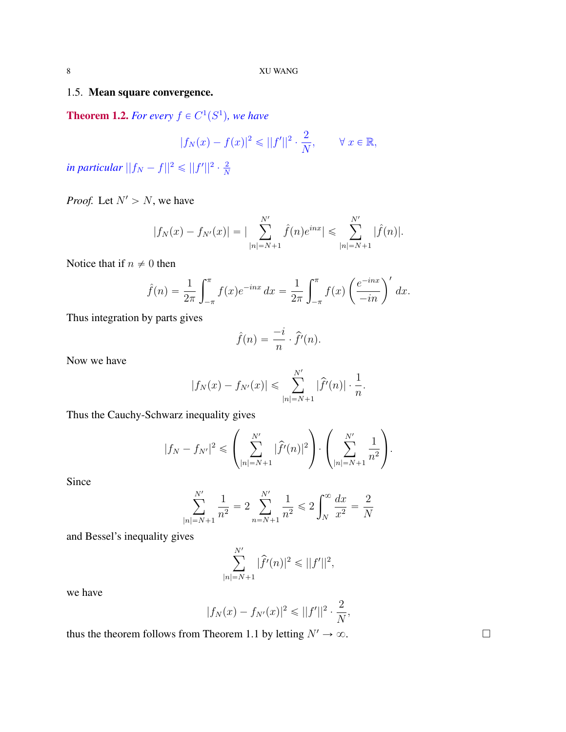### 1.5. Mean square convergence.

**Theorem 1.2.** *For every $f \in C^1(S^1)$, we have*

$$|f_N(x) - f(x)|^2 \leqslant ||f'||^2 \cdot \frac{2}{N}, \qquad \forall \, x \in \mathbb{R},$$

*in particular* $||f_N - f||^2 \leqslant ||f'||^2 \cdot \frac{2}{N}$

*Proof.* Let $N' > N$, we have

$$|f_N(x) - f_{N'}(x)| = |\sum_{|n|=N+1}^{N'} \hat{f}(n) e^{inx}| \leqslant \sum_{|n|=N+1}^{N'} |\hat{f}(n)|.$$

Notice that if $n \neq 0$ then

$$\hat{f}(n) = \frac{1}{2\pi} \int_{-\pi}^{\pi} f(x) e^{-inx} \, dx = \frac{1}{2\pi} \int_{-\pi}^{\pi} f(x) \left( \frac{e^{-inx}}{-in} \right)' dx.$$

Thus integration by parts gives

$$\hat{f}(n) = \frac{-i}{n} \cdot \widehat{f'}(n).$$

Now we have

$$|f_N(x) - f_{N'}(x)| \leqslant \sum_{|n|=N+1}^{N'} |\widehat{f'}(n)| \cdot \frac{1}{n}.$$

Thus the Cauchy-Schwarz inequality gives

$$|f_N - f_{N'}|^2 \leqslant \left( \sum_{|n|=N+1}^{N'} |\widehat{f'}(n)|^2 \right) \cdot \left( \sum_{|n|=N+1}^{N'} \frac{1}{n^2} \right).$$

Since

$$\sum_{|n|=N+1}^{N'} \frac{1}{n^2} = 2 \sum_{n=N+1}^{N'} \frac{1}{n^2} \leqslant 2 \int_N^{\infty} \frac{dx}{x^2} = \frac{2}{N}$$

and Bessel's inequality gives

$$\sum_{|n|=N+1}^{N'} |\widehat{f'}(n)|^2 \leqslant ||f'||^2,$$

we have

$$|f_N(x) - f_{N'}(x)|^2 \leqslant ||f'||^2 \cdot \frac{2}{N},$$

thus the theorem follows from Theorem 1.1 by letting $N' \to \infty$. $\square$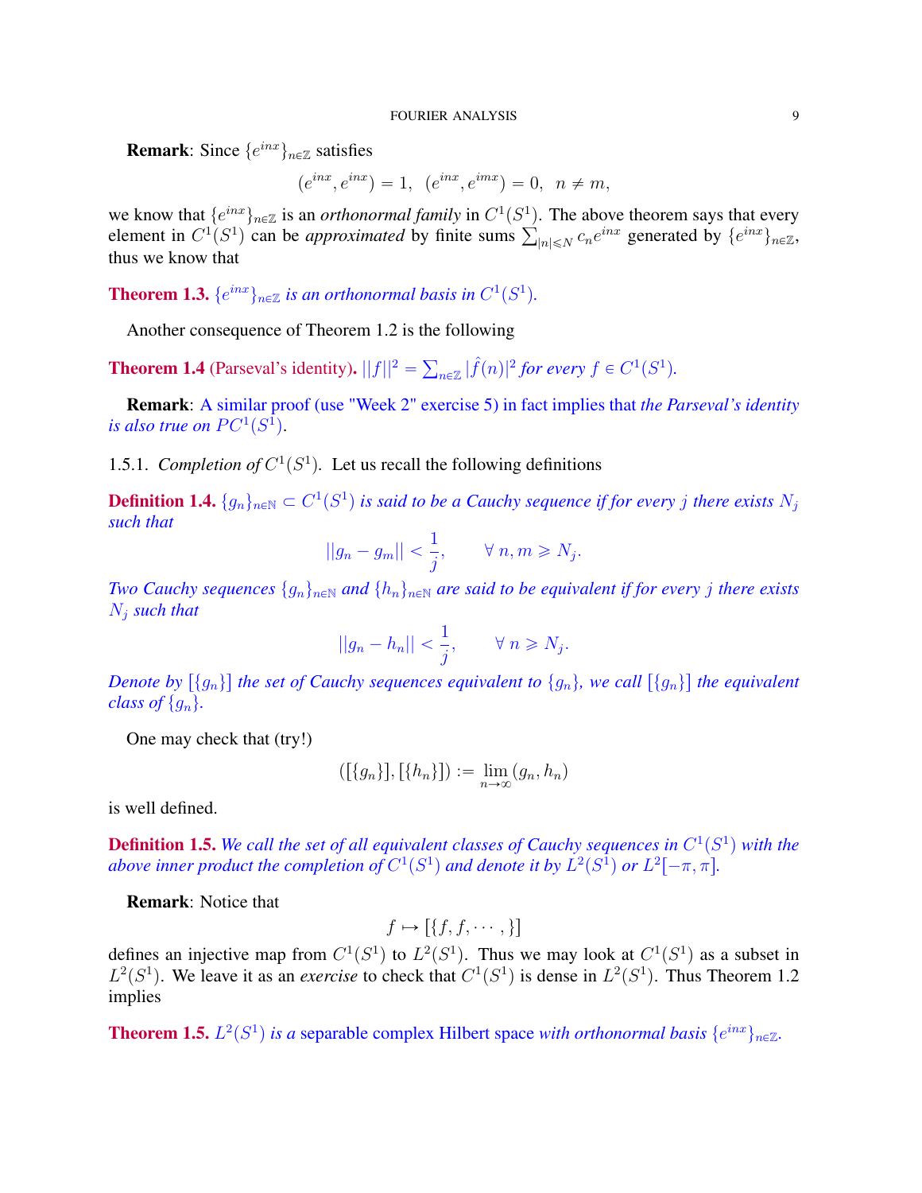**Remark**: Since $\{e^{inx}\}_{n\in\mathbb{Z}}$ satisfies

$$(e^{inx}, e^{inx}) = 1, \ \ (e^{inx}, e^{imx}) = 0, \ \ n \neq m,$$

we know that $\{e^{inx}\}_{n\in\mathbb{Z}}$ is an *orthonormal family* in $C^1(S^1)$. The above theorem says that every element in $C^1(S^1)$ can be *approximated* by finite sums $\sum_{|n|\leqslant N} c_n e^{inx}$ generated by $\{e^{inx}\}_{n\in\mathbb{Z}}$, thus we know that

**Theorem 1.3.** *$\{e^{inx}\}_{n\in\mathbb{Z}}$ is an orthonormal basis in $C^1(S^1)$.*

Another consequence of Theorem 1.2 is the following

**Theorem 1.4** (Parseval's identity)**.** *$||f||^2 = \sum_{n\in\mathbb{Z}} |\hat{f}(n)|^2$ for every $f \in C^1(S^1)$.*

**Remark**: A similar proof (use "Week 2" exercise 5) in fact implies that *the Parseval's identity is also true on $PC^1(S^1)$*.

1.5.1. *Completion of $C^1(S^1)$.* Let us recall the following definitions

**Definition 1.4.** *$\{g_n\}_{n\in\mathbb{N}} \subset C^1(S^1)$ is said to be a Cauchy sequence if for every $j$ there exists $N_j$ such that*

$$||g_n - g_m|| < \frac{1}{j}, \qquad \forall\, n, m \geqslant N_j.$$

*Two Cauchy sequences $\{g_n\}_{n\in\mathbb{N}}$ and $\{h_n\}_{n\in\mathbb{N}}$ are said to be equivalent if for every $j$ there exists $N_j$ such that*

$$||g_n - h_n|| < \frac{1}{j}, \qquad \forall\, n \geqslant N_j.$$

*Denote by $[\{g_n\}]$ the set of Cauchy sequences equivalent to $\{g_n\}$, we call $[\{g_n\}]$ the equivalent class of $\{g_n\}$.*

One may check that (try!)

$$([\{g_n\}], [\{h_n\}]) := \lim_{n\to\infty} (g_n, h_n)$$

is well defined.

**Definition 1.5.** *We call the set of all equivalent classes of Cauchy sequences in $C^1(S^1)$ with the above inner product the completion of $C^1(S^1)$ and denote it by $L^2(S^1)$ or $L^2[-\pi, \pi]$.*

**Remark**: Notice that

$$f \mapsto [\{f, f, \cdots, \}]$$

defines an injective map from $C^1(S^1)$ to $L^2(S^1)$. Thus we may look at $C^1(S^1)$ as a subset in $L^2(S^1)$. We leave it as an *exercise* to check that $C^1(S^1)$ is dense in $L^2(S^1)$. Thus Theorem 1.2 implies

**Theorem 1.5.** *$L^2(S^1)$ is a* separable complex Hilbert space *with orthonormal basis $\{e^{inx}\}_{n\in\mathbb{Z}}$.*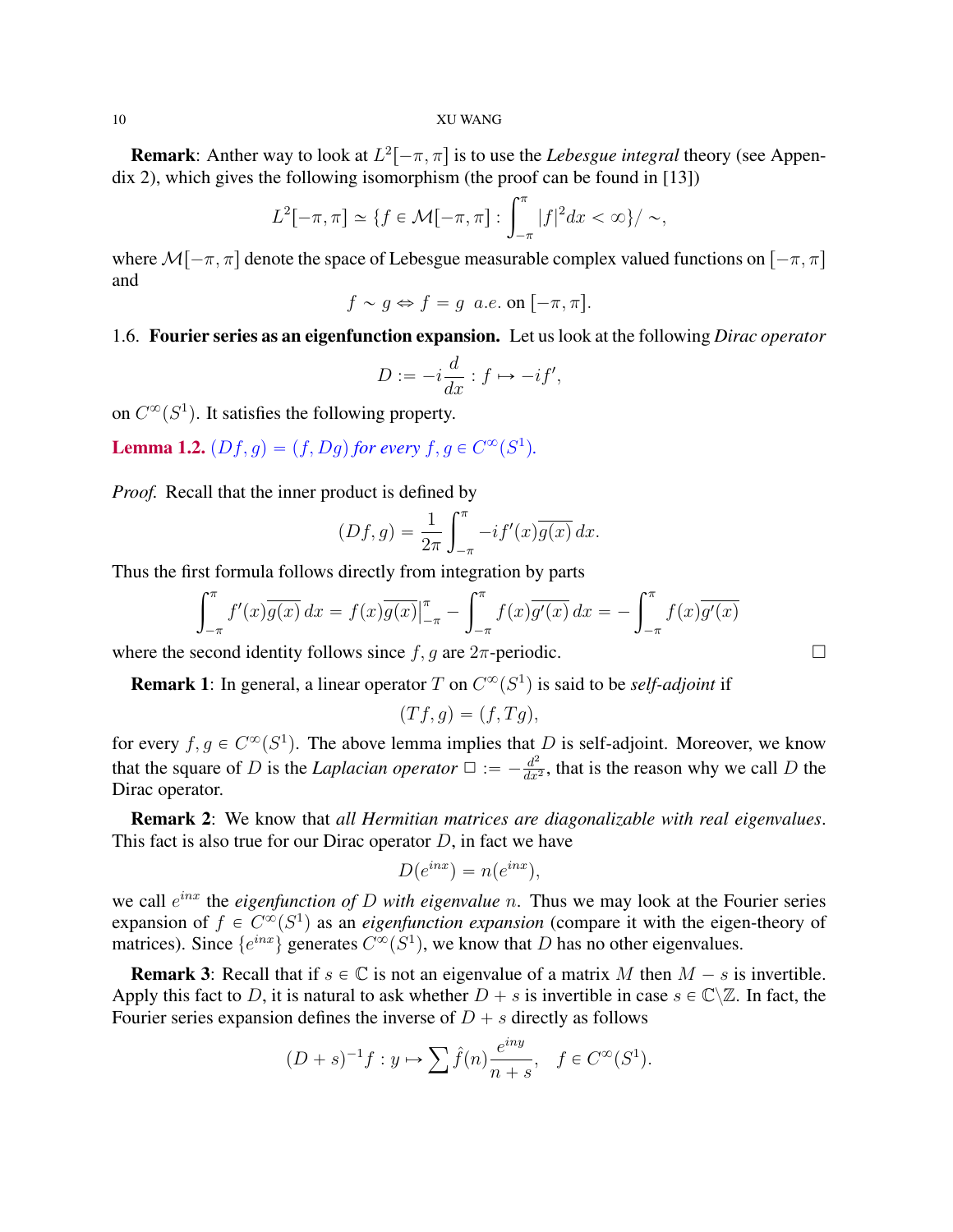**Remark**: Anther way to look at $L^2[-\pi,\pi]$ is to use the *Lebesgue integral* theory (see Appendix 2), which gives the following isomorphism (the proof can be found in [13])

$$L^2[-\pi,\pi] \simeq \{f \in \mathcal{M}[-\pi,\pi] : \int_{-\pi}^{\pi} |f|^2 dx < \infty\}/\sim,$$

where $\mathcal{M}[-\pi,\pi]$ denote the space of Lebesgue measurable complex valued functions on $[-\pi,\pi]$ and

$$f \sim g \Leftrightarrow f = g \ \ a.e. \text{ on } [-\pi,\pi].$$

### 1.6. Fourier series as an eigenfunction expansion.

Let us look at the following *Dirac operator*

$$D := -i\frac{d}{dx} : f \mapsto -if',$$

on $C^\infty(S^1)$. It satisfies the following property.

**Lemma 1.2.** *$(Df,g) = (f,Dg)$ for every $f,g \in C^\infty(S^1)$.*

*Proof.* Recall that the inner product is defined by

$$(Df,g) = \frac{1}{2\pi}\int_{-\pi}^{\pi} -if'(x)\overline{g(x)}\,dx.$$

Thus the first formula follows directly from integration by parts

$$\int_{-\pi}^{\pi} f'(x)\overline{g(x)}\,dx = f(x)\overline{g(x)}\Big|_{-\pi}^{\pi} - \int_{-\pi}^{\pi} f(x)\overline{g'(x)}\,dx = -\int_{-\pi}^{\pi} f(x)\overline{g'(x)}$$

where the second identity follows since $f,g$ are $2\pi$-periodic. □

**Remark 1**: In general, a linear operator $T$ on $C^\infty(S^1)$ is said to be ***self-adjoint*** if

$$(Tf,g) = (f,Tg),$$

for every $f,g \in C^\infty(S^1)$. The above lemma implies that $D$ is self-adjoint. Moreover, we know that the square of $D$ is the *Laplacian operator* $\Box := -\frac{d^2}{dx^2}$, that is the reason why we call $D$ the Dirac operator.

**Remark 2**: We know that *all Hermitian matrices are diagonalizable with real eigenvalues*. This fact is also true for our Dirac operator $D$, in fact we have

$$D(e^{inx}) = n(e^{inx}),$$

we call $e^{inx}$ the *eigenfunction of $D$ with eigenvalue $n$*. Thus we may look at the Fourier series expansion of $f \in C^\infty(S^1)$ as an *eigenfunction expansion* (compare it with the eigen-theory of matrices). Since $\{e^{inx}\}$ generates $C^\infty(S^1)$, we know that $D$ has no other eigenvalues.

**Remark 3**: Recall that if $s \in \mathbb{C}$ is not an eigenvalue of a matrix $M$ then $M - s$ is invertible. Apply this fact to $D$, it is natural to ask whether $D + s$ is invertible in case $s \in \mathbb{C}\backslash\mathbb{Z}$. In fact, the Fourier series expansion defines the inverse of $D + s$ directly as follows

$$(D+s)^{-1}f : y \mapsto \sum \hat{f}(n)\frac{e^{iny}}{n+s}, \quad f \in C^\infty(S^1).$$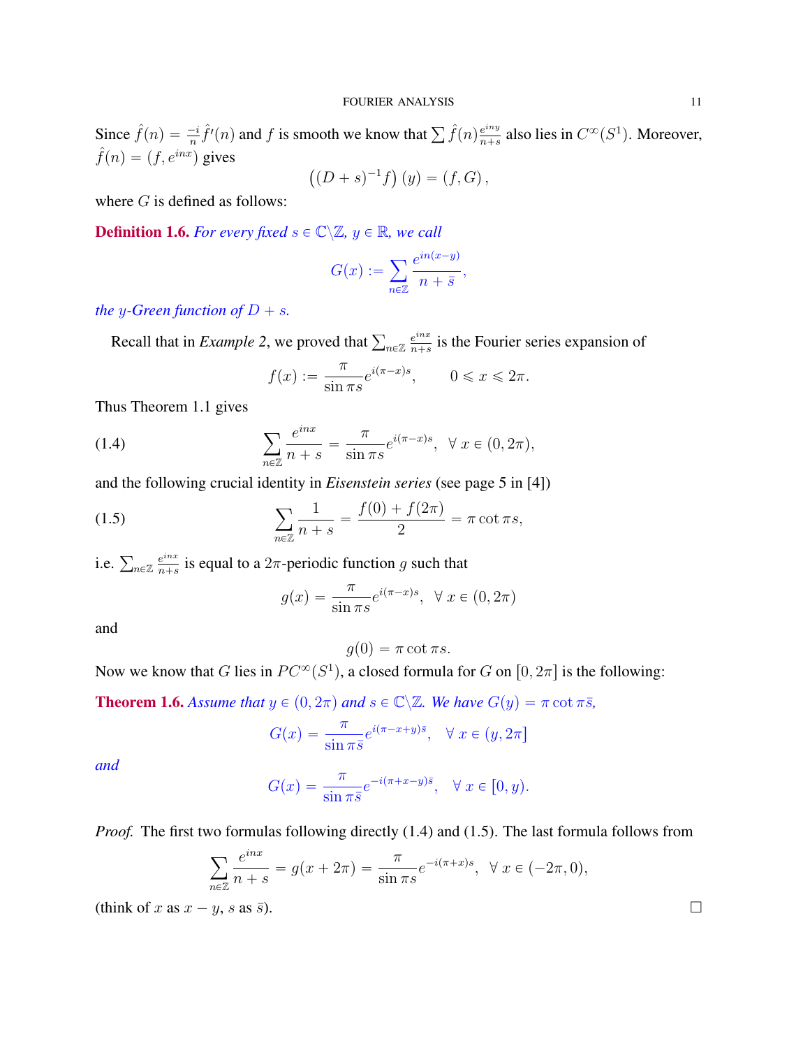Since $\hat{f}(n) = \frac{-i}{n}\hat{f}'(n)$ and $f$ is smooth we know that $\sum \hat{f}(n)\frac{e^{iny}}{n+s}$ also lies in $C^\infty(S^1)$. Moreover, $\hat{f}(n) = (f, e^{inx})$ gives

$$\left((D+s)^{-1}f\right)(y) = (f, G),$$

where $G$ is defined as follows:

**Definition 1.6.** *For every fixed $s \in \mathbb{C}\backslash\mathbb{Z}$, $y \in \mathbb{R}$, we call*

$$G(x) := \sum_{n\in\mathbb{Z}} \frac{e^{in(x-y)}}{n+\bar{s}},$$

*the $y$-Green function of $D+s$.*

Recall that in *Example 2*, we proved that $\sum_{n\in\mathbb{Z}} \frac{e^{inx}}{n+s}$ is the Fourier series expansion of

$$f(x) := \frac{\pi}{\sin \pi s} e^{i(\pi - x)s}, \qquad 0 \leqslant x \leqslant 2\pi.$$

Thus Theorem 1.1 gives

$$\sum_{n\in\mathbb{Z}} \frac{e^{inx}}{n+s} = \frac{\pi}{\sin \pi s} e^{i(\pi-x)s}, \ \ \forall\, x \in (0, 2\pi), \tag{1.4}$$

and the following crucial identity in *Eisenstein series* (see page 5 in [4])

$$\sum_{n\in\mathbb{Z}} \frac{1}{n+s} = \frac{f(0)+f(2\pi)}{2} = \pi \cot \pi s, \tag{1.5}$$

i.e. $\sum_{n\in\mathbb{Z}} \frac{e^{inx}}{n+s}$ is equal to a $2\pi$-periodic function $g$ such that

$$g(x) = \frac{\pi}{\sin \pi s} e^{i(\pi-x)s}, \ \ \forall\, x \in (0, 2\pi)$$

and

$$g(0) = \pi \cot \pi s.$$

Now we know that $G$ lies in $PC^\infty(S^1)$, a closed formula for $G$ on $[0, 2\pi]$ is the following:

**Theorem 1.6.** *Assume that $y \in (0, 2\pi)$ and $s \in \mathbb{C}\backslash\mathbb{Z}$. We have $G(y) = \pi \cot \pi\bar{s}$,*

$$G(x) = \frac{\pi}{\sin \pi \bar{s}} e^{i(\pi - x + y)\bar{s}}, \ \ \forall\, x \in (y, 2\pi]$$

*and*

$$G(x) = \frac{\pi}{\sin \pi \bar{s}} e^{-i(\pi + x - y)\bar{s}}, \ \ \forall\, x \in [0, y).$$

*Proof.* The first two formulas following directly (1.4) and (1.5). The last formula follows from

$$\sum_{n\in\mathbb{Z}} \frac{e^{inx}}{n+s} = g(x+2\pi) = \frac{\pi}{\sin \pi s} e^{-i(\pi+x)s}, \ \ \forall\, x \in (-2\pi, 0),$$

(think of $x$ as $x - y$, $s$ as $\bar{s}$). $\square$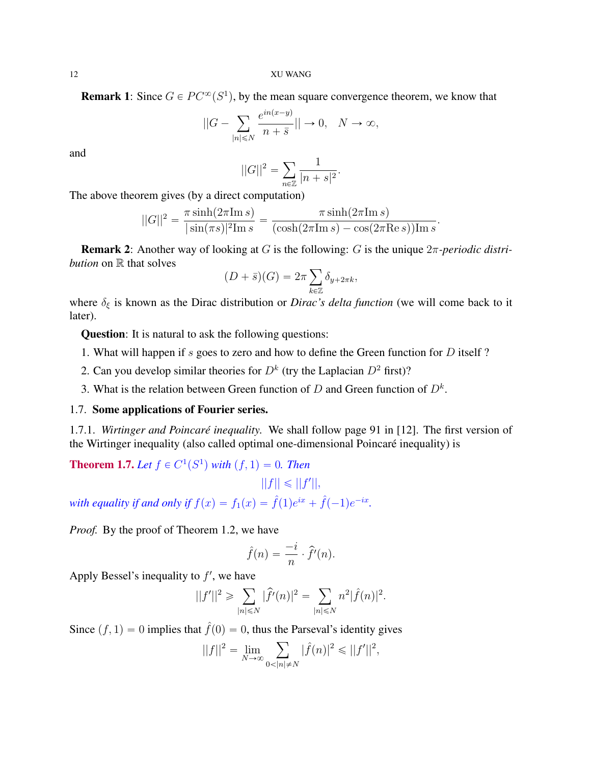**Remark 1**: Since $G \in PC^\infty(S^1)$, by the mean square convergence theorem, we know that

$$||G - \sum_{|n| \leqslant N} \frac{e^{in(x-y)}}{n+\bar{s}}|| \to 0, \quad N \to \infty,$$

and

$$||G||^2 = \sum_{n\in\mathbb{Z}} \frac{1}{|n+s|^2}.$$

The above theorem gives (by a direct computation)

$$||G||^2 = \frac{\pi \sinh(2\pi \text{Im}\, s)}{|\sin(\pi s)|^2 \text{Im}\, s} = \frac{\pi \sinh(2\pi \text{Im}\, s)}{(\cosh(2\pi \text{Im}\, s) - \cos(2\pi \text{Re}\, s))\text{Im}\, s}.$$

**Remark 2**: Another way of looking at $G$ is the following: $G$ is the unique $2\pi$*-periodic distribution* on $\mathbb{R}$ that solves

$$(D + \bar{s})(G) = 2\pi \sum_{k\in\mathbb{Z}} \delta_{y+2\pi k},$$

where $\delta_\xi$ is known as the Dirac distribution or *Dirac's delta function* (we will come back to it later).

**Question**: It is natural to ask the following questions:

1. What will happen if $s$ goes to zero and how to define the Green function for $D$ itself ?
2. Can you develop similar theories for $D^k$ (try the Laplacian $D^2$ first)?
3. What is the relation between Green function of $D$ and Green function of $D^k$.

## 1.7. Some applications of Fourier series.

1.7.1. *Wirtinger and Poincaré inequality.* We shall follow page 91 in [12]. The first version of the Wirtinger inequality (also called optimal one-dimensional Poincaré inequality) is

**Theorem 1.7.** *Let $f \in C^1(S^1)$ with $(f, 1) = 0$. Then*

$$||f|| \leqslant ||f'||,$$

*with equality if and only if $f(x) = f_1(x) = \hat{f}(1)e^{ix} + \hat{f}(-1)e^{-ix}$.*

*Proof.* By the proof of Theorem 1.2, we have

$$\hat{f}(n) = \frac{-i}{n} \cdot \hat{f'}(n).$$

Apply Bessel's inequality to $f'$, we have

$$||f'||^2 \geqslant \sum_{|n|\leqslant N} |\hat{f'}(n)|^2 = \sum_{|n|\leqslant N} n^2 |\hat{f}(n)|^2.$$

Since $(f, 1) = 0$ implies that $\hat{f}(0) = 0$, thus the Parseval's identity gives

$$||f||^2 = \lim_{N\to\infty} \sum_{0<|n|\neq N} |\hat{f}(n)|^2 \leqslant ||f'||^2,$$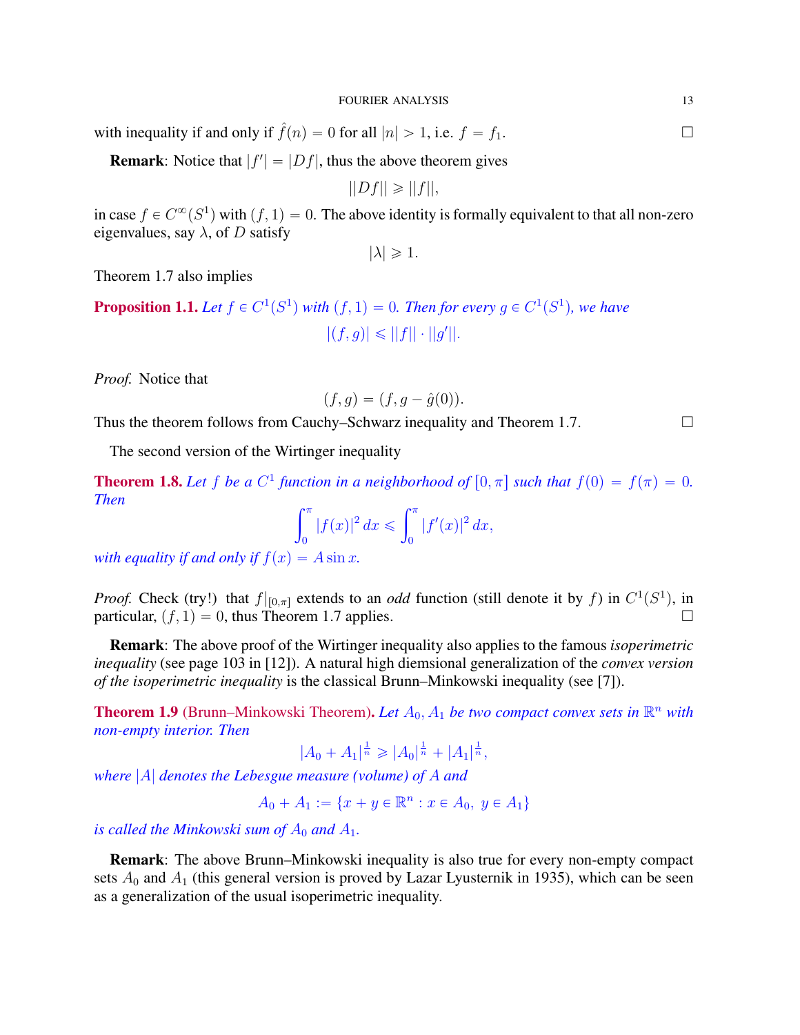with inequality if and only if $\hat{f}(n) = 0$ for all $|n| > 1$, i.e. $f = f_1$. $\square$

**Remark**: Notice that $|f'| = |Df|$, thus the above theorem gives

$$||Df|| \geqslant ||f||,$$

in case $f \in C^\infty(S^1)$ with $(f, 1) = 0$. The above identity is formally equivalent to that all non-zero eigenvalues, say $\lambda$, of $D$ satisfy

$$|\lambda| \geqslant 1.$$

Theorem 1.7 also implies

**Proposition 1.1.** *Let $f \in C^1(S^1)$ with $(f, 1) = 0$. Then for every $g \in C^1(S^1)$, we have*

$$|(f, g)| \leqslant ||f|| \cdot ||g'||.$$

*Proof.* Notice that

$$(f, g) = (f, g - \hat{g}(0)).$$

Thus the theorem follows from Cauchy–Schwarz inequality and Theorem 1.7. $\square$

The second version of the Wirtinger inequality

**Theorem 1.8.** *Let $f$ be a $C^1$ function in a neighborhood of $[0, \pi]$ such that $f(0) = f(\pi) = 0$. Then*

$$\int_0^\pi |f(x)|^2 \, dx \leqslant \int_0^\pi |f'(x)|^2 \, dx,$$

*with equality if and only if $f(x) = A \sin x$.*

*Proof.* Check (try!) that $f|_{[0,\pi]}$ extends to an *odd* function (still denote it by $f$) in $C^1(S^1)$, in particular, $(f, 1) = 0$, thus Theorem 1.7 applies. $\square$

**Remark**: The above proof of the Wirtinger inequality also applies to the famous *isoperimetric inequality* (see page 103 in [12]). A natural high diemsional generalization of the *convex version of the isoperimetric inequality* is the classical Brunn–Minkowski inequality (see [7]).

**Theorem 1.9** (Brunn–Minkowski Theorem)**.** *Let $A_0, A_1$ be two compact convex sets in $\mathbb{R}^n$ with non-empty interior. Then*

$$|A_0 + A_1|^{\frac{1}{n}} \geqslant |A_0|^{\frac{1}{n}} + |A_1|^{\frac{1}{n}},$$

*where $|A|$ denotes the Lebesgue measure (volume) of $A$ and*

$$A_0 + A_1 := \{x + y \in \mathbb{R}^n : x \in A_0, \ y \in A_1\}$$

*is called the Minkowski sum of $A_0$ and $A_1$.*

**Remark**: The above Brunn–Minkowski inequality is also true for every non-empty compact sets $A_0$ and $A_1$ (this general version is proved by Lazar Lyusternik in 1935), which can be seen as a generalization of the usual isoperimetric inequality.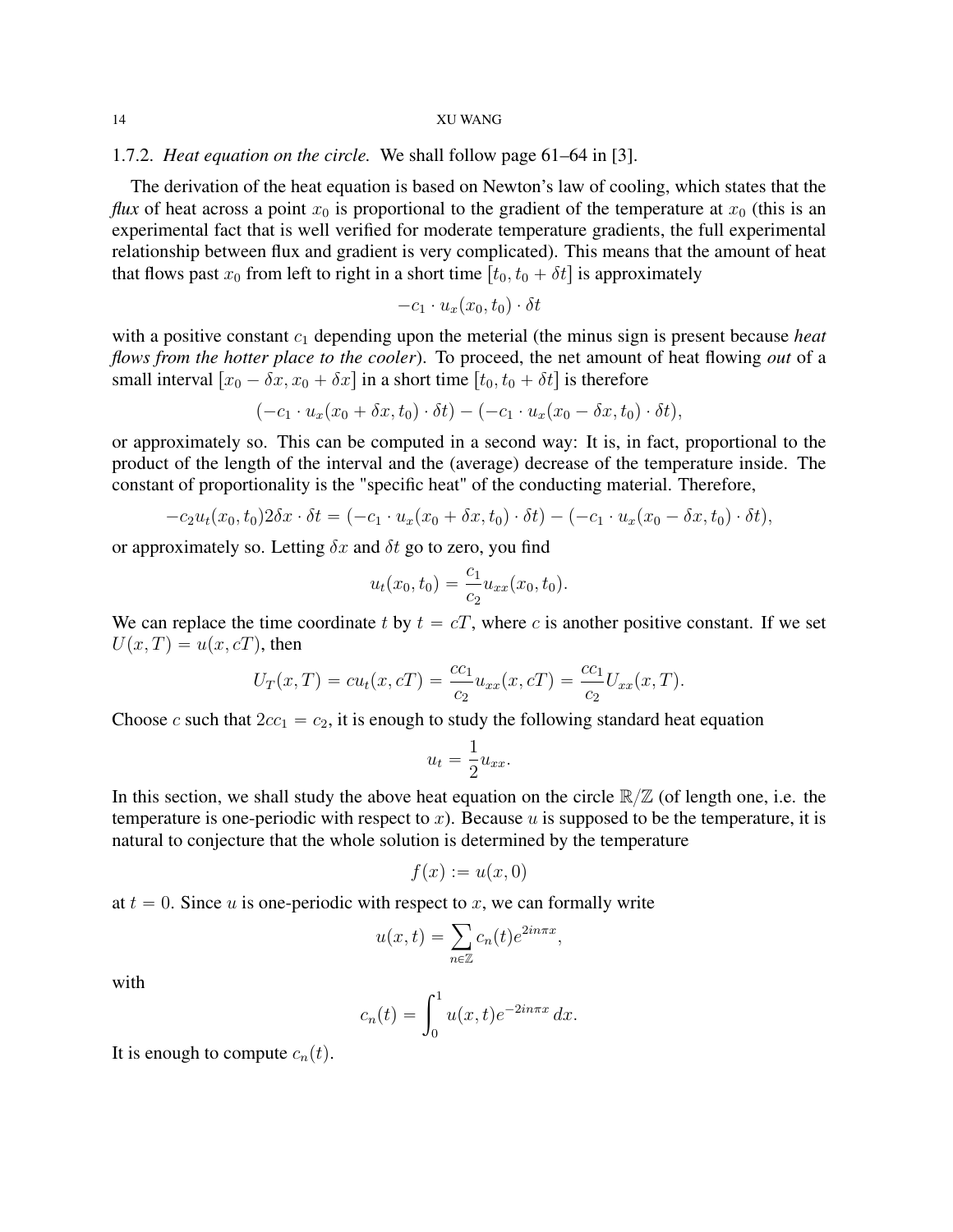1.7.2. *Heat equation on the circle.* We shall follow page 61–64 in [3].

The derivation of the heat equation is based on Newton's law of cooling, which states that the *flux* of heat across a point $x_0$ is proportional to the gradient of the temperature at $x_0$ (this is an experimental fact that is well verified for moderate temperature gradients, the full experimental relationship between flux and gradient is very complicated). This means that the amount of heat that flows past $x_0$ from left to right in a short time $[t_0, t_0 + \delta t]$ is approximately

$$-c_1 \cdot u_x(x_0, t_0) \cdot \delta t$$

with a positive constant $c_1$ depending upon the meterial (the minus sign is present because *heat flows from the hotter place to the cooler*). To proceed, the net amount of heat flowing *out* of a small interval $[x_0 - \delta x, x_0 + \delta x]$ in a short time $[t_0, t_0 + \delta t]$ is therefore

$$(-c_1 \cdot u_x(x_0 + \delta x, t_0) \cdot \delta t) - (-c_1 \cdot u_x(x_0 - \delta x, t_0) \cdot \delta t),$$

or approximately so. This can be computed in a second way: It is, in fact, proportional to the product of the length of the interval and the (average) decrease of the temperature inside. The constant of proportionality is the "specific heat" of the conducting material. Therefore,

$$-c_2 u_t(x_0, t_0) 2\delta x \cdot \delta t = (-c_1 \cdot u_x(x_0 + \delta x, t_0) \cdot \delta t) - (-c_1 \cdot u_x(x_0 - \delta x, t_0) \cdot \delta t),$$

or approximately so. Letting $\delta x$ and $\delta t$ go to zero, you find

$$u_t(x_0, t_0) = \frac{c_1}{c_2} u_{xx}(x_0, t_0).$$

We can replace the time coordinate $t$ by $t = cT$, where $c$ is another positive constant. If we set $U(x, T) = u(x, cT)$, then

$$U_T(x, T) = c u_t(x, cT) = \frac{cc_1}{c_2} u_{xx}(x, cT) = \frac{cc_1}{c_2} U_{xx}(x, T).$$

Choose $c$ such that $2cc_1 = c_2$, it is enough to study the following standard heat equation

$$u_t = \frac{1}{2} u_{xx}.$$

In this section, we shall study the above heat equation on the circle $\mathbb{R}/\mathbb{Z}$ (of length one, i.e. the temperature is one-periodic with respect to $x$). Because $u$ is supposed to be the temperature, it is natural to conjecture that the whole solution is determined by the temperature

$$f(x) := u(x, 0)$$

at $t = 0$. Since $u$ is one-periodic with respect to $x$, we can formally write

$$u(x, t) = \sum_{n \in \mathbb{Z}} c_n(t) e^{2in\pi x},$$

with

$$c_n(t) = \int_0^1 u(x, t) e^{-2in\pi x} \, dx.$$

It is enough to compute $c_n(t)$.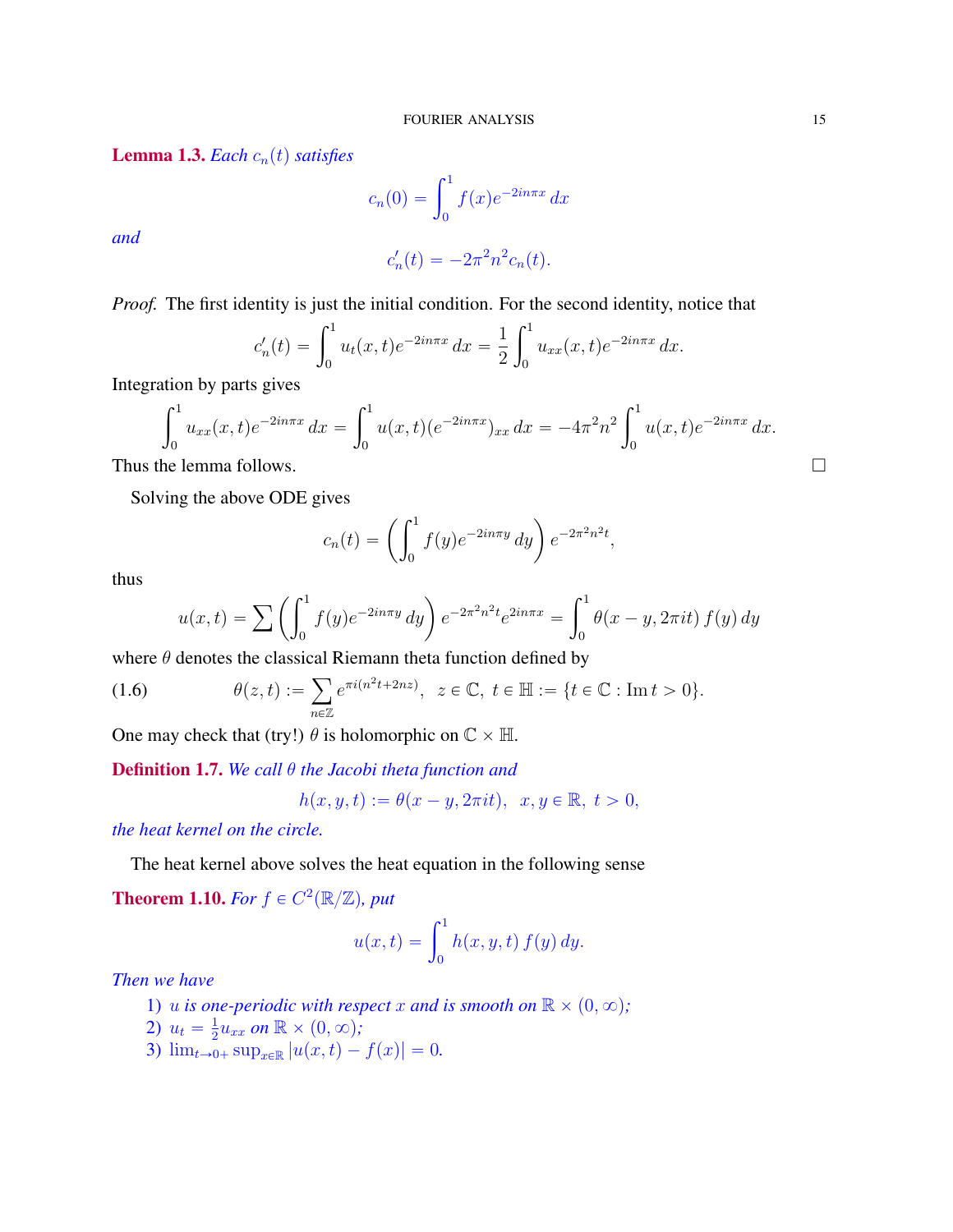**Lemma 1.3.** *Each $c_n(t)$ satisfies*

$$c_n(0) = \int_0^1 f(x)e^{-2in\pi x}\,dx$$

*and*

$$c_n'(t) = -2\pi^2 n^2 c_n(t).$$

*Proof.* The first identity is just the initial condition. For the second identity, notice that

$$c_n'(t) = \int_0^1 u_t(x,t)e^{-2in\pi x}\,dx = \frac{1}{2}\int_0^1 u_{xx}(x,t)e^{-2in\pi x}\,dx.$$

Integration by parts gives

$$\int_0^1 u_{xx}(x,t)e^{-2in\pi x}\,dx = \int_0^1 u(x,t)(e^{-2in\pi x})_{xx}\,dx = -4\pi^2 n^2 \int_0^1 u(x,t)e^{-2in\pi x}\,dx.$$

Thus the lemma follows. □

Solving the above ODE gives

$$c_n(t) = \left(\int_0^1 f(y)e^{-2in\pi y}\,dy\right)e^{-2\pi^2 n^2 t},$$

thus

$$u(x,t) = \sum \left(\int_0^1 f(y)e^{-2in\pi y}\,dy\right)e^{-2\pi^2 n^2 t}e^{2in\pi x} = \int_0^1 \theta(x-y, 2\pi i t)\, f(y)\,dy$$

where $\theta$ denotes the classical Riemann theta function defined by

$$\theta(z,t) := \sum_{n\in\mathbb{Z}} e^{\pi i(n^2 t + 2nz)}, \quad z \in \mathbb{C},\ t \in \mathbb{H} := \{t \in \mathbb{C} : \operatorname{Im} t > 0\}. \tag{1.6}$$

One may check that (try!) $\theta$ is holomorphic on $\mathbb{C}\times\mathbb{H}$.

**Definition 1.7.** *We call $\theta$ the Jacobi theta function and*

$$h(x,y,t) := \theta(x-y, 2\pi i t), \quad x, y \in \mathbb{R},\ t > 0,$$

*the heat kernel on the circle.*

The heat kernel above solves the heat equation in the following sense

**Theorem 1.10.** *For $f \in C^2(\mathbb{R}/\mathbb{Z})$, put*

$$u(x,t) = \int_0^1 h(x,y,t)\, f(y)\,dy.$$

*Then we have*

1) *$u$ is one-periodic with respect $x$ and is smooth on $\mathbb{R}\times(0,\infty)$;*
2) *$u_t = \frac{1}{2}u_{xx}$ on $\mathbb{R}\times(0,\infty)$;*
3) *$\lim_{t\to 0+}\sup_{x\in\mathbb{R}} |u(x,t) - f(x)| = 0$.*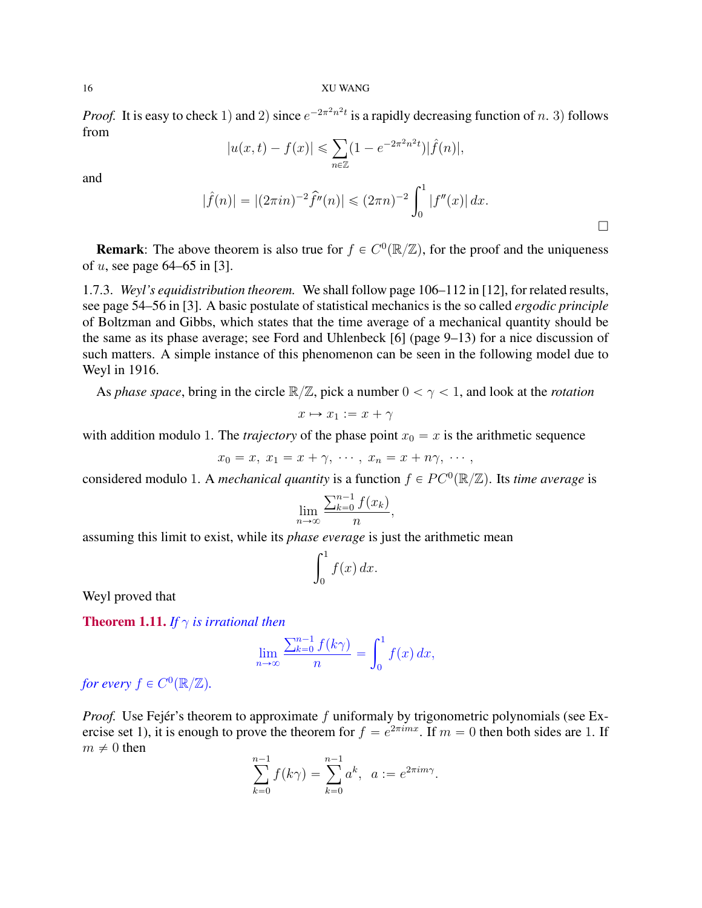*Proof.* It is easy to check 1) and 2) since $e^{-2\pi^2 n^2 t}$ is a rapidly decreasing function of $n$. 3) follows from

$$|u(x,t) - f(x)| \leqslant \sum_{n \in \mathbb{Z}} (1 - e^{-2\pi^2 n^2 t}) |\hat{f}(n)|,$$

and

$$|\hat{f}(n)| = |(2\pi i n)^{-2} \widehat{f''}(n)| \leqslant (2\pi n)^{-2} \int_0^1 |f''(x)| \, dx.$$

□

**Remark**: The above theorem is also true for $f \in C^0(\mathbb{R}/\mathbb{Z})$, for the proof and the uniqueness of $u$, see page 64–65 in [3].

1.7.3. *Weyl's equidistribution theorem.* We shall follow page 106–112 in [12], for related results, see page 54–56 in [3]. A basic postulate of statistical mechanics is the so called *ergodic principle* of Boltzman and Gibbs, which states that the time average of a mechanical quantity should be the same as its phase average; see Ford and Uhlenbeck [6] (page 9–13) for a nice discussion of such matters. A simple instance of this phenomenon can be seen in the following model due to Weyl in 1916.

As *phase space*, bring in the circle $\mathbb{R}/\mathbb{Z}$, pick a number $0 < \gamma < 1$, and look at the *rotation*

$$x \mapsto x_1 := x + \gamma$$

with addition modulo 1. The *trajectory* of the phase point $x_0 = x$ is the arithmetic sequence

$$x_0 = x, \ x_1 = x + \gamma, \ \cdots, \ x_n = x + n\gamma, \ \cdots,$$

considered modulo 1. A *mechanical quantity* is a function $f \in PC^0(\mathbb{R}/\mathbb{Z})$. Its *time average* is

$$\lim_{n \to \infty} \frac{\sum_{k=0}^{n-1} f(x_k)}{n},$$

assuming this limit to exist, while its *phase everage* is just the arithmetic mean

$$\int_0^1 f(x) \, dx.$$

Weyl proved that

**Theorem 1.11.** *If $\gamma$ is irrational then*

$$\lim_{n \to \infty} \frac{\sum_{k=0}^{n-1} f(k\gamma)}{n} = \int_0^1 f(x) \, dx,$$

*for every $f \in C^0(\mathbb{R}/\mathbb{Z})$.*

*Proof.* Use Fejér's theorem to approximate $f$ uniformaly by trigonometric polynomials (see Exercise set 1), it is enough to prove the theorem for $f = e^{2\pi i m x}$. If $m = 0$ then both sides are 1. If $m \neq 0$ then

$$\sum_{k=0}^{n-1} f(k\gamma) = \sum_{k=0}^{n-1} a^k, \ \ a := e^{2\pi i m \gamma}.$$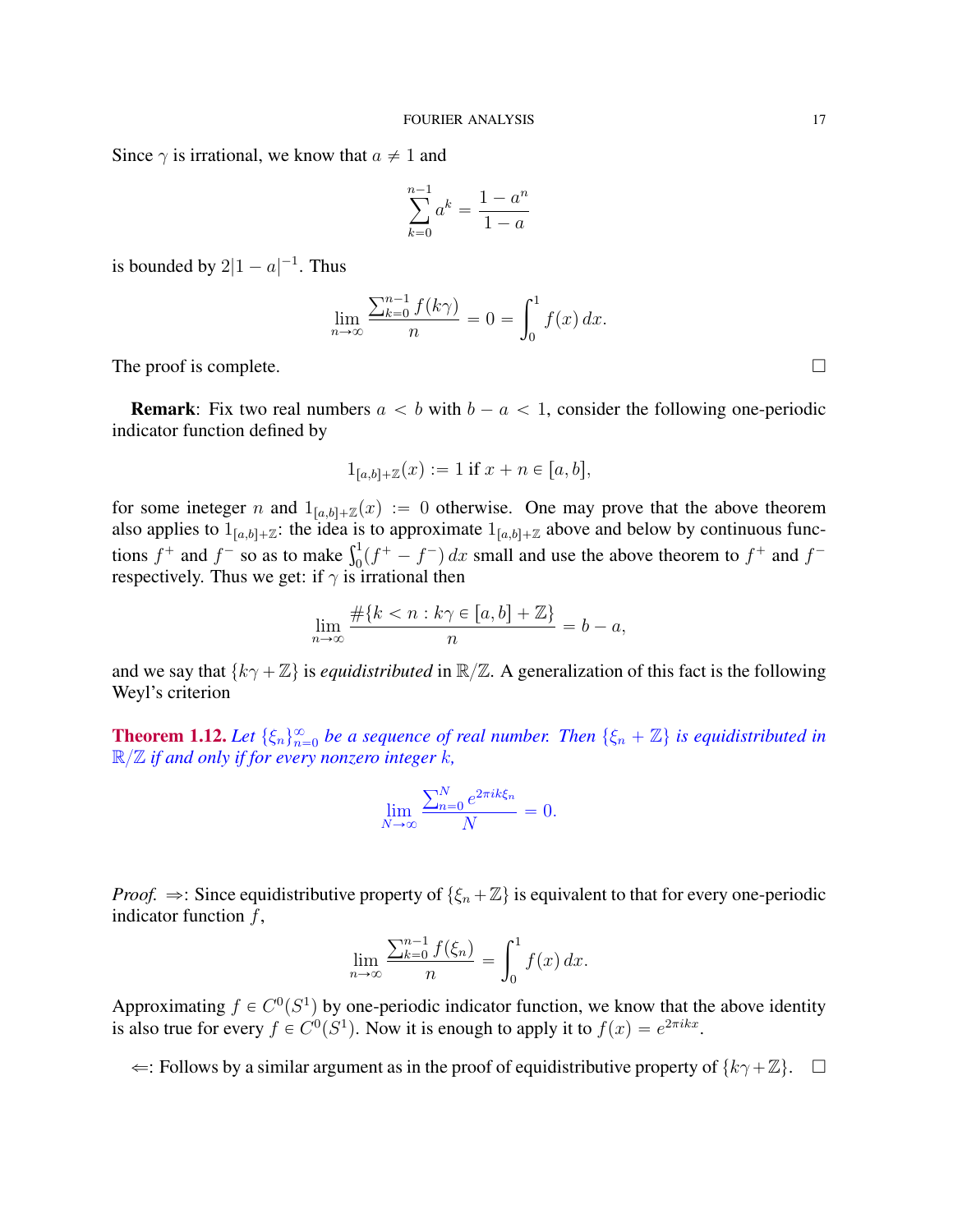Since $\gamma$ is irrational, we know that $a \neq 1$ and

$$\sum_{k=0}^{n-1} a^k = \frac{1-a^n}{1-a}$$

is bounded by $2|1-a|^{-1}$. Thus

$$\lim_{n\to\infty} \frac{\sum_{k=0}^{n-1} f(k\gamma)}{n} = 0 = \int_0^1 f(x)\, dx.$$

The proof is complete. $\square$

**Remark**: Fix two real numbers $a < b$ with $b - a < 1$, consider the following one-periodic indicator function defined by

$$1_{[a,b]+\mathbb{Z}}(x) := 1 \text{ if } x + n \in [a, b],$$

for some ineteger $n$ and $1_{[a,b]+\mathbb{Z}}(x) := 0$ otherwise. One may prove that the above theorem also applies to $1_{[a,b]+\mathbb{Z}}$: the idea is to approximate $1_{[a,b]+\mathbb{Z}}$ above and below by continuous functions $f^+$ and $f^-$ so as to make $\int_0^1 (f^+ - f^-)\, dx$ small and use the above theorem to $f^+$ and $f^-$ respectively. Thus we get: if $\gamma$ is irrational then

$$\lim_{n\to\infty} \frac{\#\{k < n : k\gamma \in [a,b] + \mathbb{Z}\}}{n} = b - a,$$

and we say that $\{k\gamma + \mathbb{Z}\}$ is *equidistributed* in $\mathbb{R}/\mathbb{Z}$. A generalization of this fact is the following Weyl's criterion

**Theorem 1.12.** *Let $\{\xi_n\}_{n=0}^{\infty}$ be a sequence of real number. Then $\{\xi_n + \mathbb{Z}\}$ is equidistributed in $\mathbb{R}/\mathbb{Z}$ if and only if for every nonzero integer $k$,*

$$\lim_{N\to\infty} \frac{\sum_{n=0}^{N} e^{2\pi i k \xi_n}}{N} = 0.$$

*Proof.* $\Rightarrow$: Since equidistributive property of $\{\xi_n + \mathbb{Z}\}$ is equivalent to that for every one-periodic indicator function $f$,

$$\lim_{n\to\infty} \frac{\sum_{k=0}^{n-1} f(\xi_n)}{n} = \int_0^1 f(x)\, dx.$$

Approximating $f \in C^0(S^1)$ by one-periodic indicator function, we know that the above identity is also true for every $f \in C^0(S^1)$. Now it is enough to apply it to $f(x) = e^{2\pi i k x}$.

$\Leftarrow$: Follows by a similar argument as in the proof of equidistributive property of $\{k\gamma + \mathbb{Z}\}$. $\square$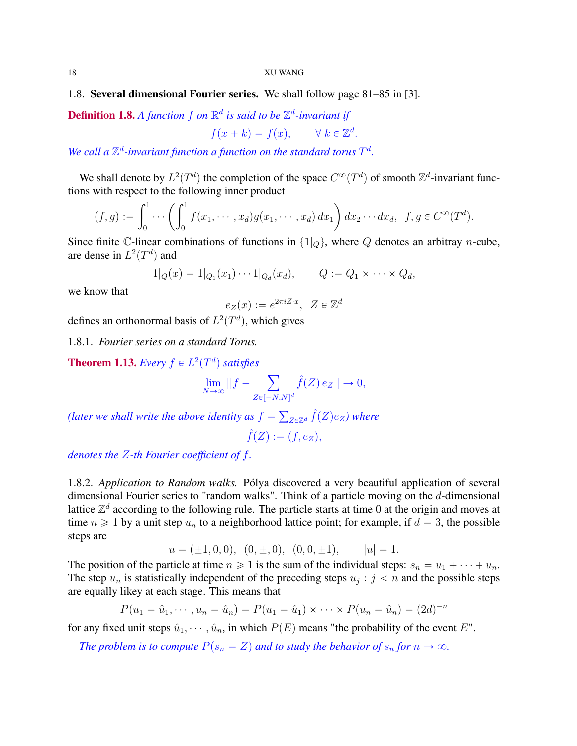### 1.8. **Several dimensional Fourier series.**

We shall follow page 81–85 in [3].

**Definition 1.8.** *A function $f$ on $\mathbb{R}^d$ is said to be $\mathbb{Z}^d$-invariant if*

$$f(x+k) = f(x), \qquad \forall\, k \in \mathbb{Z}^d.$$

*We call a $\mathbb{Z}^d$-invariant function a function on the standard torus $T^d$.*

We shall denote by $L^2(T^d)$ the completion of the space $C^\infty(T^d)$ of smooth $\mathbb{Z}^d$-invariant functions with respect to the following inner product

$$(f,g) := \int_0^1 \cdots \left( \int_0^1 f(x_1, \cdots, x_d)\overline{g(x_1, \cdots, x_d)}\, dx_1 \right) dx_2 \cdots dx_d, \quad f, g \in C^\infty(T^d).$$

Since finite $\mathbb{C}$-linear combinations of functions in $\{1|_Q\}$, where $Q$ denotes an arbitray $n$-cube, are dense in $L^2(T^d)$ and

$$1|_Q(x) = 1|_{Q_1}(x_1) \cdots 1|_{Q_d}(x_d), \qquad Q := Q_1 \times \cdots \times Q_d,$$

we know that

$$e_Z(x) := e^{2\pi i Z \cdot x}, \quad Z \in \mathbb{Z}^d$$

defines an orthonormal basis of $L^2(T^d)$, which gives

#### 1.8.1. *Fourier series on a standard Torus.*

**Theorem 1.13.** *Every $f \in L^2(T^d)$ satisfies*

$$\lim_{N\to\infty} ||f - \sum_{Z \in [-N,N]^d} \hat{f}(Z)\, e_Z|| \to 0,$$

*(later we shall write the above identity as $f = \sum_{Z \in \mathbb{Z}^d} \hat{f}(Z) e_Z$) where*

$$\hat{f}(Z) := (f, e_Z),$$

*denotes the $Z$-th Fourier coefficient of $f$.*

#### 1.8.2. *Application to Random walks.*

Pólya discovered a very beautiful application of several dimensional Fourier series to "random walks". Think of a particle moving on the $d$-dimensional lattice $\mathbb{Z}^d$ according to the following rule. The particle starts at time 0 at the origin and moves at time $n \geqslant 1$ by a unit step $u_n$ to a neighborhood lattice point; for example, if $d = 3$, the possible steps are

$$u = (\pm 1, 0, 0), \ (0, \pm, 0), \ (0, 0, \pm 1), \qquad |u| = 1.$$

The position of the particle at time $n \geqslant 1$ is the sum of the individual steps: $s_n = u_1 + \cdots + u_n$. The step $u_n$ is statistically independent of the preceding steps $u_j : j < n$ and the possible steps are equally likey at each stage. This means that

$$P(u_1 = \hat{u}_1, \cdots, u_n = \hat{u}_n) = P(u_1 = \hat{u}_1) \times \cdots \times P(u_n = \hat{u}_n) = (2d)^{-n}$$

for any fixed unit steps $\hat{u}_1, \cdots, \hat{u}_n$, in which $P(E)$ means "the probability of the event $E$".

*The problem is to compute $P(s_n = Z)$ and to study the behavior of $s_n$ for $n \to \infty$.*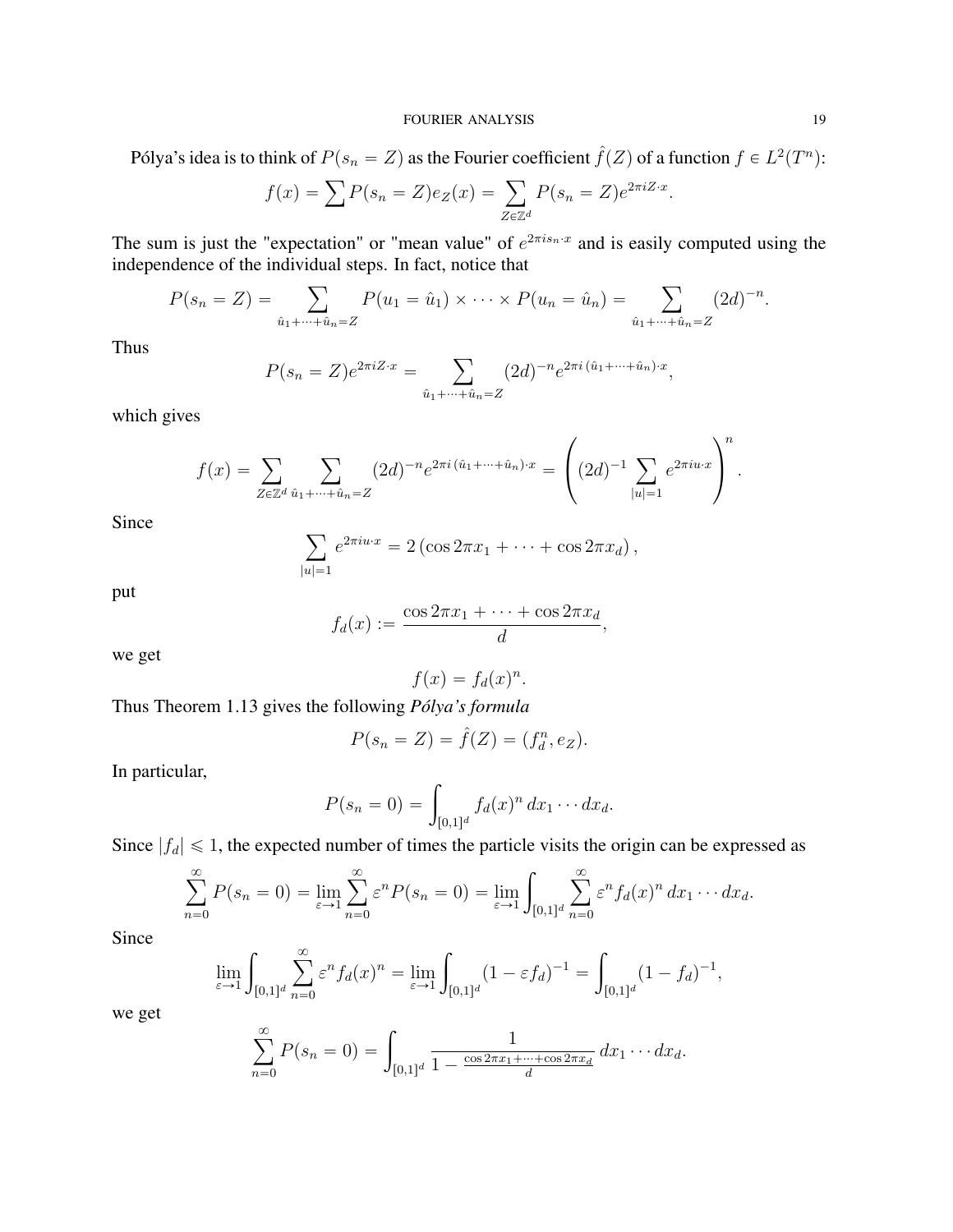Pólya's idea is to think of $P(s_n = Z)$ as the Fourier coefficient $\hat{f}(Z)$ of a function $f \in L^2(T^n)$:

$$f(x) = \sum P(s_n = Z) e_Z(x) = \sum_{Z \in \mathbb{Z}^d} P(s_n = Z) e^{2\pi i Z \cdot x}.$$

The sum is just the "expectation" or "mean value" of $e^{2\pi i s_n \cdot x}$ and is easily computed using the independence of the individual steps. In fact, notice that

$$P(s_n = Z) = \sum_{\hat{u}_1 + \cdots + \hat{u}_n = Z} P(u_1 = \hat{u}_1) \times \cdots \times P(u_n = \hat{u}_n) = \sum_{\hat{u}_1 + \cdots + \hat{u}_n = Z} (2d)^{-n}.$$

Thus

$$P(s_n = Z) e^{2\pi i Z \cdot x} = \sum_{\hat{u}_1 + \cdots + \hat{u}_n = Z} (2d)^{-n} e^{2\pi i \, (\hat{u}_1 + \cdots + \hat{u}_n) \cdot x},$$

which gives

$$f(x) = \sum_{Z \in \mathbb{Z}^d} \sum_{\hat{u}_1 + \cdots + \hat{u}_n = Z} (2d)^{-n} e^{2\pi i \, (\hat{u}_1 + \cdots + \hat{u}_n) \cdot x} = \left( (2d)^{-1} \sum_{|u|=1} e^{2\pi i u \cdot x} \right)^n.$$

Since

$$\sum_{|u|=1} e^{2\pi i u \cdot x} = 2 \left( \cos 2\pi x_1 + \cdots + \cos 2\pi x_d \right),$$

put

$$f_d(x) := \frac{\cos 2\pi x_1 + \cdots + \cos 2\pi x_d}{d},$$

we get

$$f(x) = f_d(x)^n.$$

Thus Theorem 1.13 gives the following ***Pólya's formula***

$$P(s_n = Z) = \hat{f}(Z) = (f_d^n, e_Z).$$

In particular,

$$P(s_n = 0) = \int_{[0,1]^d} f_d(x)^n \, dx_1 \cdots dx_d.$$

Since $|f_d| \leqslant 1$, the expected number of times the particle visits the origin can be expressed as

$$\sum_{n=0}^{\infty} P(s_n = 0) = \lim_{\varepsilon \to 1} \sum_{n=0}^{\infty} \varepsilon^n P(s_n = 0) = \lim_{\varepsilon \to 1} \int_{[0,1]^d} \sum_{n=0}^{\infty} \varepsilon^n f_d(x)^n \, dx_1 \cdots dx_d.$$

Since

$$\lim_{\varepsilon \to 1} \int_{[0,1]^d} \sum_{n=0}^{\infty} \varepsilon^n f_d(x)^n = \lim_{\varepsilon \to 1} \int_{[0,1]^d} (1 - \varepsilon f_d)^{-1} = \int_{[0,1]^d} (1 - f_d)^{-1},$$

we get

$$\sum_{n=0}^{\infty} P(s_n = 0) = \int_{[0,1]^d} \frac{1}{1 - \frac{\cos 2\pi x_1 + \cdots + \cos 2\pi x_d}{d}} \, dx_1 \cdots dx_d.$$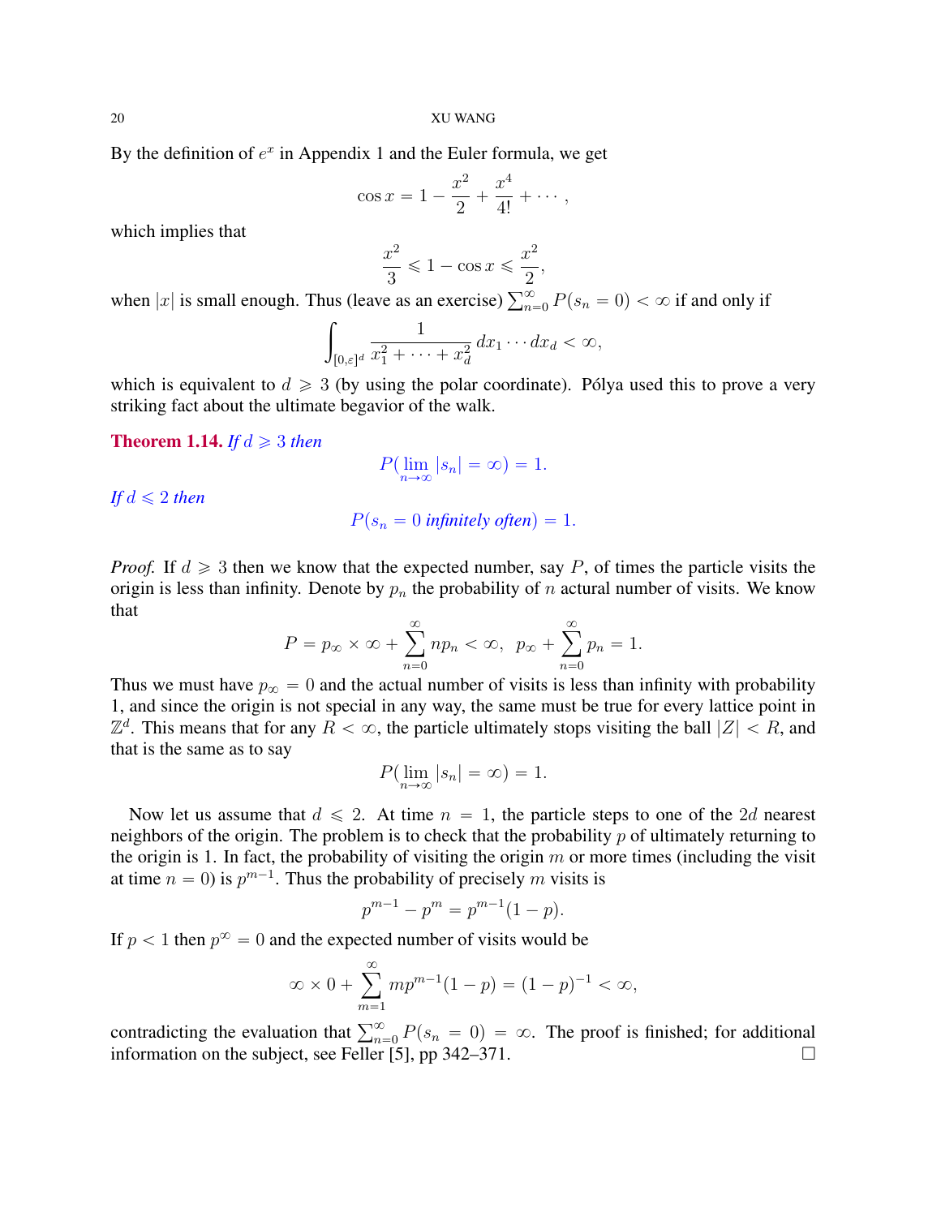By the definition of $e^x$ in Appendix 1 and the Euler formula, we get

$$\cos x = 1 - \frac{x^2}{2} + \frac{x^4}{4!} + \cdots,$$

which implies that

$$\frac{x^2}{3} \leqslant 1 - \cos x \leqslant \frac{x^2}{2},$$

when $|x|$ is small enough. Thus (leave as an exercise) $\sum_{n=0}^{\infty} P(s_n = 0) < \infty$ if and only if

$$\int_{[0,\varepsilon]^d} \frac{1}{x_1^2 + \cdots + x_d^2} \, dx_1 \cdots dx_d < \infty,$$

which is equivalent to $d \geqslant 3$ (by using the polar coordinate). Pólya used this to prove a very striking fact about the ultimate begavior of the walk.

**Theorem 1.14.** *If $d \geqslant 3$ then*

$$P(\lim_{n\to\infty} |s_n| = \infty) = 1.$$

*If $d \leqslant 2$ then*

$$P(s_n = 0 \text{ infinitely often}) = 1.$$

*Proof.* If $d \geqslant 3$ then we know that the expected number, say $P$, of times the particle visits the origin is less than infinity. Denote by $p_n$ the probability of $n$ actural number of visits. We know that

$$P = p_\infty \times \infty + \sum_{n=0}^{\infty} n p_n < \infty, \quad p_\infty + \sum_{n=0}^{\infty} p_n = 1.$$

Thus we must have $p_\infty = 0$ and the actual number of visits is less than infinity with probability 1, and since the origin is not special in any way, the same must be true for every lattice point in $\mathbb{Z}^d$. This means that for any $R < \infty$, the particle ultimately stops visiting the ball $|Z| < R$, and that is the same as to say

$$P(\lim_{n\to\infty} |s_n| = \infty) = 1.$$

Now let us assume that $d \leqslant 2$. At time $n = 1$, the particle steps to one of the $2d$ nearest neighbors of the origin. The problem is to check that the probability $p$ of ultimately returning to the origin is 1. In fact, the probability of visiting the origin $m$ or more times (including the visit at time $n = 0$) is $p^{m-1}$. Thus the probability of precisely $m$ visits is

$$p^{m-1} - p^m = p^{m-1}(1-p).$$

If $p < 1$ then $p^\infty = 0$ and the expected number of visits would be

$$\infty \times 0 + \sum_{m=1}^{\infty} m p^{m-1}(1-p) = (1-p)^{-1} < \infty,$$

contradicting the evaluation that $\sum_{n=0}^{\infty} P(s_n = 0) = \infty$. The proof is finished; for additional information on the subject, see Feller [5], pp 342–371. $\square$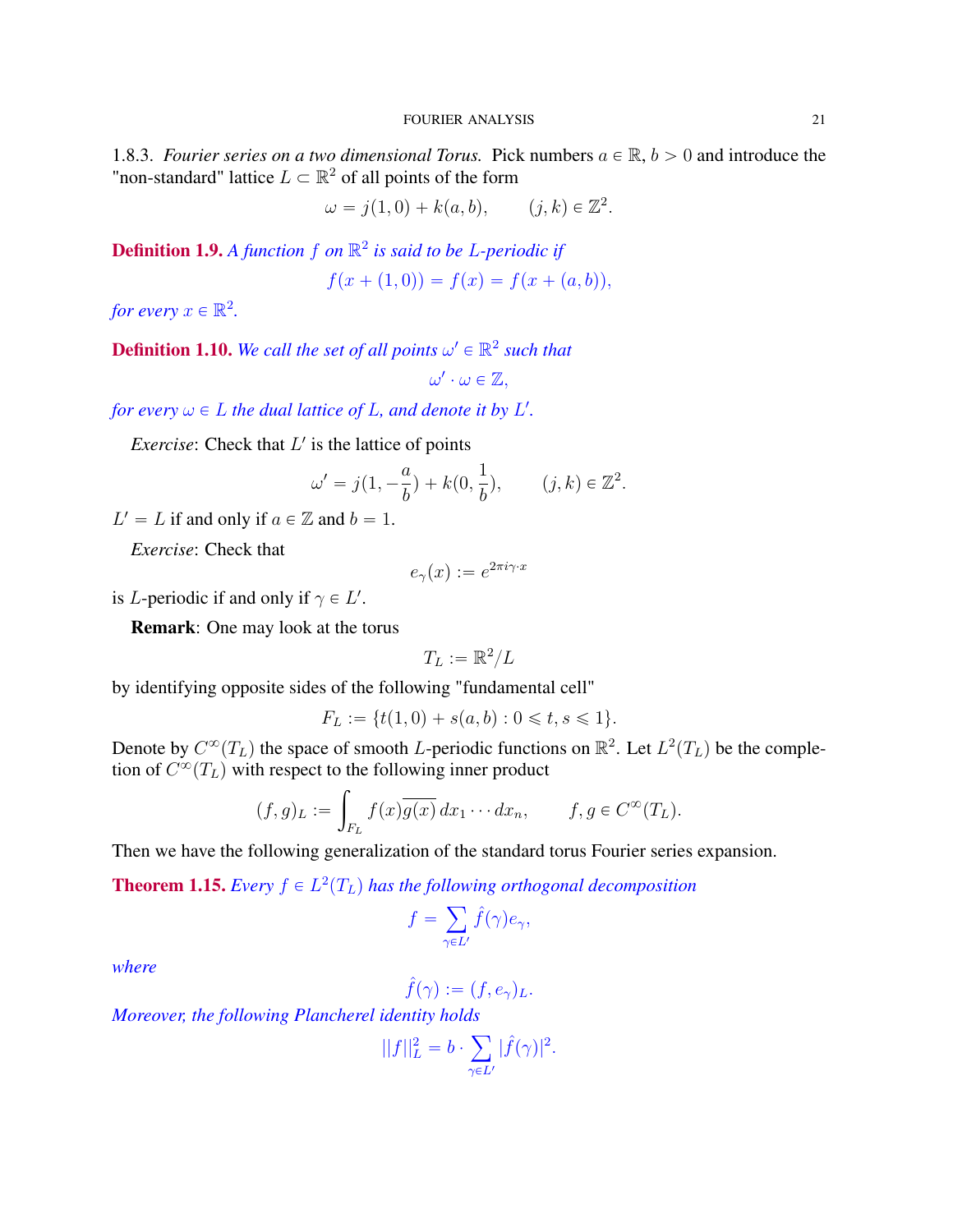1.8.3. *Fourier series on a two dimensional Torus.* Pick numbers $a \in \mathbb{R}$, $b > 0$ and introduce the "non-standard" lattice $L \subset \mathbb{R}^2$ of all points of the form

$$\omega = j(1,0) + k(a,b), \qquad (j,k) \in \mathbb{Z}^2.$$

**Definition 1.9.** *A function $f$ on $\mathbb{R}^2$ is said to be $L$-periodic if*

$$f(x + (1,0)) = f(x) = f(x + (a,b)),$$

*for every $x \in \mathbb{R}^2$.*

**Definition 1.10.** *We call the set of all points $\omega' \in \mathbb{R}^2$ such that*

$$\omega' \cdot \omega \in \mathbb{Z},$$

*for every $\omega \in L$ the dual lattice of $L$, and denote it by $L'$.*

*Exercise*: Check that $L'$ is the lattice of points

$$\omega' = j(1, -\frac{a}{b}) + k(0, \frac{1}{b}), \qquad (j,k) \in \mathbb{Z}^2.$$

$L' = L$ if and only if $a \in \mathbb{Z}$ and $b = 1$.

*Exercise*: Check that

$$e_\gamma(x) := e^{2\pi i \gamma \cdot x}$$

is $L$-periodic if and only if $\gamma \in L'$.

**Remark**: One may look at the torus

$$T_L := \mathbb{R}^2 / L$$

by identifying opposite sides of the following "fundamental cell"

$$F_L := \{t(1,0) + s(a,b) : 0 \leqslant t, s \leqslant 1\}.$$

Denote by $C^\infty(T_L)$ the space of smooth $L$-periodic functions on $\mathbb{R}^2$. Let $L^2(T_L)$ be the completion of $C^\infty(T_L)$ with respect to the following inner product

$$(f,g)_L := \int_{F_L} f(x)\overline{g(x)}\, dx_1 \cdots dx_n, \qquad f, g \in C^\infty(T_L).$$

Then we have the following generalization of the standard torus Fourier series expansion.

**Theorem 1.15.** *Every $f \in L^2(T_L)$ has the following orthogonal decomposition*

$$f = \sum_{\gamma \in L'} \hat{f}(\gamma) e_\gamma,$$

*where*

$$\hat{f}(\gamma) := (f, e_\gamma)_L.$$

*Moreover, the following Plancherel identity holds*

$$||f||_L^2 = b \cdot \sum_{\gamma \in L'} |\hat{f}(\gamma)|^2.$$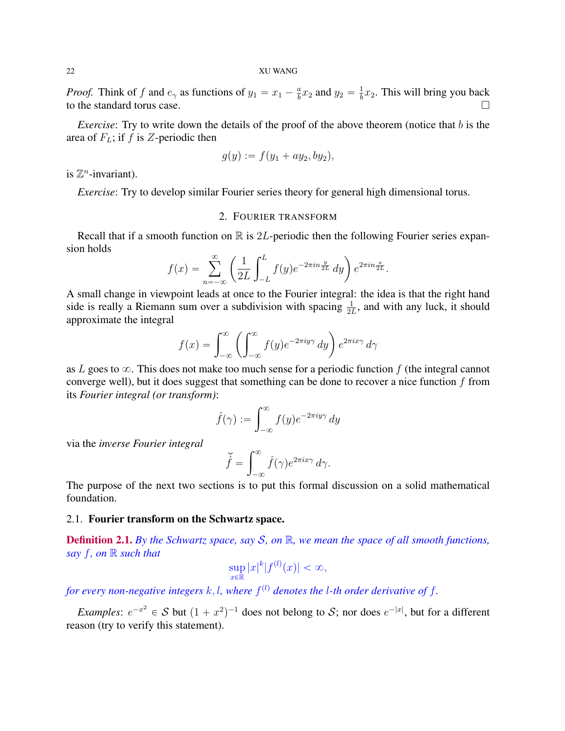*Proof.* Think of $f$ and $e_\gamma$ as functions of $y_1 = x_1 - \frac{a}{b}x_2$ and $y_2 = \frac{1}{b}x_2$. This will bring you back to the standard torus case. $\square$

*Exercise*: Try to write down the details of the proof of the above theorem (notice that $b$ is the area of $F_L$; if $f$ is $Z$-periodic then

$$g(y) := f(y_1 + ay_2, by_2),$$

is $\mathbb{Z}^n$-invariant).

*Exercise*: Try to develop similar Fourier series theory for general high dimensional torus.

## 2. Fourier transform

Recall that if a smooth function on $\mathbb{R}$ is $2L$-periodic then the following Fourier series expansion holds

$$f(x) = \sum_{n=-\infty}^{\infty} \left( \frac{1}{2L} \int_{-L}^{L} f(y) e^{-2\pi i n \frac{y}{2L}} \, dy \right) e^{2\pi i n \frac{x}{2L}}.$$

A small change in viewpoint leads at once to the Fourier integral: the idea is that the right hand side is really a Riemann sum over a subdivision with spacing $\frac{1}{2L}$, and with any luck, it should approximate the integral

$$f(x) = \int_{-\infty}^{\infty} \left( \int_{-\infty}^{\infty} f(y) e^{-2\pi i y \gamma} \, dy \right) e^{2\pi i x \gamma} \, d\gamma$$

as $L$ goes to $\infty$. This does not make too much sense for a periodic function $f$ (the integral cannot converge well), but it does suggest that something can be done to recover a nice function $f$ from its *Fourier integral (or transform)*:

$$\hat{f}(\gamma) := \int_{-\infty}^{\infty} f(y) e^{-2\pi i y \gamma} \, dy$$

via the *inverse Fourier integral*

$$\check{\hat{f}} = \int_{-\infty}^{\infty} \hat{f}(\gamma) e^{2\pi i x \gamma} \, d\gamma.$$

The purpose of the next two sections is to put this formal discussion on a solid mathematical foundation.

### 2.1. Fourier transform on the Schwartz space.

**Definition 2.1.** *By the Schwartz space, say $\mathcal{S}$, on $\mathbb{R}$, we mean the space of all smooth functions, say $f$, on $\mathbb{R}$ such that*

$$\sup_{x \in \mathbb{R}} |x|^k |f^{(l)}(x)| < \infty,$$

*for every non-negative integers $k, l$, where $f^{(l)}$ denotes the $l$-th order derivative of $f$.*

*Examples*: $e^{-x^2} \in \mathcal{S}$ but $(1 + x^2)^{-1}$ does not belong to $\mathcal{S}$; nor does $e^{-|x|}$, but for a different reason (try to verify this statement).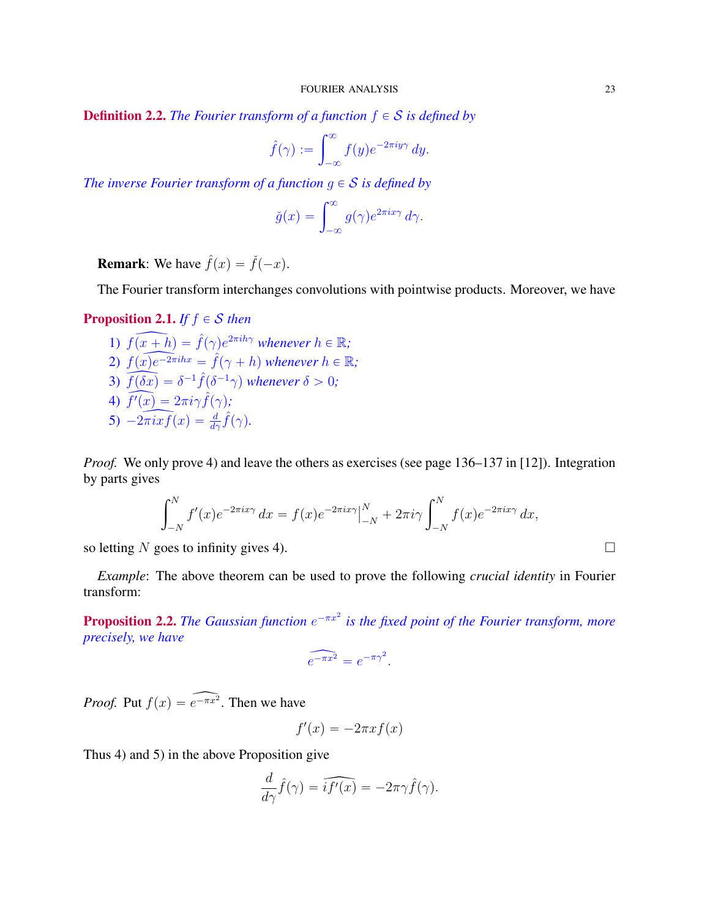**Definition 2.2.** *The Fourier transform of a function $f \in \mathcal{S}$ is defined by*

$$\hat{f}(\gamma) := \int_{-\infty}^{\infty} f(y) e^{-2\pi i y \gamma}\, dy.$$

*The inverse Fourier transform of a function $g \in \mathcal{S}$ is defined by*

$$\check{g}(x) = \int_{-\infty}^{\infty} g(\gamma) e^{2\pi i x \gamma}\, d\gamma.$$

**Remark**: We have $\hat{f}(x) = \check{f}(-x)$.

The Fourier transform interchanges convolutions with pointwise products. Moreover, we have

**Proposition 2.1.** *If $f \in \mathcal{S}$ then*

1) $\widehat{f(x+h)} = \hat{f}(\gamma) e^{2\pi i h \gamma}$ *whenever $h \in \mathbb{R}$;*
2) $\widehat{f(x) e^{-2\pi i h x}} = \hat{f}(\gamma + h)$ *whenever $h \in \mathbb{R}$;*
3) $\widehat{f(\delta x)} = \delta^{-1} \hat{f}(\delta^{-1}\gamma)$ *whenever $\delta > 0$;*
4) $\widehat{f'(x)} = 2\pi i \gamma \hat{f}(\gamma)$*;*
5) $-\widehat{2\pi i x f(x)} = \frac{d}{d\gamma}\hat{f}(\gamma)$.

*Proof.* We only prove 4) and leave the others as exercises (see page 136–137 in [12]). Integration by parts gives

$$\int_{-N}^{N} f'(x) e^{-2\pi i x \gamma}\, dx = f(x) e^{-2\pi i x \gamma}\Big|_{-N}^{N} + 2\pi i \gamma \int_{-N}^{N} f(x) e^{-2\pi i x \gamma}\, dx,$$

so letting $N$ goes to infinity gives 4). $\square$

*Example*: The above theorem can be used to prove the following *crucial identity* in Fourier transform:

**Proposition 2.2.** *The Gaussian function $e^{-\pi x^2}$ is the fixed point of the Fourier transform, more precisely, we have*

$$\widehat{e^{-\pi x^2}} = e^{-\pi \gamma^2}.$$

*Proof.* Put $f(x) = \widehat{e^{-\pi x^2}}$. Then we have

$$f'(x) = -2\pi x f(x)$$

Thus 4) and 5) in the above Proposition give

$$\frac{d}{d\gamma}\hat{f}(\gamma) = \widehat{i f'(x)} = -2\pi\gamma \hat{f}(\gamma).$$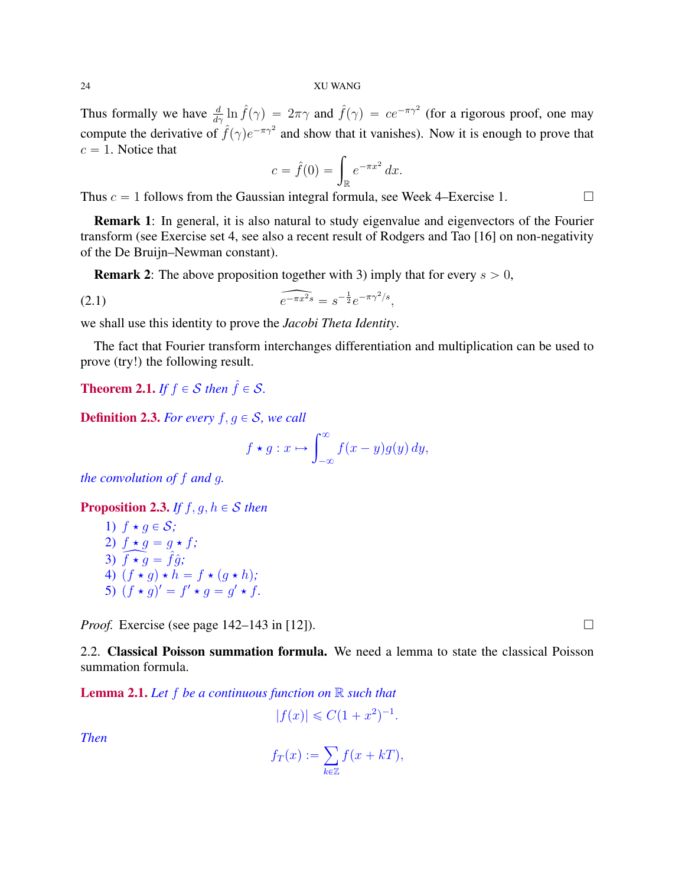Thus formally we have $\frac{d}{d\gamma} \ln \hat{f}(\gamma) = 2\pi\gamma$ and $\hat{f}(\gamma) = ce^{-\pi\gamma^2}$ (for a rigorous proof, one may compute the derivative of $\hat{f}(\gamma)e^{-\pi\gamma^2}$ and show that it vanishes). Now it is enough to prove that $c = 1$. Notice that

$$c = \hat{f}(0) = \int_{\mathbb{R}} e^{-\pi x^2}\, dx.$$

Thus $c = 1$ follows from the Gaussian integral formula, see Week 4–Exercise 1. □

**Remark 1**: In general, it is also natural to study eigenvalue and eigenvectors of the Fourier transform (see Exercise set 4, see also a recent result of Rodgers and Tao [16] on non-negativity of the De Bruijn–Newman constant).

**Remark 2**: The above proposition together with 3) imply that for every $s > 0$,

$$\widehat{e^{-\pi x^2 s}} = s^{-\frac{1}{2}} e^{-\pi\gamma^2/s}, \tag{2.1}$$

we shall use this identity to prove the *Jacobi Theta Identity*.

The fact that Fourier transform interchanges differentiation and multiplication can be used to prove (try!) the following result.

**Theorem 2.1.** *If $f \in \mathcal{S}$ then $\hat{f} \in \mathcal{S}$.*

**Definition 2.3.** *For every $f, g \in \mathcal{S}$, we call*

$$f \star g : x \mapsto \int_{-\infty}^{\infty} f(x-y)g(y)\, dy,$$

*the convolution of $f$ and $g$.*

**Proposition 2.3.** *If $f, g, h \in \mathcal{S}$ then*

1) $f \star g \in \mathcal{S}$;
2) $f \star g = g \star f$;
3) $\widehat{f \star g} = \hat{f}\hat{g}$;
4) $(f \star g) \star h = f \star (g \star h)$;
5) $(f \star g)' = f' \star g = g' \star f$.

*Proof.* Exercise (see page 142–143 in [12]). □

2.2. **Classical Poisson summation formula.** We need a lemma to state the classical Poisson summation formula.

**Lemma 2.1.** *Let $f$ be a continuous function on $\mathbb{R}$ such that*

$$|f(x)| \leqslant C(1 + x^2)^{-1}.$$

*Then*

$$f_T(x) := \sum_{k \in \mathbb{Z}} f(x + kT),$$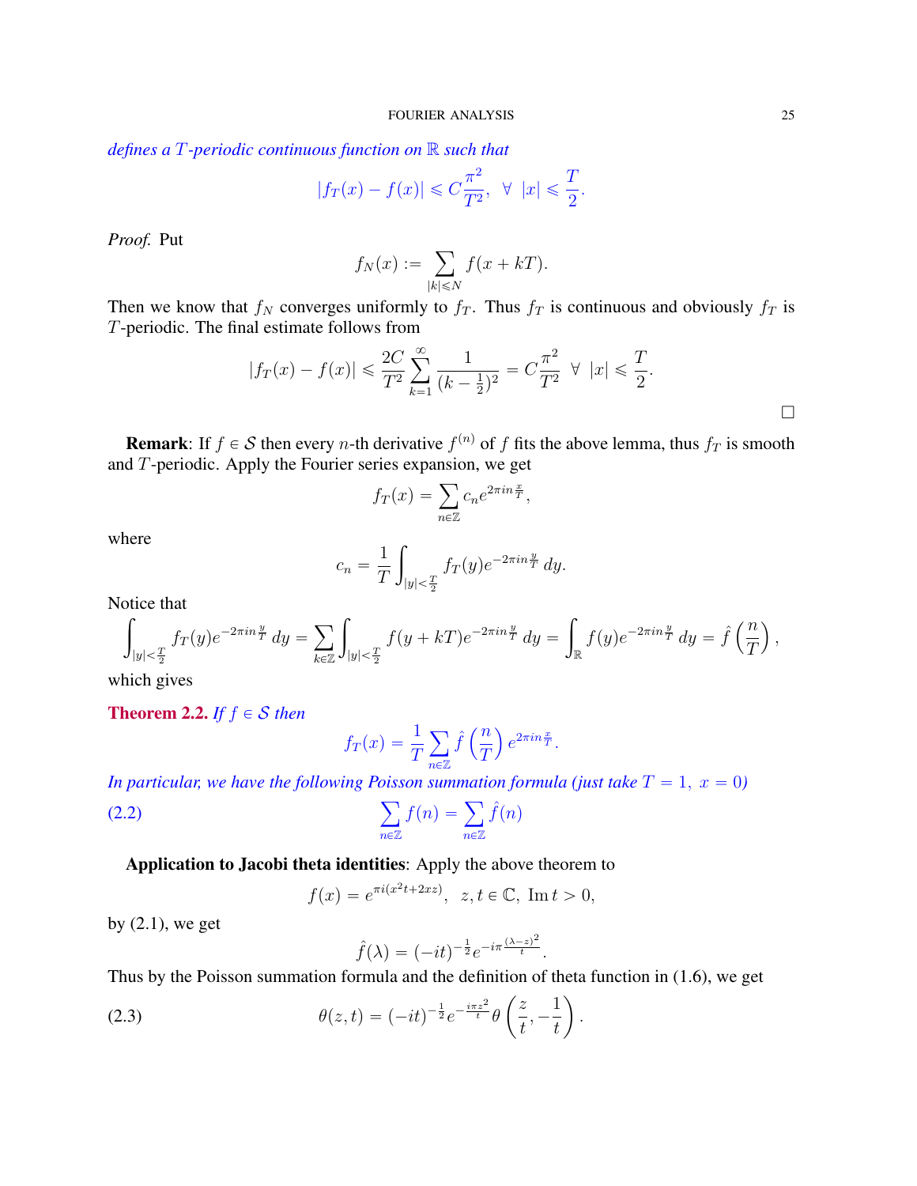*defines a $T$-periodic continuous function on $\mathbb{R}$ such that*

$$|f_T(x) - f(x)| \leqslant C\frac{\pi^2}{T^2}, \ \ \forall \ \ |x| \leqslant \frac{T}{2}.$$

*Proof.* Put

$$f_N(x) := \sum_{|k|\leqslant N} f(x+kT).$$

Then we know that $f_N$ converges uniformly to $f_T$. Thus $f_T$ is continuous and obviously $f_T$ is $T$-periodic. The final estimate follows from

$$|f_T(x) - f(x)| \leqslant \frac{2C}{T^2}\sum_{k=1}^{\infty}\frac{1}{(k-\frac{1}{2})^2} = C\frac{\pi^2}{T^2} \ \ \forall \ \ |x| \leqslant \frac{T}{2}.$$

□

**Remark**: If $f \in \mathcal{S}$ then every $n$-th derivative $f^{(n)}$ of $f$ fits the above lemma, thus $f_T$ is smooth and $T$-periodic. Apply the Fourier series expansion, we get

$$f_T(x) = \sum_{n\in\mathbb{Z}} c_n e^{2\pi i n \frac{x}{T}},$$

where

$$c_n = \frac{1}{T}\int_{|y|<\frac{T}{2}} f_T(y) e^{-2\pi i n\frac{y}{T}}\, dy.$$

Notice that

$$\int_{|y|<\frac{T}{2}} f_T(y)e^{-2\pi i n\frac{y}{T}}\, dy = \sum_{k\in\mathbb{Z}}\int_{|y|<\frac{T}{2}} f(y+kT)e^{-2\pi i n\frac{y}{T}}\, dy = \int_{\mathbb{R}} f(y)e^{-2\pi i n\frac{y}{T}}\, dy = \hat{f}\left(\frac{n}{T}\right),$$

which gives

**Theorem 2.2.** *If $f \in \mathcal{S}$ then*

$$f_T(x) = \frac{1}{T}\sum_{n\in\mathbb{Z}}\hat{f}\left(\frac{n}{T}\right)e^{2\pi i n\frac{x}{T}}.$$

*In particular, we have the following Poisson summation formula (just take $T=1,\ x=0$)*

$$\sum_{n\in\mathbb{Z}} f(n) = \sum_{n\in\mathbb{Z}}\hat{f}(n) \tag{2.2}$$

**Application to Jacobi theta identities**: Apply the above theorem to

$$f(x) = e^{\pi i(x^2 t + 2xz)}, \ \ z, t \in \mathbb{C}, \ \operatorname{Im} t > 0,$$

by (2.1), we get

$$\hat{f}(\lambda) = (-it)^{-\frac{1}{2}} e^{-i\pi\frac{(\lambda-z)^2}{t}}.$$

Thus by the Poisson summation formula and the definition of theta function in (1.6), we get

$$\theta(z,t) = (-it)^{-\frac{1}{2}} e^{-\frac{i\pi z^2}{t}}\theta\left(\frac{z}{t}, -\frac{1}{t}\right). \tag{2.3}$$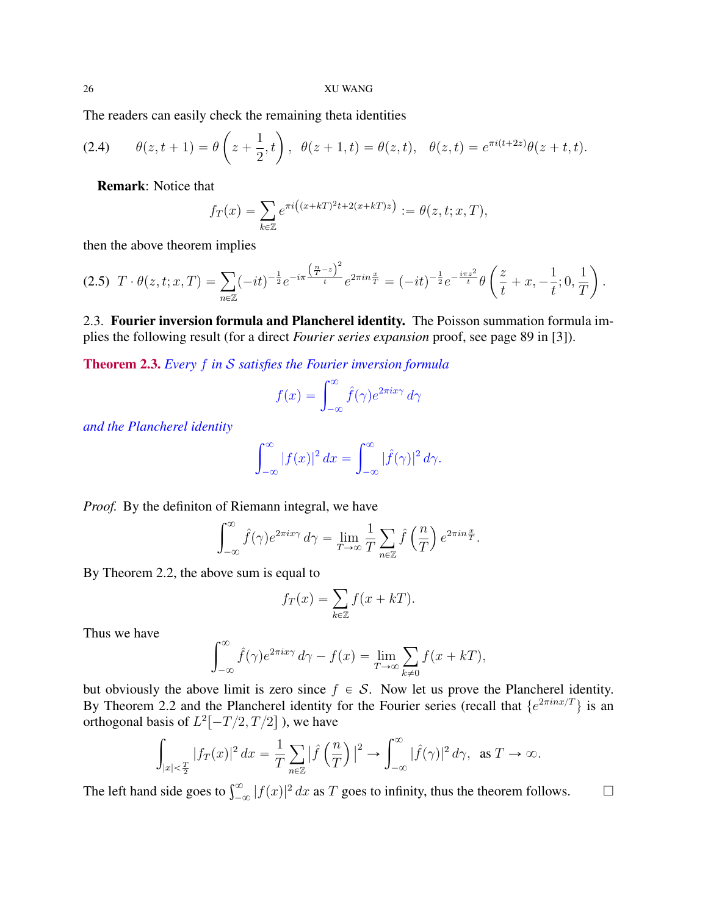The readers can easily check the remaining theta identities

$$\theta(z,t+1)=\theta\left(z+\frac{1}{2},t\right),\quad \theta(z+1,t)=\theta(z,t),\quad \theta(z,t)=e^{\pi i(t+2z)}\theta(z+t,t). \tag{2.4}$$

**Remark**: Notice that

$$f_T(x)=\sum_{k\in\mathbb{Z}} e^{\pi i\left((x+kT)^2t+2(x+kT)z\right)} := \theta(z,t;x,T),$$

then the above theorem implies

$$T\cdot\theta(z,t;x,T)=\sum_{n\in\mathbb{Z}}(-it)^{-\frac{1}{2}}e^{-i\pi\frac{\left(\frac{n}{T}-z\right)^2}{t}}e^{2\pi in\frac{x}{T}}=(-it)^{-\frac{1}{2}}e^{-\frac{i\pi z^2}{t}}\theta\left(\frac{z}{t}+x,-\frac{1}{t};0,\frac{1}{T}\right). \tag{2.5}$$

2.3. **Fourier inversion formula and Plancherel identity.** The Poisson summation formula implies the following result (for a direct *Fourier series expansion* proof, see page 89 in [3]).

**Theorem 2.3.** *Every $f$ in $\mathcal{S}$ satisfies the Fourier inversion formula*

$$f(x)=\int_{-\infty}^{\infty}\hat{f}(\gamma)e^{2\pi ix\gamma}\,d\gamma$$

*and the Plancherel identity*

$$\int_{-\infty}^{\infty}|f(x)|^2\,dx=\int_{-\infty}^{\infty}|\hat{f}(\gamma)|^2\,d\gamma.$$

*Proof.* By the definiton of Riemann integral, we have

$$\int_{-\infty}^{\infty}\hat{f}(\gamma)e^{2\pi ix\gamma}\,d\gamma=\lim_{T\to\infty}\frac{1}{T}\sum_{n\in\mathbb{Z}}\hat{f}\left(\frac{n}{T}\right)e^{2\pi in\frac{x}{T}}.$$

By Theorem 2.2, the above sum is equal to

$$f_T(x)=\sum_{k\in\mathbb{Z}}f(x+kT).$$

Thus we have

$$\int_{-\infty}^{\infty}\hat{f}(\gamma)e^{2\pi ix\gamma}\,d\gamma-f(x)=\lim_{T\to\infty}\sum_{k\neq 0}f(x+kT),$$

but obviously the above limit is zero since $f\in\mathcal{S}$. Now let us prove the Plancherel identity. By Theorem 2.2 and the Plancherel identity for the Fourier series (recall that $\{e^{2\pi inx/T}\}$ is an orthogonal basis of $L^2[-T/2,T/2]$ ), we have

$$\int_{|x|<\frac{T}{2}}|f_T(x)|^2\,dx=\frac{1}{T}\sum_{n\in\mathbb{Z}}\left|\hat{f}\left(\frac{n}{T}\right)\right|^2\to\int_{-\infty}^{\infty}|\hat{f}(\gamma)|^2\,d\gamma,\ \text{ as } T\to\infty.$$

The left hand side goes to $\int_{-\infty}^{\infty}|f(x)|^2\,dx$ as $T$ goes to infinity, thus the theorem follows. $\square$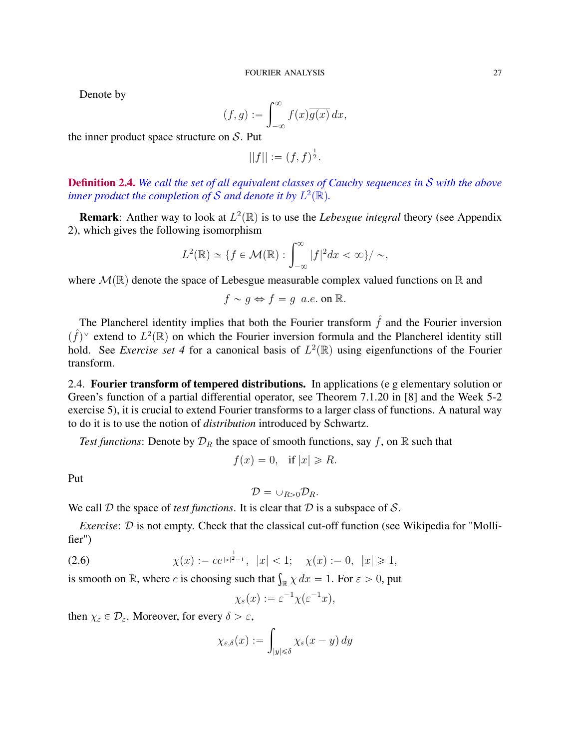Denote by

$$(f, g) := \int_{-\infty}^{\infty} f(x)\overline{g(x)}\, dx,$$

the inner product space structure on $\mathcal{S}$. Put

$$||f|| := (f, f)^{\frac{1}{2}}.$$

**Definition 2.4.** *We call the set of all equivalent classes of Cauchy sequences in $\mathcal{S}$ with the above inner product the completion of $\mathcal{S}$ and denote it by $L^2(\mathbb{R})$.*

**Remark**: Anther way to look at $L^2(\mathbb{R})$ is to use the *Lebesgue integral* theory (see Appendix 2), which gives the following isomorphism

$$L^2(\mathbb{R}) \simeq \{f \in \mathcal{M}(\mathbb{R}) : \int_{-\infty}^{\infty} |f|^2 dx < \infty\}/\sim,$$

where $\mathcal{M}(\mathbb{R})$ denote the space of Lebesgue measurable complex valued functions on $\mathbb{R}$ and

$$f \sim g \Leftrightarrow f = g \ \ a.e. \text{ on } \mathbb{R}.$$

The Plancherel identity implies that both the Fourier transform $\hat{f}$ and the Fourier inversion $(\hat{f})^\vee$ extend to $L^2(\mathbb{R})$ on which the Fourier inversion formula and the Plancherel identity still hold. See *Exercise set 4* for a canonical basis of $L^2(\mathbb{R})$ using eigenfunctions of the Fourier transform.

## 2.4. Fourier transform of tempered distributions.

In applications (e g elementary solution or Green's function of a partial differential operator, see Theorem 7.1.20 in [8] and the Week 5-2 exercise 5), it is crucial to extend Fourier transforms to a larger class of functions. A natural way to do it is to use the notion of *distribution* introduced by Schwartz.

*Test functions*: Denote by $\mathcal{D}_R$ the space of smooth functions, say $f$, on $\mathbb{R}$ such that

$$f(x) = 0, \quad \text{if } |x| \geqslant R.$$

Put

$$\mathcal{D} = \cup_{R>0}\mathcal{D}_R.$$

We call $\mathcal{D}$ the space of *test functions*. It is clear that $\mathcal{D}$ is a subspace of $\mathcal{S}$.

*Exercise*: $\mathcal{D}$ is not empty. Check that the classical cut-off function (see Wikipedia for "Mollifier")

$$\chi(x) := ce^{\frac{1}{|x|^2-1}}, \ \ |x| < 1; \quad \chi(x) := 0, \ \ |x| \geqslant 1, \tag{2.6}$$

is smooth on $\mathbb{R}$, where $c$ is choosing such that $\int_{\mathbb{R}} \chi \, dx = 1$. For $\varepsilon > 0$, put

$$\chi_\varepsilon(x) := \varepsilon^{-1}\chi(\varepsilon^{-1}x),$$

then $\chi_\varepsilon \in \mathcal{D}_\varepsilon$. Moreover, for every $\delta > \varepsilon$,

$$\chi_{\varepsilon,\delta}(x) := \int_{|y|\leqslant\delta} \chi_\varepsilon(x-y)\, dy$$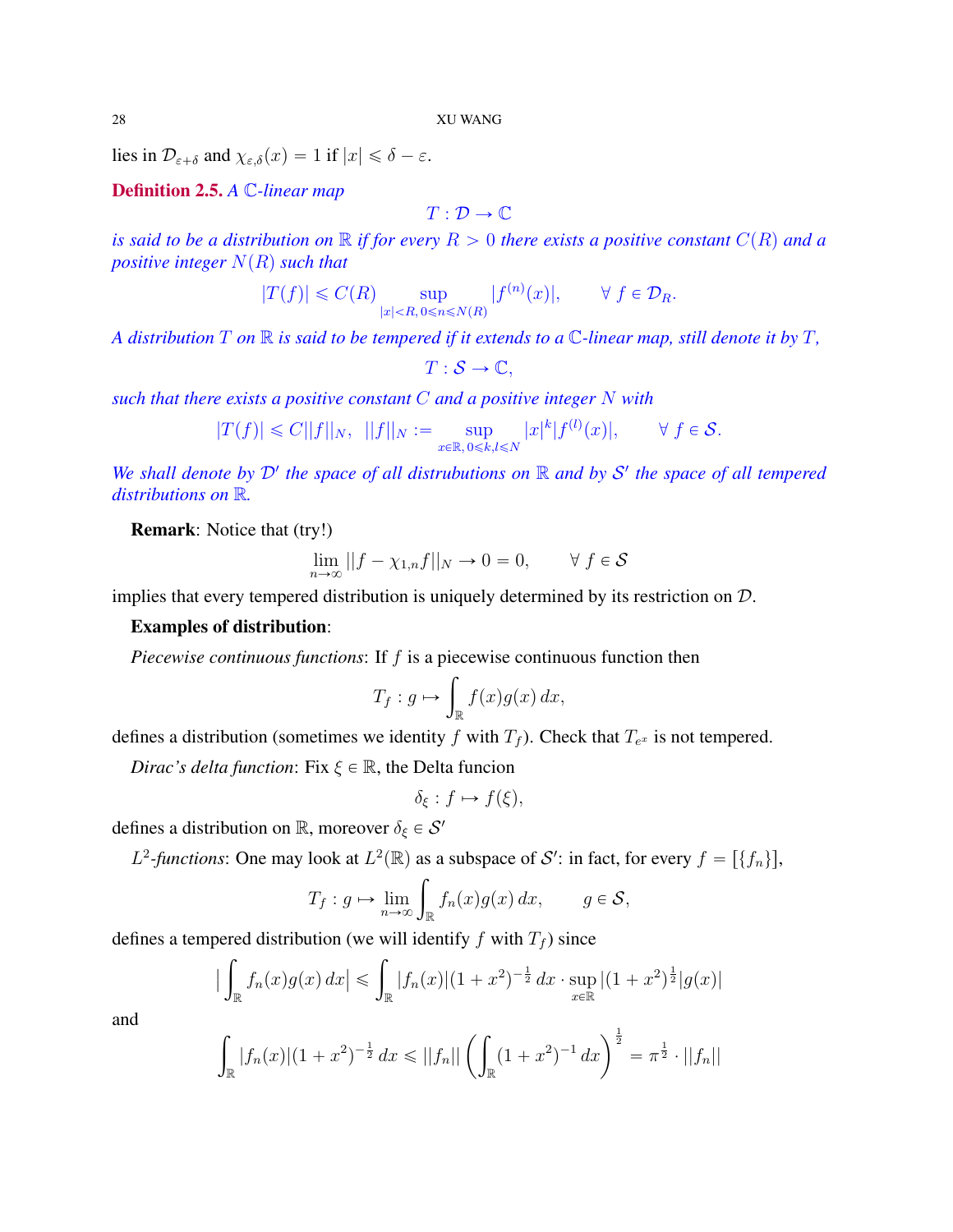lies in $\mathcal{D}_{\varepsilon+\delta}$ and $\chi_{\varepsilon,\delta}(x) = 1$ if $|x| \leqslant \delta - \varepsilon$.

**Definition 2.5.** *A $\mathbb{C}$-linear map*

$$T : \mathcal{D} \to \mathbb{C}$$

*is said to be a distribution on $\mathbb{R}$ if for every $R > 0$ there exists a positive constant $C(R)$ and a positive integer $N(R)$ such that*

$$|T(f)| \leqslant C(R) \sup_{|x|<R,\, 0\leqslant n\leqslant N(R)} |f^{(n)}(x)|, \qquad \forall\ f \in \mathcal{D}_R.$$

*A distribution $T$ on $\mathbb{R}$ is said to be tempered if it extends to a $\mathbb{C}$-linear map, still denote it by $T$,*

$$T : \mathcal{S} \to \mathbb{C},$$

*such that there exists a positive constant $C$ and a positive integer $N$ with*

$$|T(f)| \leqslant C||f||_N, \ \ ||f||_N := \sup_{x\in\mathbb{R},\, 0\leqslant k,l\leqslant N} |x|^k |f^{(l)}(x)|, \qquad \forall\ f \in \mathcal{S}.$$

*We shall denote by $\mathcal{D}'$ the space of all distrubutions on $\mathbb{R}$ and by $\mathcal{S}'$ the space of all tempered distributions on $\mathbb{R}$.*

**Remark**: Notice that (try!)

$$\lim_{n\to\infty} ||f - \chi_{1,n} f||_N \to 0 = 0, \qquad \forall\ f \in \mathcal{S}$$

implies that every tempered distribution is uniquely determined by its restriction on $\mathcal{D}$.

**Examples of distribution**:

*Piecewise continuous functions*: If $f$ is a piecewise continuous function then

$$T_f : g \mapsto \int_{\mathbb{R}} f(x) g(x)\, dx,$$

defines a distribution (sometimes we identity $f$ with $T_f$). Check that $T_{e^x}$ is not tempered.

*Dirac's delta function*: Fix $\xi \in \mathbb{R}$, the Delta funcion

$$\delta_\xi : f \mapsto f(\xi),$$

defines a distribution on $\mathbb{R}$, moreover $\delta_\xi \in \mathcal{S}'$

*$L^2$-functions*: One may look at $L^2(\mathbb{R})$ as a subspace of $\mathcal{S}'$: in fact, for every $f = [\{f_n\}]$,

$$T_f : g \mapsto \lim_{n\to\infty} \int_{\mathbb{R}} f_n(x) g(x)\, dx, \qquad g \in \mathcal{S},$$

defines a tempered distribution (we will identify $f$ with $T_f$) since

$$\Big|\int_{\mathbb{R}} f_n(x) g(x)\, dx\Big| \leqslant \int_{\mathbb{R}} |f_n(x)|(1+x^2)^{-\frac{1}{2}}\, dx \cdot \sup_{x\in\mathbb{R}} |(1+x^2)^{\frac{1}{2}} |g(x)|$$

and

$$\int_{\mathbb{R}} |f_n(x)|(1+x^2)^{-\frac{1}{2}}\, dx \leqslant ||f_n|| \left(\int_{\mathbb{R}} (1+x^2)^{-1}\, dx\right)^{\frac{1}{2}} = \pi^{\frac{1}{2}} \cdot ||f_n||$$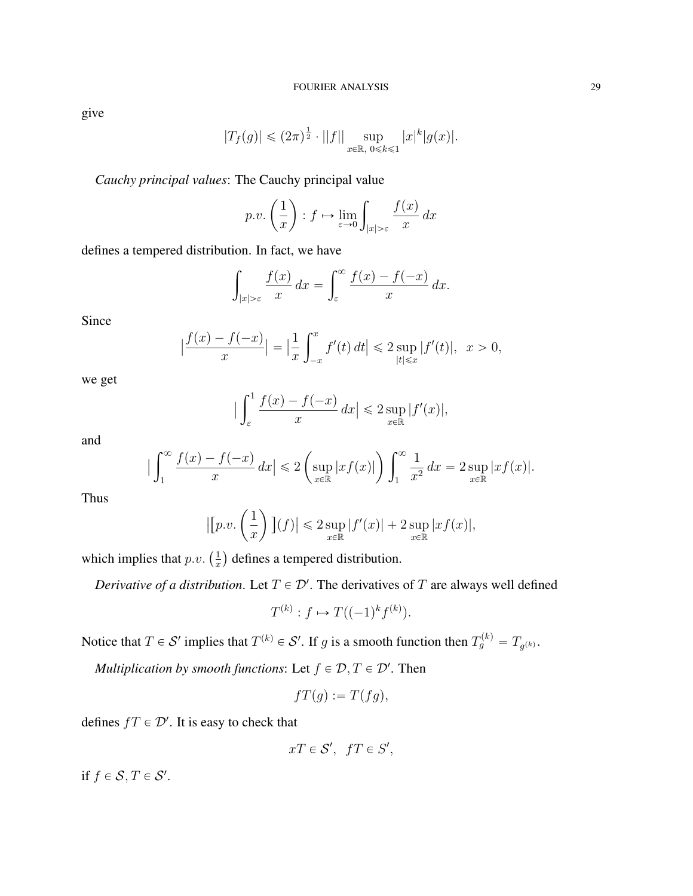give

$$|T_f(g)| \leqslant (2\pi)^{\frac{1}{2}} \cdot ||f|| \sup_{x\in\mathbb{R},\ 0\leqslant k\leqslant 1} |x|^k |g(x)|.$$

*Cauchy principal values*: The Cauchy principal value

$$p.v.\left(\frac{1}{x}\right) : f \mapsto \lim_{\varepsilon\to 0} \int_{|x|>\varepsilon} \frac{f(x)}{x}\, dx$$

defines a tempered distribution. In fact, we have

$$\int_{|x|>\varepsilon} \frac{f(x)}{x}\, dx = \int_{\varepsilon}^{\infty} \frac{f(x)-f(-x)}{x}\, dx.$$

Since

$$\big|\frac{f(x)-f(-x)}{x}\big| = \big|\frac{1}{x}\int_{-x}^{x} f'(t)\, dt\big| \leqslant 2 \sup_{|t|\leqslant x} |f'(t)|, \ \ x>0,$$

we get

$$\big|\int_{\varepsilon}^{1} \frac{f(x)-f(-x)}{x}\, dx\big| \leqslant 2 \sup_{x\in\mathbb{R}} |f'(x)|,$$

and

$$\big|\int_{1}^{\infty} \frac{f(x)-f(-x)}{x}\, dx\big| \leqslant 2 \left(\sup_{x\in\mathbb{R}} |xf(x)|\right) \int_{1}^{\infty} \frac{1}{x^2}\, dx = 2 \sup_{x\in\mathbb{R}} |xf(x)|.$$

Thus

$$\big|\big[p.v.\left(\frac{1}{x}\right)\big](f)\big| \leqslant 2 \sup_{x\in\mathbb{R}} |f'(x)| + 2 \sup_{x\in\mathbb{R}} |xf(x)|,$$

which implies that $p.v.\left(\frac{1}{x}\right)$ defines a tempered distribution.

*Derivative of a distribution*. Let $T \in \mathcal{D}'$. The derivatives of $T$ are always well defined

$$T^{(k)} : f \mapsto T((-1)^k f^{(k)}).$$

Notice that $T \in \mathcal{S}'$ implies that $T^{(k)} \in \mathcal{S}'$. If $g$ is a smooth function then $T_g^{(k)} = T_{g^{(k)}}$.

*Multiplication by smooth functions*: Let $f \in \mathcal{D}, T \in \mathcal{D}'$. Then

$$fT(g) := T(fg),$$

defines $fT \in \mathcal{D}'$. It is easy to check that

$$xT \in \mathcal{S}', \ \ fT \in S',$$

if $f \in \mathcal{S}, T \in \mathcal{S}'$.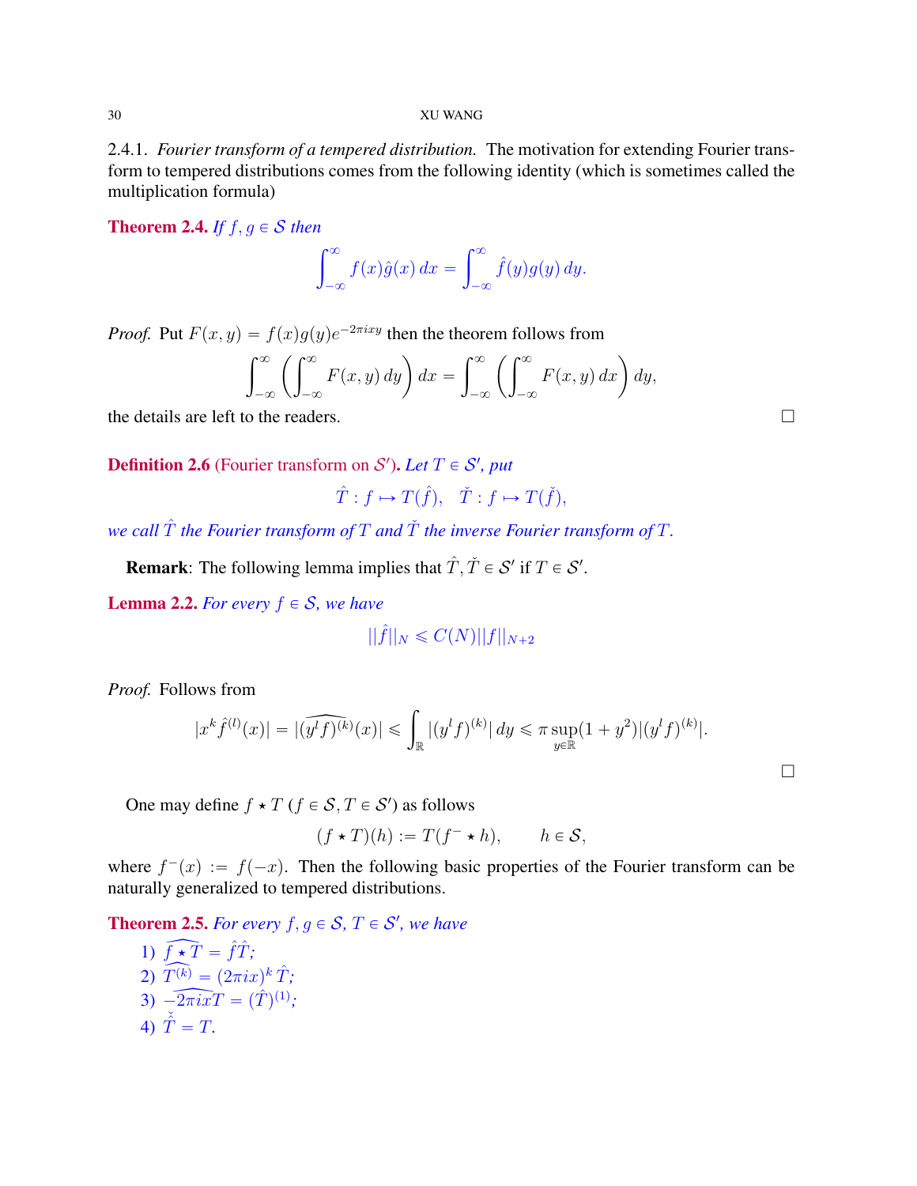2.4.1. *Fourier transform of a tempered distribution.* The motivation for extending Fourier transform to tempered distributions comes from the following identity (which is sometimes called the multiplication formula)

**Theorem 2.4.** *If $f, g \in \mathcal{S}$ then*

$$\int_{-\infty}^{\infty} f(x)\hat{g}(x)\, dx = \int_{-\infty}^{\infty} \hat{f}(y) g(y)\, dy.$$

*Proof.* Put $F(x,y) = f(x)g(y)e^{-2\pi i xy}$ then the theorem follows from

$$\int_{-\infty}^{\infty} \left( \int_{-\infty}^{\infty} F(x,y)\, dy \right) dx = \int_{-\infty}^{\infty} \left( \int_{-\infty}^{\infty} F(x,y)\, dx \right) dy,$$

the details are left to the readers. □

**Definition 2.6** (Fourier transform on $\mathcal{S}'$). *Let $T \in \mathcal{S}'$, put*

$$\hat{T} : f \mapsto T(\hat{f}), \quad \check{T} : f \mapsto T(\check{f}),$$

*we call $\hat{T}$ the Fourier transform of $T$ and $\check{T}$ the inverse Fourier transform of $T$.*

**Remark**: The following lemma implies that $\hat{T}, \check{T} \in \mathcal{S}'$ if $T \in \mathcal{S}'$.

**Lemma 2.2.** *For every $f \in \mathcal{S}$, we have*

$$||\hat{f}||_N \leqslant C(N) ||f||_{N+2}$$

*Proof.* Follows from

$$|x^k \hat{f}^{(l)}(x)| = |\widehat{(y^l f)^{(k)}}(x)| \leqslant \int_{\mathbb{R}} |(y^l f)^{(k)}|\, dy \leqslant \pi \sup_{y \in \mathbb{R}} (1+y^2) |(y^l f)^{(k)}|.$$

□

One may define $f \star T$ ($f \in \mathcal{S}, T \in \mathcal{S}'$) as follows

$$(f \star T)(h) := T(f^- \star h), \qquad h \in \mathcal{S},$$

where $f^-(x) := f(-x)$. Then the following basic properties of the Fourier transform can be naturally generalized to tempered distributions.

**Theorem 2.5.** *For every $f, g \in \mathcal{S}$, $T \in \mathcal{S}'$, we have*

1) $\widehat{f \star T} = \hat{f}\hat{T}$;
2) $\widehat{T^{(k)}} = (2\pi i x)^k \hat{T}$;
3) $\widehat{-2\pi i x T} = (\hat{T})^{(1)}$;
4) $\check{\hat{T}} = T$.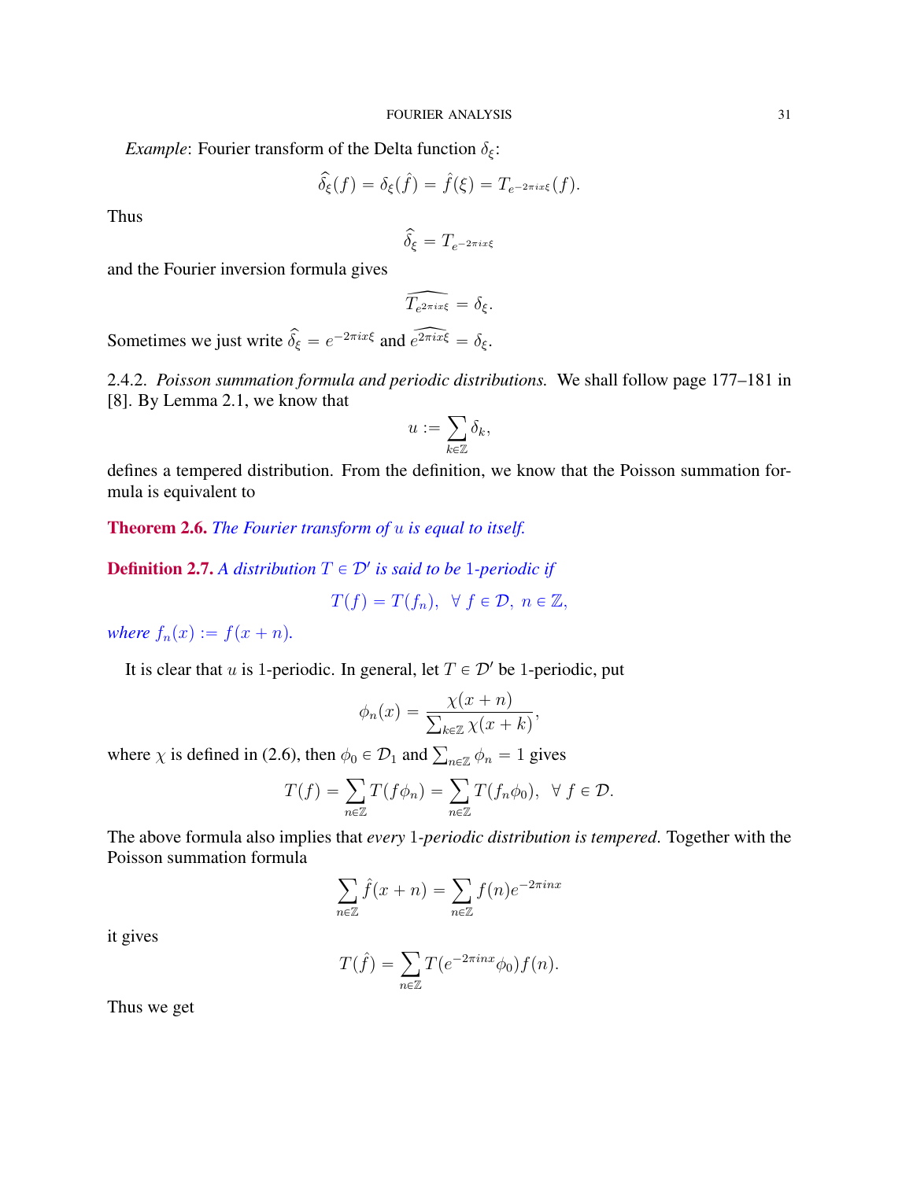*Example*: Fourier transform of the Delta function $\delta_\xi$:

$$\widehat{\delta_\xi}(f) = \delta_\xi(\hat{f}) = \hat{f}(\xi) = T_{e^{-2\pi i x \xi}}(f).$$

Thus

$$\widehat{\delta_\xi} = T_{e^{-2\pi i x \xi}}$$

and the Fourier inversion formula gives

$$\widehat{T_{e^{2\pi i x \xi}}} = \delta_\xi.$$

Sometimes we just write $\widehat{\delta_\xi} = e^{-2\pi i x \xi}$ and $\widehat{e^{2\pi i x \xi}} = \delta_\xi$.

2.4.2. *Poisson summation formula and periodic distributions.* We shall follow page 177–181 in [8]. By Lemma 2.1, we know that

$$u := \sum_{k \in \mathbb{Z}} \delta_k,$$

defines a tempered distribution. From the definition, we know that the Poisson summation formula is equivalent to

**Theorem 2.6.** *The Fourier transform of $u$ is equal to itself.*

**Definition 2.7.** *A distribution $T \in \mathcal{D}'$ is said to be 1-periodic if*

$$T(f) = T(f_n), \ \ \forall \ f \in \mathcal{D}, \ n \in \mathbb{Z},$$

*where $f_n(x) := f(x+n)$.*

It is clear that $u$ is 1-periodic. In general, let $T \in \mathcal{D}'$ be 1-periodic, put

$$\phi_n(x) = \frac{\chi(x+n)}{\sum_{k \in \mathbb{Z}} \chi(x+k)},$$

where $\chi$ is defined in (2.6), then $\phi_0 \in \mathcal{D}_1$ and $\sum_{n \in \mathbb{Z}} \phi_n = 1$ gives

$$T(f) = \sum_{n \in \mathbb{Z}} T(f\phi_n) = \sum_{n \in \mathbb{Z}} T(f_n \phi_0), \ \ \forall \ f \in \mathcal{D}.$$

The above formula also implies that *every 1-periodic distribution is tempered*. Together with the Poisson summation formula

$$\sum_{n \in \mathbb{Z}} \hat{f}(x+n) = \sum_{n \in \mathbb{Z}} f(n) e^{-2\pi i n x}$$

it gives

$$T(\hat{f}) = \sum_{n \in \mathbb{Z}} T(e^{-2\pi i n x}\phi_0) f(n).$$

Thus we get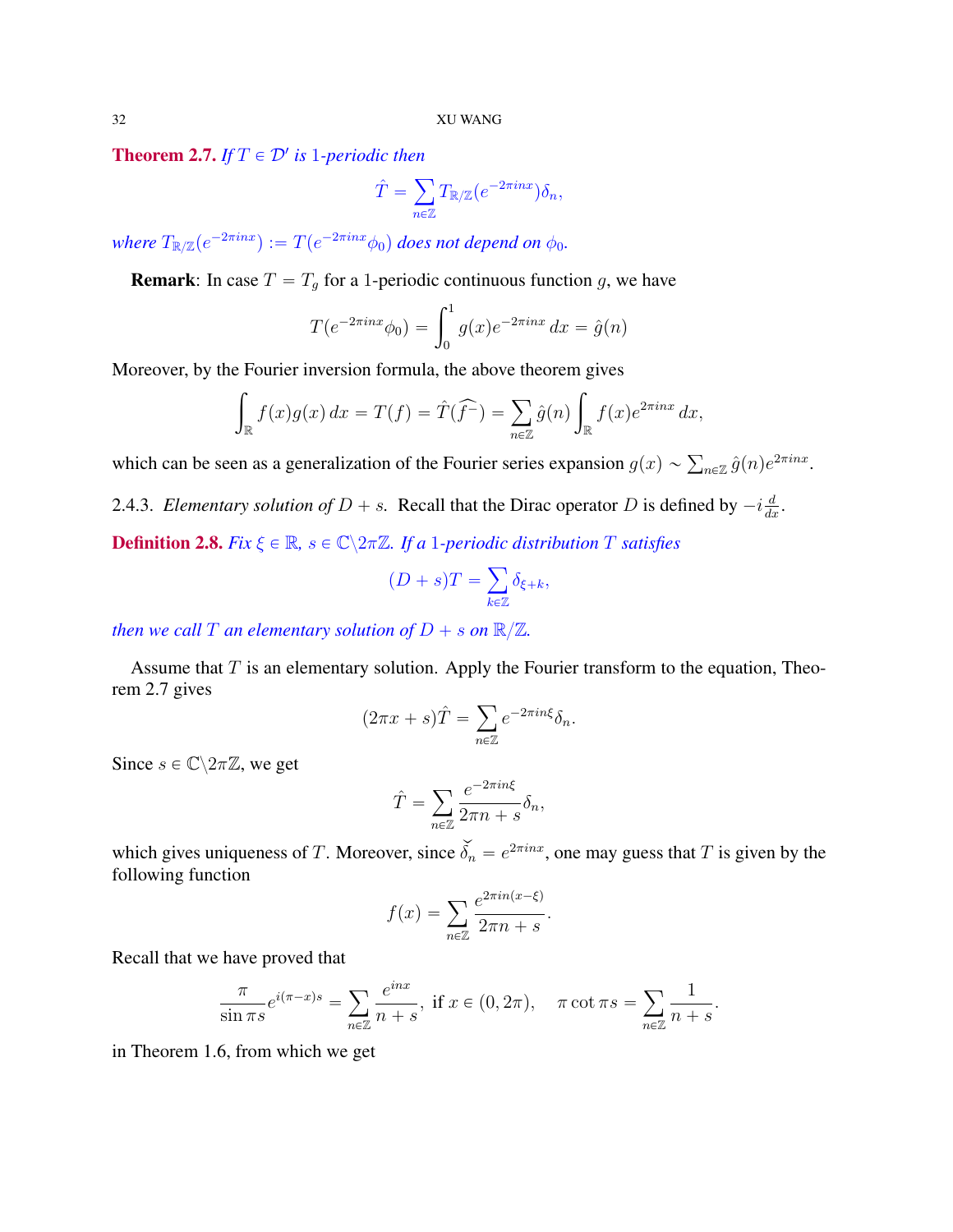**Theorem 2.7.** *If $T \in \mathcal{D}'$ is 1-periodic then*

$$\hat{T} = \sum_{n\in\mathbb{Z}} T_{\mathbb{R}/\mathbb{Z}}(e^{-2\pi inx})\delta_n,$$

*where $T_{\mathbb{R}/\mathbb{Z}}(e^{-2\pi inx}) := T(e^{-2\pi inx}\phi_0)$ does not depend on $\phi_0$.*

**Remark**: In case $T = T_g$ for a 1-periodic continuous function $g$, we have

$$T(e^{-2\pi inx}\phi_0) = \int_0^1 g(x)e^{-2\pi inx}\, dx = \hat{g}(n)$$

Moreover, by the Fourier inversion formula, the above theorem gives

$$\int_{\mathbb{R}} f(x)g(x)\, dx = T(f) = \hat{T}(\widehat{f^-}) = \sum_{n\in\mathbb{Z}} \hat{g}(n) \int_{\mathbb{R}} f(x)e^{2\pi inx}\, dx,$$

which can be seen as a generalization of the Fourier series expansion $g(x) \sim \sum_{n\in\mathbb{Z}} \hat{g}(n)e^{2\pi inx}$.

2.4.3. *Elementary solution of $D + s$.* Recall that the Dirac operator $D$ is defined by $-i\frac{d}{dx}$.

**Definition 2.8.** *Fix $\xi \in \mathbb{R}$, $s \in \mathbb{C}\backslash 2\pi\mathbb{Z}$. If a 1-periodic distribution $T$ satisfies*

$$(D + s)T = \sum_{k\in\mathbb{Z}} \delta_{\xi+k},$$

*then we call $T$ an elementary solution of $D + s$ on $\mathbb{R}/\mathbb{Z}$.*

Assume that $T$ is an elementary solution. Apply the Fourier transform to the equation, Theorem 2.7 gives

$$(2\pi x + s)\hat{T} = \sum_{n\in\mathbb{Z}} e^{-2\pi in\xi}\delta_n.$$

Since $s \in \mathbb{C}\backslash 2\pi\mathbb{Z}$, we get

$$\hat{T} = \sum_{n\in\mathbb{Z}} \frac{e^{-2\pi in\xi}}{2\pi n + s}\delta_n,$$

which gives uniqueness of $T$. Moreover, since $\check{\delta}_n = e^{2\pi inx}$, one may guess that $T$ is given by the following function

$$f(x) = \sum_{n\in\mathbb{Z}} \frac{e^{2\pi in(x-\xi)}}{2\pi n + s}.$$

Recall that we have proved that

$$\frac{\pi}{\sin \pi s} e^{i(\pi - x)s} = \sum_{n\in\mathbb{Z}} \frac{e^{inx}}{n+s}, \text{ if } x \in (0, 2\pi), \quad \pi \cot \pi s = \sum_{n\in\mathbb{Z}} \frac{1}{n+s}.$$

in Theorem 1.6, from which we get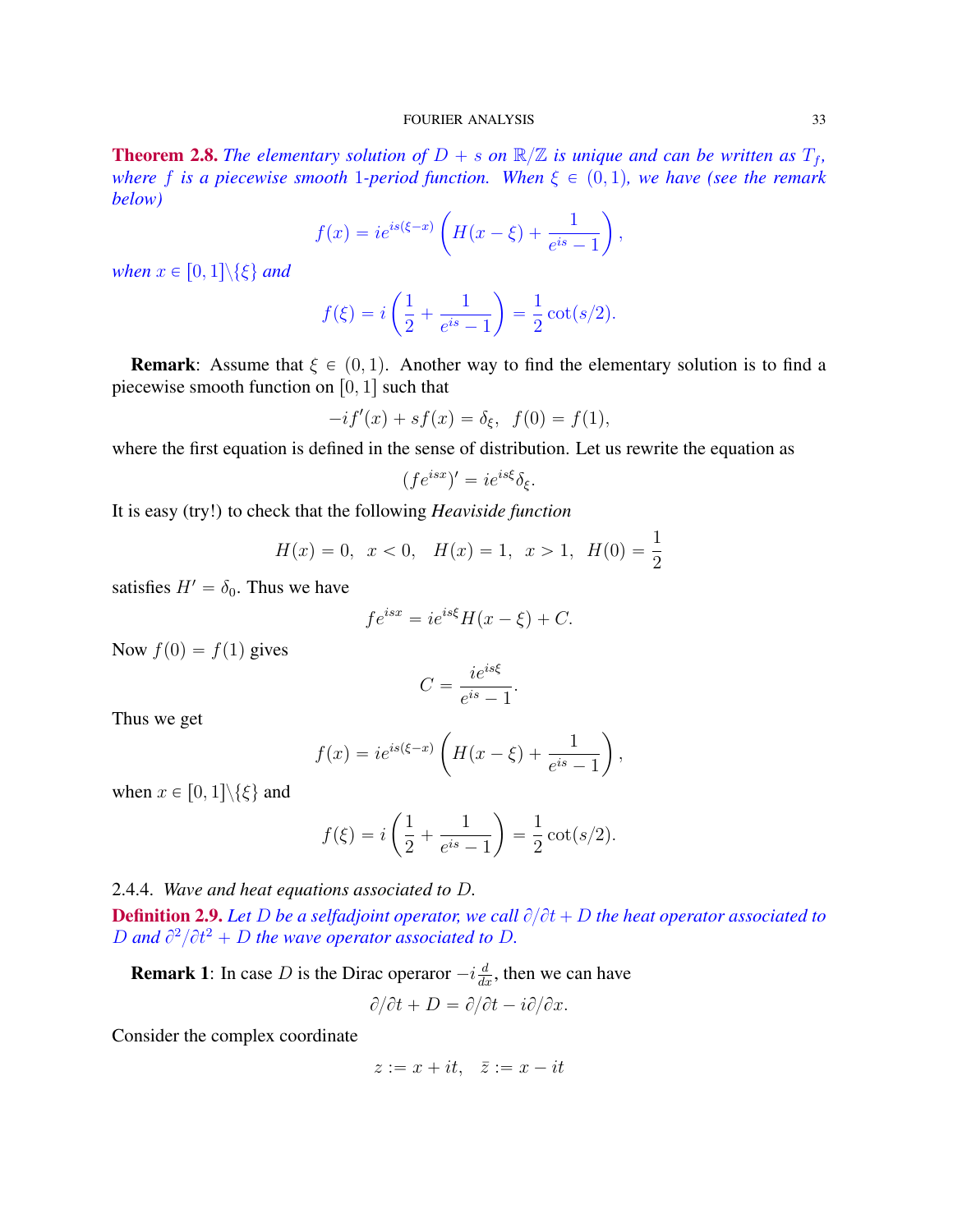**Theorem 2.8.** *The elementary solution of $D + s$ on $\mathbb{R}/\mathbb{Z}$ is unique and can be written as $T_f$, where $f$ is a piecewise smooth 1-period function. When $\xi \in (0,1)$, we have (see the remark below)*

$$f(x) = ie^{is(\xi - x)}\left(H(x-\xi) + \frac{1}{e^{is}-1}\right),$$

*when $x \in [0,1]\backslash\{\xi\}$ and*

$$f(\xi) = i\left(\frac{1}{2} + \frac{1}{e^{is}-1}\right) = \frac{1}{2}\cot(s/2).$$

**Remark**: Assume that $\xi \in (0,1)$. Another way to find the elementary solution is to find a piecewise smooth function on $[0,1]$ such that

$$-if'(x) + sf(x) = \delta_\xi, \ \ f(0) = f(1),$$

where the first equation is defined in the sense of distribution. Let us rewrite the equation as

$$(fe^{isx})' = ie^{is\xi}\delta_\xi.$$

It is easy (try!) to check that the following *Heaviside function*

$$H(x) = 0, \ \ x < 0, \quad H(x) = 1, \ \ x > 1, \ \ H(0) = \frac{1}{2}$$

satisfies $H' = \delta_0$. Thus we have

$$fe^{isx} = ie^{is\xi}H(x-\xi) + C.$$

Now $f(0) = f(1)$ gives

$$C = \frac{ie^{is\xi}}{e^{is}-1}.$$

Thus we get

$$f(x) = ie^{is(\xi - x)}\left(H(x-\xi) + \frac{1}{e^{is}-1}\right),$$

when $x \in [0,1]\backslash\{\xi\}$ and

$$f(\xi) = i\left(\frac{1}{2} + \frac{1}{e^{is}-1}\right) = \frac{1}{2}\cot(s/2).$$

2.4.4. *Wave and heat equations associated to $D$.*

**Definition 2.9.** *Let $D$ be a selfadjoint operator, we call $\partial/\partial t + D$ the heat operator associated to $D$ and $\partial^2/\partial t^2 + D$ the wave operator associated to $D$.*

**Remark 1**: In case $D$ is the Dirac operaror $-i\frac{d}{dx}$, then we can have

$$\partial/\partial t + D = \partial/\partial t - i\partial/\partial x.$$

Consider the complex coordinate

$$z := x + it, \quad \bar{z} := x - it$$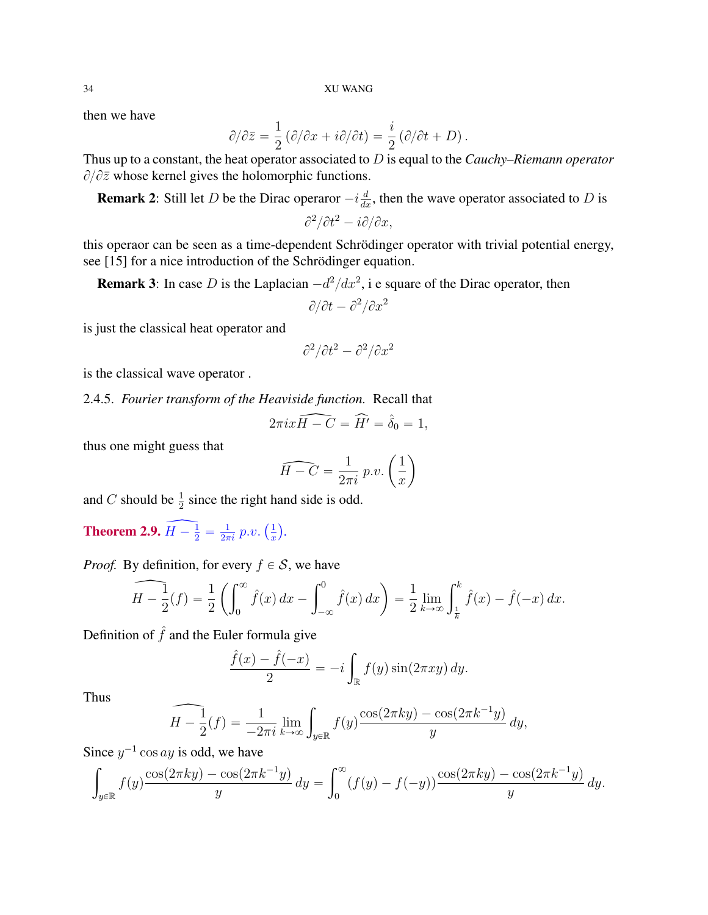then we have

$$\partial/\partial\bar{z} = \frac{1}{2}\left(\partial/\partial x + i\partial/\partial t\right) = \frac{i}{2}\left(\partial/\partial t + D\right).$$

Thus up to a constant, the heat operator associated to $D$ is equal to the *Cauchy–Riemann operator* $\partial/\partial\bar{z}$ whose kernel gives the holomorphic functions.

**Remark 2**: Still let $D$ be the Dirac operaror $-i\frac{d}{dx}$, then the wave operator associated to $D$ is

$$\partial^2/\partial t^2 - i\partial/\partial x,$$

this operaor can be seen as a time-dependent Schrödinger operator with trivial potential energy, see [15] for a nice introduction of the Schrödinger equation.

**Remark 3**: In case $D$ is the Laplacian $-d^2/dx^2$, i e square of the Dirac operator, then

$$\partial/\partial t - \partial^2/\partial x^2$$

is just the classical heat operator and

$$\partial^2/\partial t^2 - \partial^2/\partial x^2$$

is the classical wave operator .

2.4.5. *Fourier transform of the Heaviside function.* Recall that

$$2\pi ix\widehat{H-C} = \widehat{H'} = \hat{\delta}_0 = 1,$$

thus one might guess that

$$\widehat{H-C} = \frac{1}{2\pi i}\, p.v.\left(\frac{1}{x}\right)$$

and $C$ should be $\frac{1}{2}$ since the right hand side is odd.

**Theorem 2.9.** $\widehat{H-\frac{1}{2}} = \frac{1}{2\pi i}\, p.v.\left(\frac{1}{x}\right)$.

*Proof.* By definition, for every $f \in \mathcal{S}$, we have

$$\widehat{H-\frac{1}{2}}(f) = \frac{1}{2}\left(\int_0^\infty \hat{f}(x)\,dx - \int_{-\infty}^0 \hat{f}(x)\,dx\right) = \frac{1}{2}\lim_{k\to\infty}\int_{\frac{1}{k}}^k \hat{f}(x) - \hat{f}(-x)\,dx.$$

Definition of $\hat{f}$ and the Euler formula give

$$\frac{\hat{f}(x)-\hat{f}(-x)}{2} = -i\int_{\mathbb{R}} f(y)\sin(2\pi xy)\,dy.$$

Thus

$$\widehat{H-\frac{1}{2}}(f) = \frac{1}{-2\pi i}\lim_{k\to\infty}\int_{y\in\mathbb{R}} f(y)\frac{\cos(2\pi ky)-\cos(2\pi k^{-1}y)}{y}\,dy,$$

Since $y^{-1}\cos ay$ is odd, we have

$$\int_{y\in\mathbb{R}} f(y)\frac{\cos(2\pi ky)-\cos(2\pi k^{-1}y)}{y}\,dy = \int_0^\infty (f(y)-f(-y))\frac{\cos(2\pi ky)-\cos(2\pi k^{-1}y)}{y}\,dy.$$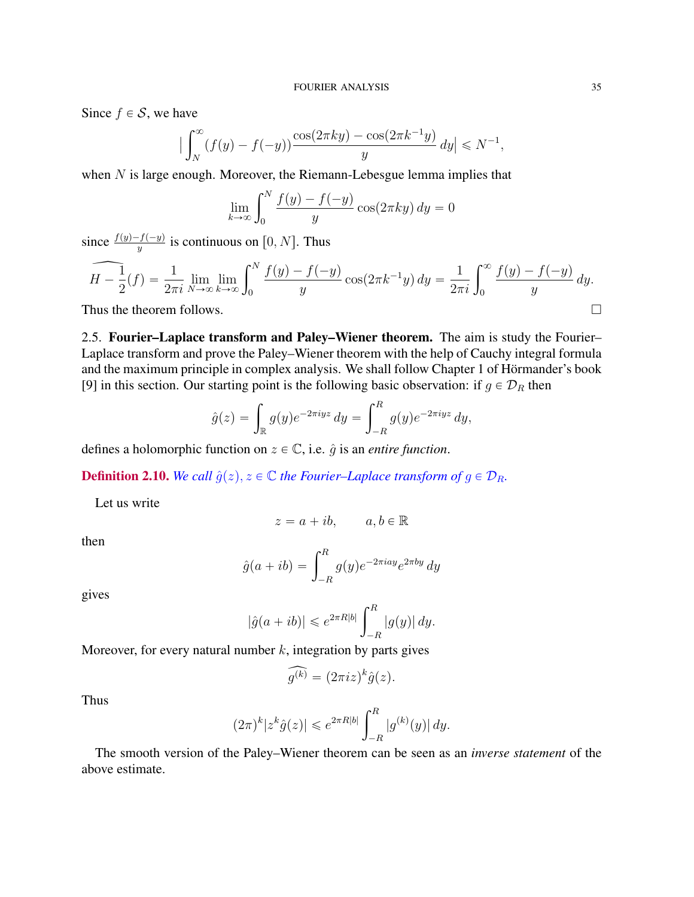Since $f \in \mathcal{S}$, we have

$$\Big| \int_N^\infty (f(y) - f(-y)) \frac{\cos(2\pi k y) - \cos(2\pi k^{-1} y)}{y} \, dy \Big| \leqslant N^{-1},$$

when $N$ is large enough. Moreover, the Riemann-Lebesgue lemma implies that

$$\lim_{k \to \infty} \int_0^N \frac{f(y) - f(-y)}{y} \cos(2\pi k y) \, dy = 0$$

since $\frac{f(y)-f(-y)}{y}$ is continuous on $[0, N]$. Thus

$$\widehat{H - \frac{1}{2}}(f) = \frac{1}{2\pi i} \lim_{N \to \infty} \lim_{k \to \infty} \int_0^N \frac{f(y) - f(-y)}{y} \cos(2\pi k^{-1} y) \, dy = \frac{1}{2\pi i} \int_0^\infty \frac{f(y) - f(-y)}{y} \, dy.$$

Thus the theorem follows. $\square$

## 2.5. Fourier–Laplace transform and Paley–Wiener theorem.

The aim is study the Fourier–Laplace transform and prove the Paley–Wiener theorem with the help of Cauchy integral formula and the maximum principle in complex analysis. We shall follow Chapter 1 of Hörmander's book [9] in this section. Our starting point is the following basic observation: if $g \in \mathcal{D}_R$ then

$$\hat{g}(z) = \int_{\mathbb{R}} g(y) e^{-2\pi i y z} \, dy = \int_{-R}^R g(y) e^{-2\pi i y z} \, dy,$$

defines a holomorphic function on $z \in \mathbb{C}$, i.e. $\hat{g}$ is an *entire function*.

**Definition 2.10.** *We call $\hat{g}(z), z \in \mathbb{C}$ the Fourier–Laplace transform of $g \in \mathcal{D}_R$.*

Let us write

$$z = a + ib, \qquad a, b \in \mathbb{R}$$

then

$$\hat{g}(a + ib) = \int_{-R}^R g(y) e^{-2\pi i a y} e^{2\pi b y} \, dy$$

gives

$$|\hat{g}(a + ib)| \leqslant e^{2\pi R |b|} \int_{-R}^R |g(y)| \, dy.$$

Moreover, for every natural number $k$, integration by parts gives

$$\widehat{g^{(k)}} = (2\pi i z)^k \hat{g}(z).$$

Thus

$$(2\pi)^k |z^k \hat{g}(z)| \leqslant e^{2\pi R |b|} \int_{-R}^R |g^{(k)}(y)| \, dy.$$

The smooth version of the Paley–Wiener theorem can be seen as an *inverse statement* of the above estimate.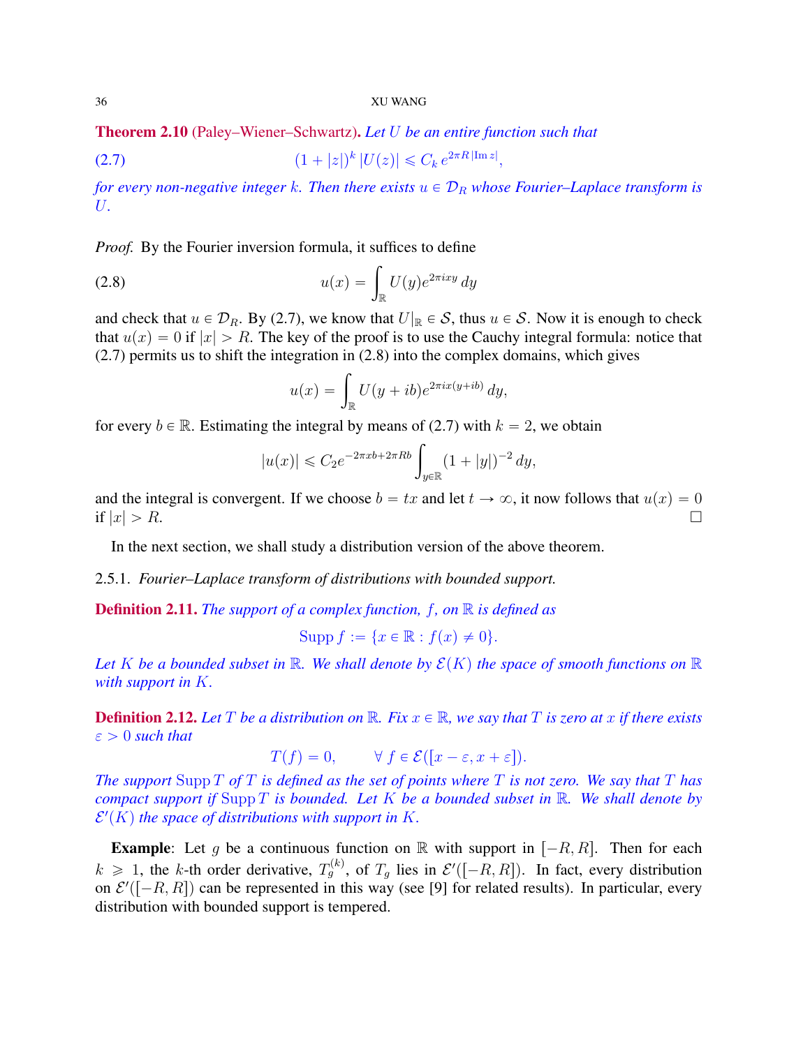**Theorem 2.10** (Paley–Wiener–Schwartz). *Let $U$ be an entire function such that*

$$(1+|z|)^k\, |U(z)| \leqslant C_k\, e^{2\pi R\, |\mathrm{Im}\, z|}, \tag{2.7}$$

*for every non-negative integer $k$. Then there exists $u \in \mathcal{D}_R$ whose Fourier–Laplace transform is $U$.*

*Proof.* By the Fourier inversion formula, it suffices to define

$$u(x) = \int_{\mathbb{R}} U(y) e^{2\pi i x y}\, dy \tag{2.8}$$

and check that $u \in \mathcal{D}_R$. By (2.7), we know that $U|_{\mathbb{R}} \in \mathcal{S}$, thus $u \in \mathcal{S}$. Now it is enough to check that $u(x) = 0$ if $|x| > R$. The key of the proof is to use the Cauchy integral formula: notice that (2.7) permits us to shift the integration in (2.8) into the complex domains, which gives

$$u(x) = \int_{\mathbb{R}} U(y + ib) e^{2\pi i x (y+ib)}\, dy,$$

for every $b \in \mathbb{R}$. Estimating the integral by means of (2.7) with $k = 2$, we obtain

$$|u(x)| \leqslant C_2 e^{-2\pi x b + 2\pi R b} \int_{y \in \mathbb{R}} (1+|y|)^{-2}\, dy,$$

and the integral is convergent. If we choose $b = tx$ and let $t \to \infty$, it now follows that $u(x) = 0$ if $|x| > R$. □

In the next section, we shall study a distribution version of the above theorem.

### 2.5.1. *Fourier–Laplace transform of distributions with bounded support.*

**Definition 2.11.** *The support of a complex function, $f$, on $\mathbb{R}$ is defined as*

$$\mathrm{Supp}\, f := \{x \in \mathbb{R} : f(x) \neq 0\}.$$

*Let $K$ be a bounded subset in $\mathbb{R}$. We shall denote by $\mathcal{E}(K)$ the space of smooth functions on $\mathbb{R}$ with support in $K$.*

**Definition 2.12.** *Let $T$ be a distribution on $\mathbb{R}$. Fix $x \in \mathbb{R}$, we say that $T$ is zero at $x$ if there exists $\varepsilon > 0$ such that*

$$T(f) = 0, \qquad \forall\, f \in \mathcal{E}([x-\varepsilon, x+\varepsilon]).$$

*The support $\mathrm{Supp}\, T$ of $T$ is defined as the set of points where $T$ is not zero. We say that $T$ has compact support if $\mathrm{Supp}\, T$ is bounded. Let $K$ be a bounded subset in $\mathbb{R}$. We shall denote by $\mathcal{E}'(K)$ the space of distributions with support in $K$.*

**Example**: Let $g$ be a continuous function on $\mathbb{R}$ with support in $[-R, R]$. Then for each $k \geqslant 1$, the $k$-th order derivative, $T_g^{(k)}$, of $T_g$ lies in $\mathcal{E}'([-R, R])$. In fact, every distribution on $\mathcal{E}'([-R, R])$ can be represented in this way (see [9] for related results). In particular, every distribution with bounded support is tempered.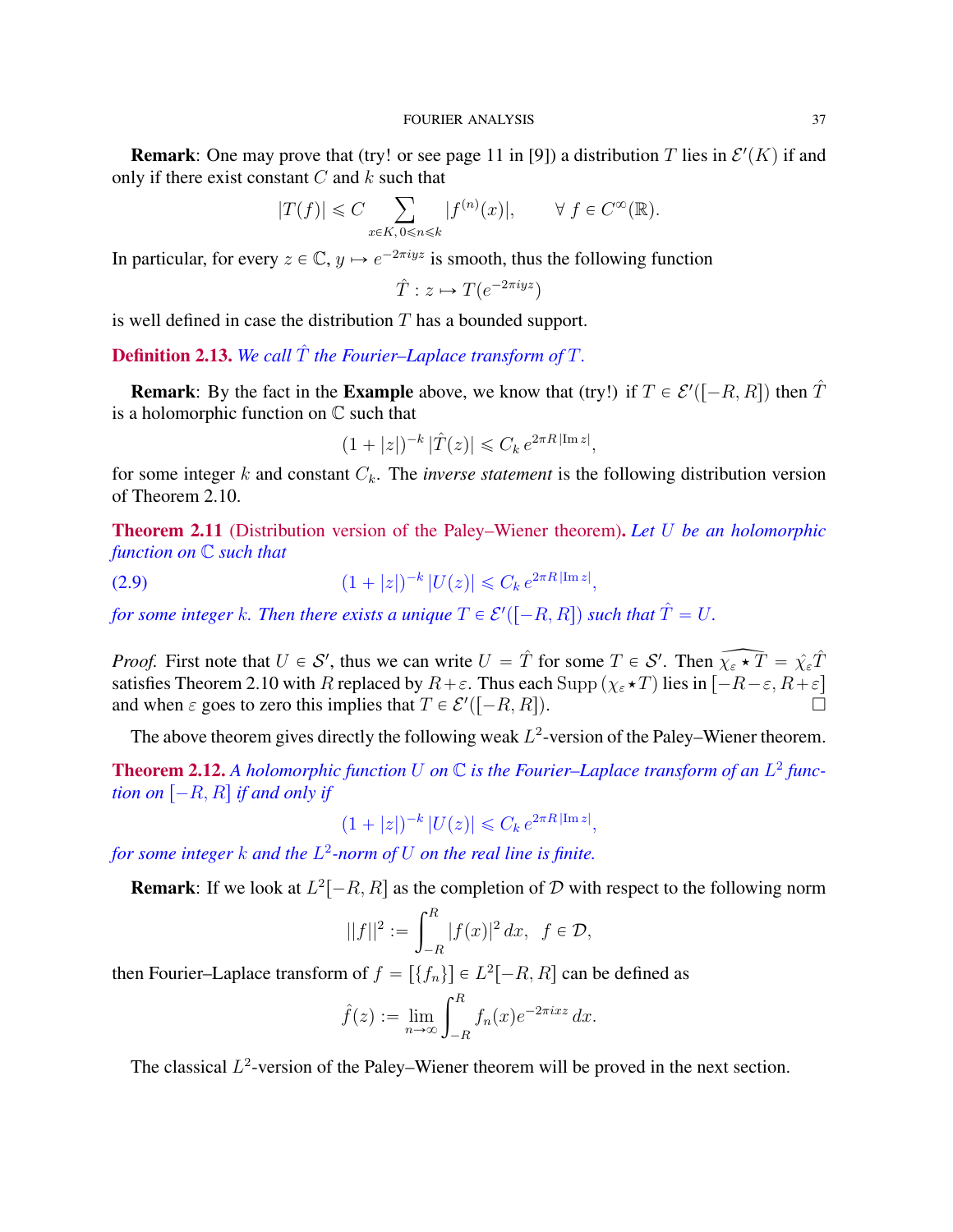**Remark**: One may prove that (try! or see page 11 in [9]) a distribution $T$ lies in $\mathcal{E}'(K)$ if and only if there exist constant $C$ and $k$ such that

$$|T(f)| \leqslant C \sum_{x \in K,\, 0 \leqslant n \leqslant k} |f^{(n)}(x)|, \qquad \forall\, f \in C^\infty(\mathbb{R}).$$

In particular, for every $z \in \mathbb{C}$, $y \mapsto e^{-2\pi i y z}$ is smooth, thus the following function

$$\hat{T} : z \mapsto T(e^{-2\pi i y z})$$

is well defined in case the distribution $T$ has a bounded support.

**Definition 2.13.** *We call $\hat{T}$ the Fourier–Laplace transform of $T$.*

**Remark**: By the fact in the **Example** above, we know that (try!) if $T \in \mathcal{E}'([-R, R])$ then $\hat{T}$ is a holomorphic function on $\mathbb{C}$ such that

$$(1 + |z|)^{-k}\, |\hat{T}(z)| \leqslant C_k\, e^{2\pi R\, |\mathrm{Im}\, z|},$$

for some integer $k$ and constant $C_k$. The *inverse statement* is the following distribution version of Theorem 2.10.

**Theorem 2.11** (Distribution version of the Paley–Wiener theorem)**.** *Let $U$ be an holomorphic function on $\mathbb{C}$ such that*

$$(1 + |z|)^{-k}\, |U(z)| \leqslant C_k\, e^{2\pi R\, |\mathrm{Im}\, z|}, \tag{2.9}$$

*for some integer $k$. Then there exists a unique $T \in \mathcal{E}'([-R, R])$ such that $\hat{T} = U$.*

*Proof.* First note that $U \in \mathcal{S}'$, thus we can write $U = \hat{T}$ for some $T \in \mathcal{S}'$. Then $\widehat{\chi_\varepsilon \star T} = \hat{\chi}_\varepsilon \hat{T}$ satisfies Theorem 2.10 with $R$ replaced by $R + \varepsilon$. Thus each $\mathrm{Supp}\,(\chi_\varepsilon \star T)$ lies in $[-R-\varepsilon, R+\varepsilon]$ and when $\varepsilon$ goes to zero this implies that $T \in \mathcal{E}'([-R, R])$. $\square$

The above theorem gives directly the following weak $L^2$-version of the Paley–Wiener theorem.

**Theorem 2.12.** *A holomorphic function $U$ on $\mathbb{C}$ is the Fourier–Laplace transform of an $L^2$ function on $[-R, R]$ if and only if*

$$(1 + |z|)^{-k}\, |U(z)| \leqslant C_k\, e^{2\pi R\, |\mathrm{Im}\, z|},$$

*for some integer $k$ and the $L^2$-norm of $U$ on the real line is finite.*

**Remark**: If we look at $L^2[-R, R]$ as the completion of $\mathcal{D}$ with respect to the following norm

$$||f||^2 := \int_{-R}^{R} |f(x)|^2 \, dx, \quad f \in \mathcal{D},$$

then Fourier–Laplace transform of $f = [\{f_n\}] \in L^2[-R, R]$ can be defined as

$$\hat{f}(z) := \lim_{n \to \infty} \int_{-R}^{R} f_n(x) e^{-2\pi i x z} \, dx.$$

The classical $L^2$-version of the Paley–Wiener theorem will be proved in the next section.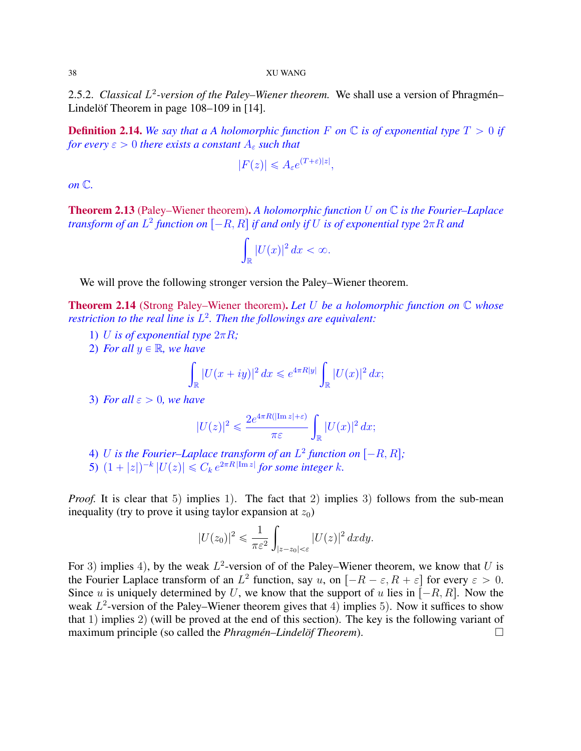2.5.2. *Classical $L^2$-version of the Paley–Wiener theorem.* We shall use a version of Phragmén–Lindelöf Theorem in page 108–109 in [14].

**Definition 2.14.** *We say that a A holomorphic function $F$ on $\mathbb{C}$ is of exponential type $T > 0$ if for every $\varepsilon > 0$ there exists a constant $A_\varepsilon$ such that*

$$|F(z)| \leqslant A_\varepsilon e^{(T+\varepsilon)|z|},$$

*on $\mathbb{C}$.*

**Theorem 2.13** (Paley–Wiener theorem)**.** *A holomorphic function $U$ on $\mathbb{C}$ is the Fourier–Laplace transform of an $L^2$ function on $[-R, R]$ if and only if $U$ is of exponential type $2\pi R$ and*

$$\int_{\mathbb{R}} |U(x)|^2 \, dx < \infty.$$

We will prove the following stronger version the Paley–Wiener theorem.

**Theorem 2.14** (Strong Paley–Wiener theorem)**.** *Let $U$ be a holomorphic function on $\mathbb{C}$ whose restriction to the real line is $L^2$. Then the followings are equivalent:*

1) *$U$ is of exponential type $2\pi R$;*
2) *For all $y \in \mathbb{R}$, we have*
$$\int_{\mathbb{R}} |U(x+iy)|^2 \, dx \leqslant e^{4\pi R|y|} \int_{\mathbb{R}} |U(x)|^2 \, dx;$$
3) *For all $\varepsilon > 0$, we have*
$$|U(z)|^2 \leqslant \frac{2e^{4\pi R(|\mathrm{Im}\, z| + \varepsilon)}}{\pi \varepsilon} \int_{\mathbb{R}} |U(x)|^2 \, dx;$$
4) *$U$ is the Fourier–Laplace transform of an $L^2$ function on $[-R, R]$;*
5) *$(1+|z|)^{-k} |U(z)| \leqslant C_k \, e^{2\pi R |\mathrm{Im}\, z|}$ for some integer $k$.*

*Proof.* It is clear that 5) implies 1). The fact that 2) implies 3) follows from the sub-mean inequality (try to prove it using taylor expansion at $z_0$)

$$|U(z_0)|^2 \leqslant \frac{1}{\pi \varepsilon^2} \int_{|z-z_0|<\varepsilon} |U(z)|^2 \, dxdy.$$

For 3) implies 4), by the weak $L^2$-version of of the Paley–Wiener theorem, we know that $U$ is the Fourier Laplace transform of an $L^2$ function, say $u$, on $[-R-\varepsilon, R+\varepsilon]$ for every $\varepsilon > 0$. Since $u$ is uniquely determined by $U$, we know that the support of $u$ lies in $[-R, R]$. Now the weak $L^2$-version of the Paley–Wiener theorem gives that 4) implies 5). Now it suffices to show that 1) implies 2) (will be proved at the end of this section). The key is the following variant of maximum principle (so called the *Phragmén–Lindelöf Theorem*). □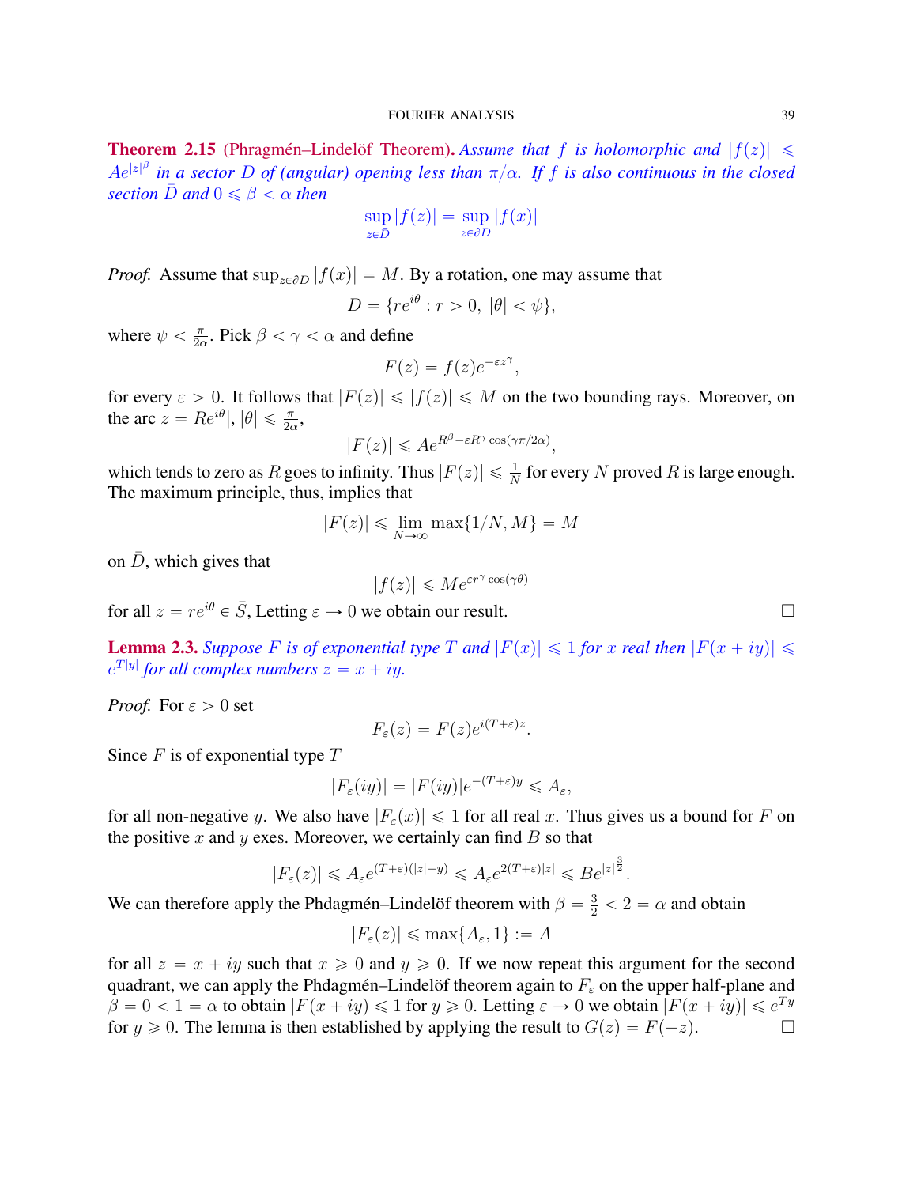**Theorem 2.15** (Phragmén–Lindelöf Theorem). *Assume that $f$ is holomorphic and $|f(z)| \leqslant Ae^{|z|^\beta}$ in a sector $D$ of (angular) opening less than $\pi/\alpha$. If $f$ is also continuous in the closed section $\bar{D}$ and $0 \leqslant \beta < \alpha$ then*

$$\sup_{z\in\bar{D}} |f(z)| = \sup_{z\in\partial D} |f(x)|$$

*Proof.* Assume that $\sup_{z\in\partial D} |f(x)| = M$. By a rotation, one may assume that

$$D = \{re^{i\theta} : r > 0,\ |\theta| < \psi\},$$

where $\psi < \frac{\pi}{2\alpha}$. Pick $\beta < \gamma < \alpha$ and define

$$F(z) = f(z)e^{-\varepsilon z^\gamma},$$

for every $\varepsilon > 0$. It follows that $|F(z)| \leqslant |f(z)| \leqslant M$ on the two bounding rays. Moreover, on the arc $z = Re^{i\theta}|$, $|\theta| \leqslant \frac{\pi}{2\alpha}$,

$$|F(z)| \leqslant Ae^{R^\beta - \varepsilon R^\gamma \cos(\gamma\pi/2\alpha)},$$

which tends to zero as $R$ goes to infinity. Thus $|F(z)| \leqslant \frac{1}{N}$ for every $N$ proved $R$ is large enough. The maximum principle, thus, implies that

$$|F(z)| \leqslant \lim_{N\to\infty} \max\{1/N, M\} = M$$

on $\bar{D}$, which gives that

$$|f(z)| \leqslant Me^{\varepsilon r^\gamma \cos(\gamma\theta)}$$

for all $z = re^{i\theta} \in \bar{S}$, Letting $\varepsilon \to 0$ we obtain our result. ☐

**Lemma 2.3.** *Suppose $F$ is of exponential type $T$ and $|F(x)| \leqslant 1$ for $x$ real then $|F(x+iy)| \leqslant e^{T|y|}$ for all complex numbers $z = x + iy$.*

*Proof.* For $\varepsilon > 0$ set

$$F_\varepsilon(z) = F(z)e^{i(T+\varepsilon)z}.$$

Since $F$ is of exponential type $T$

$$|F_\varepsilon(iy)| = |F(iy)|e^{-(T+\varepsilon)y} \leqslant A_\varepsilon,$$

for all non-negative $y$. We also have $|F_\varepsilon(x)| \leqslant 1$ for all real $x$. Thus gives us a bound for $F$ on the positive $x$ and $y$ exes. Moreover, we certainly can find $B$ so that

$$|F_\varepsilon(z)| \leqslant A_\varepsilon e^{(T+\varepsilon)(|z|-y)} \leqslant A_\varepsilon e^{2(T+\varepsilon)|z|} \leqslant Be^{|z|^{\frac{3}{2}}}.$$

We can therefore apply the Phdagmén–Lindelöf theorem with $\beta = \frac{3}{2} < 2 = \alpha$ and obtain

$$|F_\varepsilon(z)| \leqslant \max\{A_\varepsilon, 1\} := A$$

for all $z = x + iy$ such that $x \geqslant 0$ and $y \geqslant 0$. If we now repeat this argument for the second quadrant, we can apply the Phdagmén–Lindelöf theorem again to $F_\varepsilon$ on the upper half-plane and $\beta = 0 < 1 = \alpha$ to obtain $|F(x+iy)| \leqslant 1$ for $y \geqslant 0$. Letting $\varepsilon \to 0$ we obtain $|F(x+iy)| \leqslant e^{Ty}$ for $y \geqslant 0$. The lemma is then established by applying the result to $G(z) = F(-z)$. ☐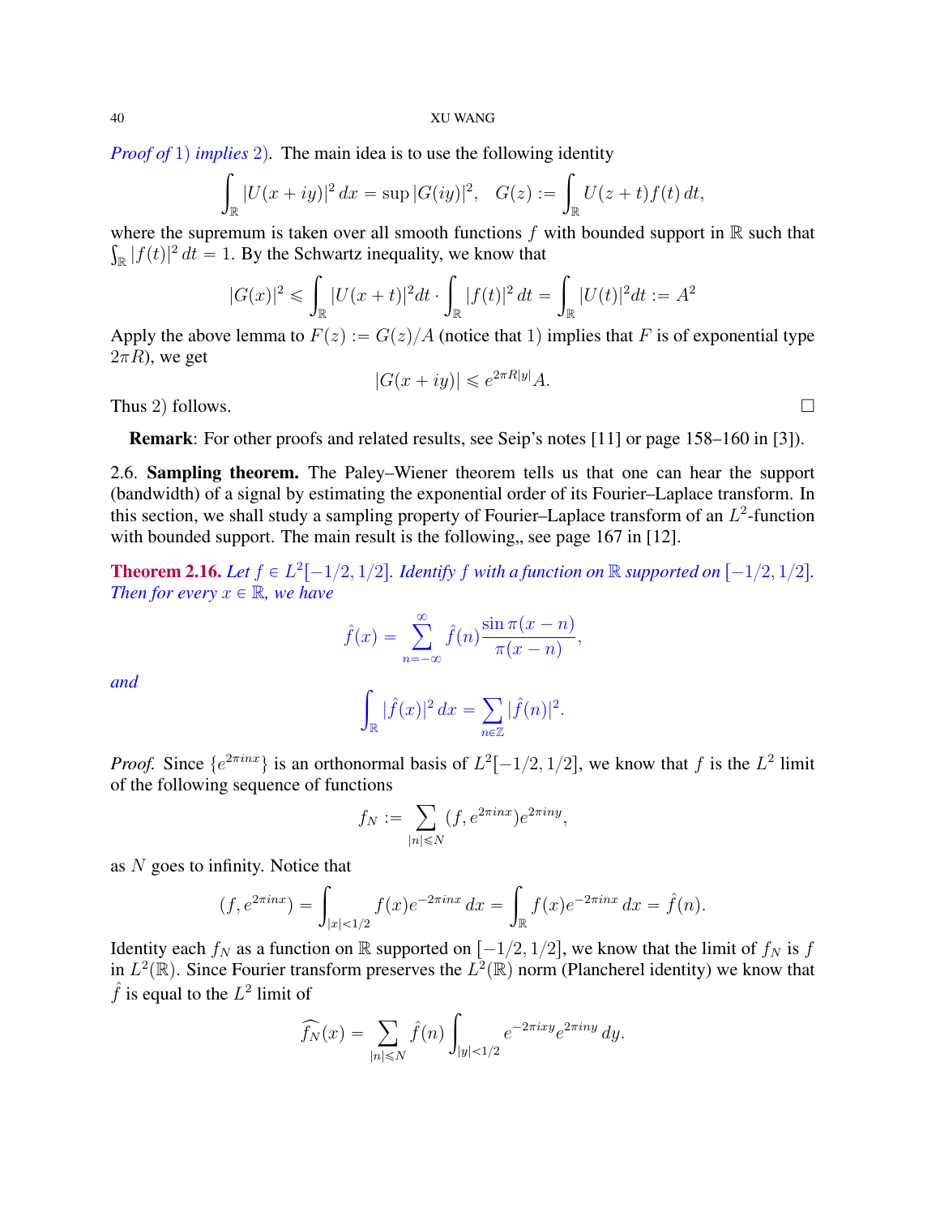*Proof of* 1) *implies* 2). The main idea is to use the following identity

$$\int_{\mathbb{R}} |U(x+iy)|^2\, dx = \sup |G(iy)|^2, \quad G(z) := \int_{\mathbb{R}} U(z+t) f(t)\, dt,$$

where the supremum is taken over all smooth functions $f$ with bounded support in $\mathbb{R}$ such that $\int_{\mathbb{R}} |f(t)|^2\, dt = 1$. By the Schwartz inequality, we know that

$$|G(x)|^2 \leqslant \int_{\mathbb{R}} |U(x+t)|^2 dt \cdot \int_{\mathbb{R}} |f(t)|^2\, dt = \int_{\mathbb{R}} |U(t)|^2 dt := A^2$$

Apply the above lemma to $F(z) := G(z)/A$ (notice that 1) implies that $F$ is of exponential type $2\pi R$), we get

$$|G(x+iy)| \leqslant e^{2\pi R|y|} A.$$

Thus 2) follows. $\square$

**Remark**: For other proofs and related results, see Seip's notes [11] or page 158–160 in [3]).

2.6. **Sampling theorem.** The Paley–Wiener theorem tells us that one can hear the support (bandwidth) of a signal by estimating the exponential order of its Fourier–Laplace transform. In this section, we shall study a sampling property of Fourier–Laplace transform of an $L^2$-function with bounded support. The main result is the following,, see page 167 in [12].

**Theorem 2.16.** *Let $f \in L^2[-1/2, 1/2]$. Identify $f$ with a function on $\mathbb{R}$ supported on $[-1/2, 1/2]$. Then for every $x \in \mathbb{R}$, we have*

$$\hat{f}(x) = \sum_{n=-\infty}^{\infty} \hat{f}(n) \frac{\sin \pi(x-n)}{\pi(x-n)},$$

*and*

$$\int_{\mathbb{R}} |\hat{f}(x)|^2\, dx = \sum_{n\in\mathbb{Z}} |\hat{f}(n)|^2.$$

*Proof.* Since $\{e^{2\pi i n x}\}$ is an orthonormal basis of $L^2[-1/2, 1/2]$, we know that $f$ is the $L^2$ limit of the following sequence of functions

$$f_N := \sum_{|n|\leqslant N} (f, e^{2\pi i n x}) e^{2\pi i n y},$$

as $N$ goes to infinity. Notice that

$$(f, e^{2\pi i n x}) = \int_{|x|<1/2} f(x) e^{-2\pi i n x}\, dx = \int_{\mathbb{R}} f(x) e^{-2\pi i n x}\, dx = \hat{f}(n).$$

Identity each $f_N$ as a function on $\mathbb{R}$ supported on $[-1/2, 1/2]$, we know that the limit of $f_N$ is $f$ in $L^2(\mathbb{R})$. Since Fourier transform preserves the $L^2(\mathbb{R})$ norm (Plancherel identity) we know that $\hat{f}$ is equal to the $L^2$ limit of

$$\widehat{f_N}(x) = \sum_{|n|\leqslant N} \hat{f}(n) \int_{|y|<1/2} e^{-2\pi i x y} e^{2\pi i n y}\, dy.$$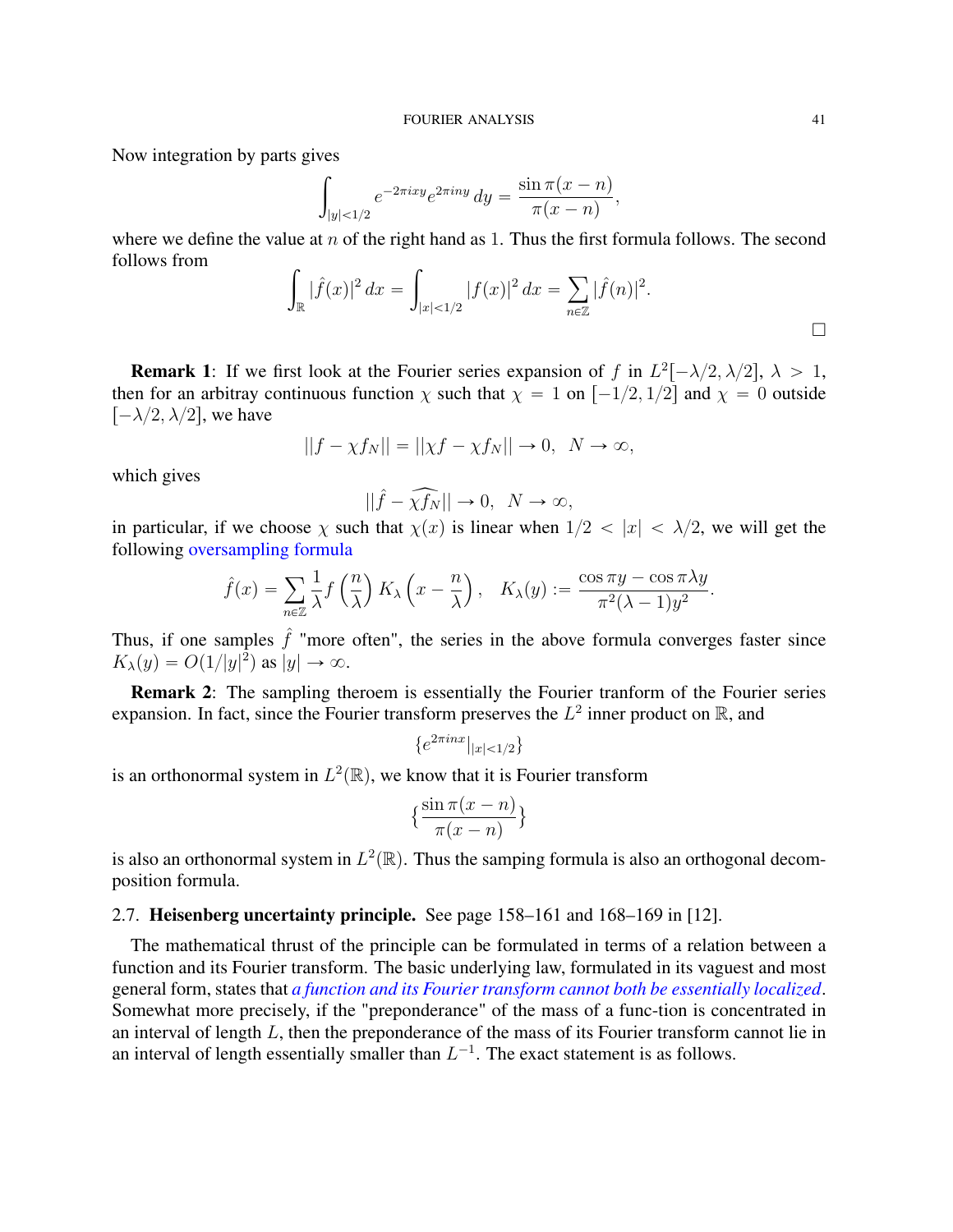Now integration by parts gives

$$\int_{|y|<1/2} e^{-2\pi ixy} e^{2\pi iny}\, dy = \frac{\sin \pi(x-n)}{\pi(x-n)},$$

where we define the value at $n$ of the right hand as 1. Thus the first formula follows. The second follows from

$$\int_{\mathbb{R}} |\hat{f}(x)|^2\, dx = \int_{|x|<1/2} |f(x)|^2\, dx = \sum_{n\in\mathbb{Z}} |\hat{f}(n)|^2.$$

□

**Remark 1**: If we first look at the Fourier series expansion of $f$ in $L^2[-\lambda/2, \lambda/2]$, $\lambda > 1$, then for an arbitray continuous function $\chi$ such that $\chi = 1$ on $[-1/2, 1/2]$ and $\chi = 0$ outside $[-\lambda/2, \lambda/2]$, we have

$$||f - \chi f_N|| = ||\chi f - \chi f_N|| \to 0, \quad N \to \infty,$$

which gives

$$||\hat{f} - \widehat{\chi f_N}|| \to 0, \quad N \to \infty,$$

in particular, if we choose $\chi$ such that $\chi(x)$ is linear when $1/2 < |x| < \lambda/2$, we will get the following oversampling formula

$$\hat{f}(x) = \sum_{n\in\mathbb{Z}} \frac{1}{\lambda} f\left(\frac{n}{\lambda}\right) K_\lambda\left(x - \frac{n}{\lambda}\right), \quad K_\lambda(y) := \frac{\cos \pi y - \cos \pi\lambda y}{\pi^2(\lambda-1)y^2}.$$

Thus, if one samples $\hat{f}$ "more often", the series in the above formula converges faster since $K_\lambda(y) = O(1/|y|^2)$ as $|y| \to \infty$.

**Remark 2**: The sampling theroem is essentially the Fourier tranform of the Fourier series expansion. In fact, since the Fourier transform preserves the $L^2$ inner product on $\mathbb{R}$, and

$$\{e^{2\pi inx}|_{|x|<1/2}\}$$

is an orthonormal system in $L^2(\mathbb{R})$, we know that it is Fourier transform

$$\{\frac{\sin \pi(x-n)}{\pi(x-n)}\}$$

is also an orthonormal system in $L^2(\mathbb{R})$. Thus the samping formula is also an orthogonal decomposition formula.

### 2.7. **Heisenberg uncertainty principle.** See page 158–161 and 168–169 in [12].

The mathematical thrust of the principle can be formulated in terms of a relation between a function and its Fourier transform. The basic underlying law, formulated in its vaguest and most general form, states that *a function and its Fourier transform cannot both be essentially localized*. Somewhat more precisely, if the "preponderance" of the mass of a func-tion is concentrated in an interval of length $L$, then the preponderance of the mass of its Fourier transform cannot lie in an interval of length essentially smaller than $L^{-1}$. The exact statement is as follows.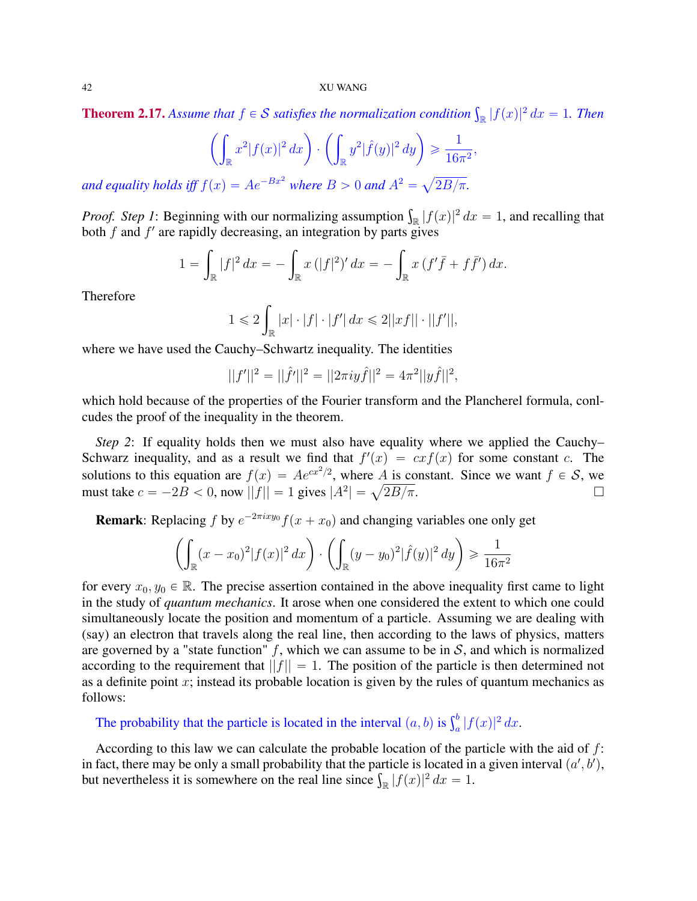**Theorem 2.17.** *Assume that $f \in \mathcal{S}$ satisfies the normalization condition $\int_{\mathbb{R}} |f(x)|^2\, dx = 1$. Then*

$$\left(\int_{\mathbb{R}} x^2 |f(x)|^2\, dx\right) \cdot \left(\int_{\mathbb{R}} y^2 |\hat{f}(y)|^2\, dy\right) \geqslant \frac{1}{16\pi^2},$$

*and equality holds iff $f(x) = Ae^{-Bx^2}$ where $B > 0$ and $A^2 = \sqrt{2B/\pi}$.*

*Proof. Step 1*: Beginning with our normalizing assumption $\int_{\mathbb{R}} |f(x)|^2\, dx = 1$, and recalling that both $f$ and $f'$ are rapidly decreasing, an integration by parts gives

$$1 = \int_{\mathbb{R}} |f|^2\, dx = -\int_{\mathbb{R}} x\,(|f|^2)'\, dx = -\int_{\mathbb{R}} x\,(f'\bar{f} + f\bar{f}')\, dx.$$

Therefore

$$1 \leqslant 2\int_{\mathbb{R}} |x| \cdot |f| \cdot |f'|\, dx \leqslant 2||xf|| \cdot ||f'||,$$

where we have used the Cauchy–Schwartz inequality. The identities

$$||f'||^2 = ||\hat{f'}||^2 = ||2\pi i y \hat{f}||^2 = 4\pi^2 ||y\hat{f}||^2,$$

which hold because of the properties of the Fourier transform and the Plancherel formula, conlcudes the proof of the inequality in the theorem.

*Step 2*: If equality holds then we must also have equality where we applied the Cauchy–Schwarz inequality, and as a result we find that $f'(x) = cxf(x)$ for some constant $c$. The solutions to this equation are $f(x) = Ae^{cx^2/2}$, where $A$ is constant. Since we want $f \in \mathcal{S}$, we must take $c = -2B < 0$, now $||f|| = 1$ gives $|A^2| = \sqrt{2B/\pi}$. □

**Remark**: Replacing $f$ by $e^{-2\pi i x y_0} f(x + x_0)$ and changing variables one only get

$$\left(\int_{\mathbb{R}} (x - x_0)^2 |f(x)|^2\, dx\right) \cdot \left(\int_{\mathbb{R}} (y - y_0)^2 |\hat{f}(y)|^2\, dy\right) \geqslant \frac{1}{16\pi^2}$$

for every $x_0, y_0 \in \mathbb{R}$. The precise assertion contained in the above inequality first came to light in the study of *quantum mechanics*. It arose when one considered the extent to which one could simultaneously locate the position and momentum of a particle. Assuming we are dealing with (say) an electron that travels along the real line, then according to the laws of physics, matters are governed by a "state function" $f$, which we can assume to be in $\mathcal{S}$, and which is normalized according to the requirement that $||f|| = 1$. The position of the particle is then determined not as a definite point $x$; instead its probable location is given by the rules of quantum mechanics as follows:

The probability that the particle is located in the interval $(a, b)$ is $\int_a^b |f(x)|^2\, dx$.

According to this law we can calculate the probable location of the particle with the aid of $f$: in fact, there may be only a small probability that the particle is located in a given interval $(a', b')$, but nevertheless it is somewhere on the real line since $\int_{\mathbb{R}} |f(x)|^2\, dx = 1$.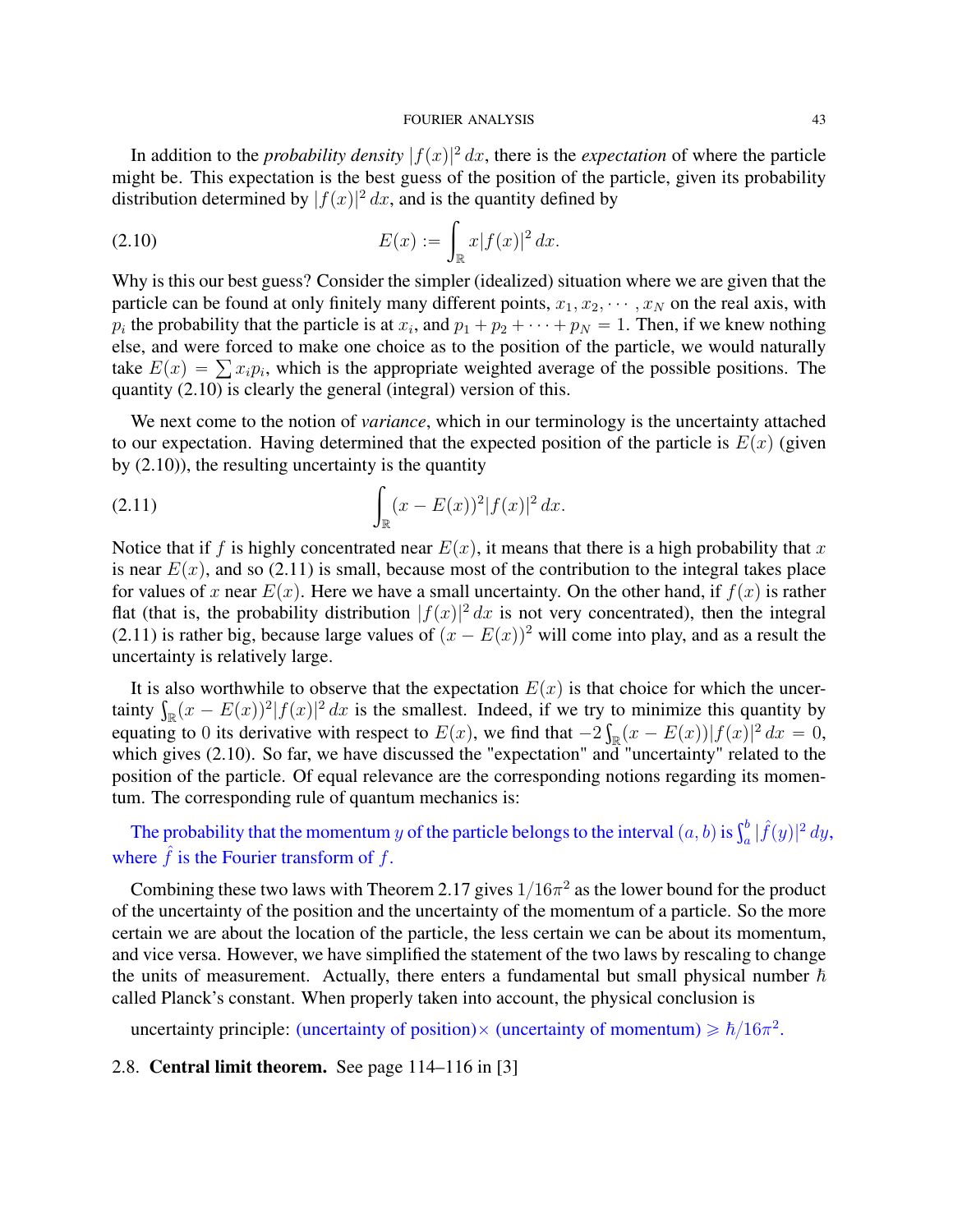In addition to the *probability density* $|f(x)|^2\,dx$, there is the *expectation* of where the particle might be. This expectation is the best guess of the position of the particle, given its probability distribution determined by $|f(x)|^2\,dx$, and is the quantity defined by

$$E(x) := \int_{\mathbb{R}} x|f(x)|^2\,dx. \tag{2.10}$$

Why is this our best guess? Consider the simpler (idealized) situation where we are given that the particle can be found at only finitely many different points, $x_1, x_2, \cdots, x_N$ on the real axis, with $p_i$ the probability that the particle is at $x_i$, and $p_1 + p_2 + \cdots + p_N = 1$. Then, if we knew nothing else, and were forced to make one choice as to the position of the particle, we would naturally take $E(x) = \sum x_i p_i$, which is the appropriate weighted average of the possible positions. The quantity (2.10) is clearly the general (integral) version of this.

We next come to the notion of *variance*, which in our terminology is the uncertainty attached to our expectation. Having determined that the expected position of the particle is $E(x)$ (given by (2.10)), the resulting uncertainty is the quantity

$$\int_{\mathbb{R}} (x - E(x))^2 |f(x)|^2\,dx. \tag{2.11}$$

Notice that if $f$ is highly concentrated near $E(x)$, it means that there is a high probability that $x$ is near $E(x)$, and so (2.11) is small, because most of the contribution to the integral takes place for values of $x$ near $E(x)$. Here we have a small uncertainty. On the other hand, if $f(x)$ is rather flat (that is, the probability distribution $|f(x)|^2\,dx$ is not very concentrated), then the integral (2.11) is rather big, because large values of $(x - E(x))^2$ will come into play, and as a result the uncertainty is relatively large.

It is also worthwhile to observe that the expectation $E(x)$ is that choice for which the uncertainty $\int_{\mathbb{R}}(x - E(x))^2|f(x)|^2\,dx$ is the smallest. Indeed, if we try to minimize this quantity by equating to $0$ its derivative with respect to $E(x)$, we find that $-2\int_{\mathbb{R}}(x - E(x))|f(x)|^2\,dx = 0$, which gives (2.10). So far, we have discussed the "expectation" and "uncertainty" related to the position of the particle. Of equal relevance are the corresponding notions regarding its momentum. The corresponding rule of quantum mechanics is:

The probability that the momentum $y$ of the particle belongs to the interval $(a, b)$ is $\int_a^b |\hat{f}(y)|^2\,dy$, where $\hat{f}$ is the Fourier transform of $f$.

Combining these two laws with Theorem 2.17 gives $1/16\pi^2$ as the lower bound for the product of the uncertainty of the position and the uncertainty of the momentum of a particle. So the more certain we are about the location of the particle, the less certain we can be about its momentum, and vice versa. However, we have simplified the statement of the two laws by rescaling to change the units of measurement. Actually, there enters a fundamental but small physical number $\hbar$ called Planck's constant. When properly taken into account, the physical conclusion is

uncertainty principle: (uncertainty of position)$\times$ (uncertainty of momentum) $\geqslant \hbar/16\pi^2$.

## 2.8. **Central limit theorem.** See page 114–116 in [3]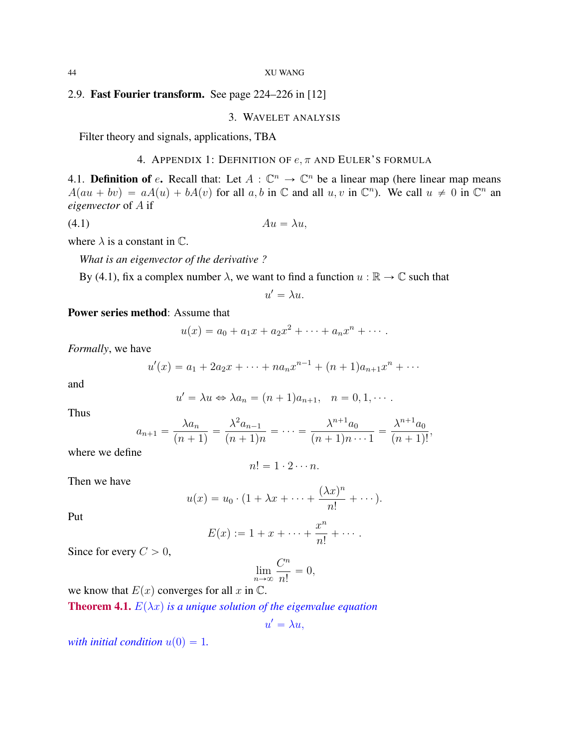### 2.9. **Fast Fourier transform.** See page 224–226 in [12]

## 3. Wavelet analysis

Filter theory and signals, applications, TBA

## 4. Appendix 1: Definition of $e, \pi$ and Euler's formula

### 4.1. **Definition of $e$.** 

Recall that: Let $A : \mathbb{C}^n \to \mathbb{C}^n$ be a linear map (here linear map means $A(au + bv) = aA(u) + bA(v)$ for all $a, b$ in $\mathbb{C}$ and all $u, v$ in $\mathbb{C}^n$). We call $u \neq 0$ in $\mathbb{C}^n$ an *eigenvector* of $A$ if

$$Au = \lambda u, \tag{4.1}$$

where $\lambda$ is a constant in $\mathbb{C}$.

*What is an eigenvector of the derivative ?*

By (4.1), fix a complex number $\lambda$, we want to find a function $u : \mathbb{R} \to \mathbb{C}$ such that

$$u' = \lambda u.$$

**Power series method**: Assume that

$$u(x) = a_0 + a_1 x + a_2 x^2 + \cdots + a_n x^n + \cdots .$$

*Formally*, we have

$$u'(x) = a_1 + 2a_2 x + \cdots + n a_n x^{n-1} + (n+1) a_{n+1} x^n + \cdots$$

and

$$u' = \lambda u \Leftrightarrow \lambda a_n = (n+1) a_{n+1}, \quad n = 0, 1, \cdots .$$

Thus

$$a_{n+1} = \frac{\lambda a_n}{(n+1)} = \frac{\lambda^2 a_{n-1}}{(n+1)n} = \cdots = \frac{\lambda^{n+1} a_0}{(n+1)n \cdots 1} = \frac{\lambda^{n+1} a_0}{(n+1)!},$$

where we define

$$n! = 1 \cdot 2 \cdots n.$$

Then we have

$$u(x) = u_0 \cdot (1 + \lambda x + \cdots + \frac{(\lambda x)^n}{n!} + \cdots).$$

Put

$$E(x) := 1 + x + \cdots + \frac{x^n}{n!} + \cdots .$$

Since for every $C > 0$,

$$\lim_{n \to \infty} \frac{C^n}{n!} = 0,$$

we know that $E(x)$ converges for all $x$ in $\mathbb{C}$.

**Theorem 4.1.** *$E(\lambda x)$ is a unique solution of the eigenvalue equation*

$$u' = \lambda u,$$

*with initial condition $u(0) = 1$.*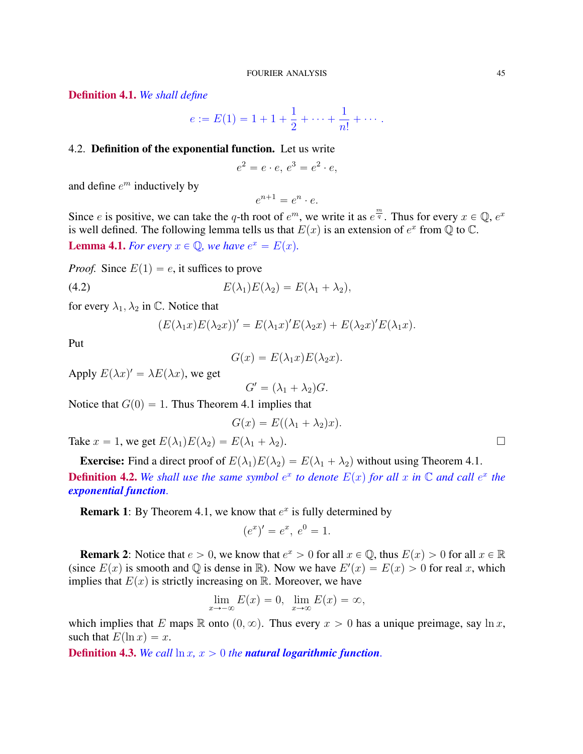**Definition 4.1.** *We shall define*

$$e := E(1) = 1 + 1 + \frac{1}{2} + \cdots + \frac{1}{n!} + \cdots.$$

### 4.2. Definition of the exponential function.

Let us write

$$e^2 = e \cdot e,\ e^3 = e^2 \cdot e,$$

and define $e^m$ inductively by

$$e^{n+1} = e^n \cdot e.$$

Since $e$ is positive, we can take the $q$-th root of $e^m$, we write it as $e^{\frac{m}{q}}$. Thus for every $x \in \mathbb{Q}$, $e^x$ is well defined. The following lemma tells us that $E(x)$ is an extension of $e^x$ from $\mathbb{Q}$ to $\mathbb{C}$.

**Lemma 4.1.** *For every $x \in \mathbb{Q}$, we have $e^x = E(x)$.*

*Proof.* Since $E(1) = e$, it suffices to prove

$$E(\lambda_1)E(\lambda_2) = E(\lambda_1 + \lambda_2), \tag{4.2}$$

for every $\lambda_1, \lambda_2$ in $\mathbb{C}$. Notice that

$$(E(\lambda_1 x)E(\lambda_2 x))' = E(\lambda_1 x)' E(\lambda_2 x) + E(\lambda_2 x)' E(\lambda_1 x).$$

Put

$$G(x) = E(\lambda_1 x)E(\lambda_2 x).$$

Apply $E(\lambda x)' = \lambda E(\lambda x)$, we get

$$G' = (\lambda_1 + \lambda_2)G.$$

Notice that $G(0) = 1$. Thus Theorem 4.1 implies that

$$G(x) = E((\lambda_1 + \lambda_2)x).$$

Take $x = 1$, we get $E(\lambda_1)E(\lambda_2) = E(\lambda_1 + \lambda_2)$. $\square$

**Exercise:** Find a direct proof of $E(\lambda_1)E(\lambda_2) = E(\lambda_1 + \lambda_2)$ without using Theorem 4.1.

**Definition 4.2.** *We shall use the same symbol $e^x$ to denote $E(x)$ for all $x$ in $\mathbb{C}$ and call $e^x$ the **exponential function**.*

**Remark 1**: By Theorem 4.1, we know that $e^x$ is fully determined by

$$(e^x)' = e^x,\ e^0 = 1.$$

**Remark 2**: Notice that $e > 0$, we know that $e^x > 0$ for all $x \in \mathbb{Q}$, thus $E(x) > 0$ for all $x \in \mathbb{R}$ (since $E(x)$ is smooth and $\mathbb{Q}$ is dense in $\mathbb{R}$). Now we have $E'(x) = E(x) > 0$ for real $x$, which implies that $E(x)$ is strictly increasing on $\mathbb{R}$. Moreover, we have

$$\lim_{x \to -\infty} E(x) = 0,\ \lim_{x \to \infty} E(x) = \infty,$$

which implies that $E$ maps $\mathbb{R}$ onto $(0, \infty)$. Thus every $x > 0$ has a unique preimage, say $\ln x$, such that $E(\ln x) = x$.

**Definition 4.3.** *We call $\ln x$, $x > 0$ the **natural logarithmic function**.*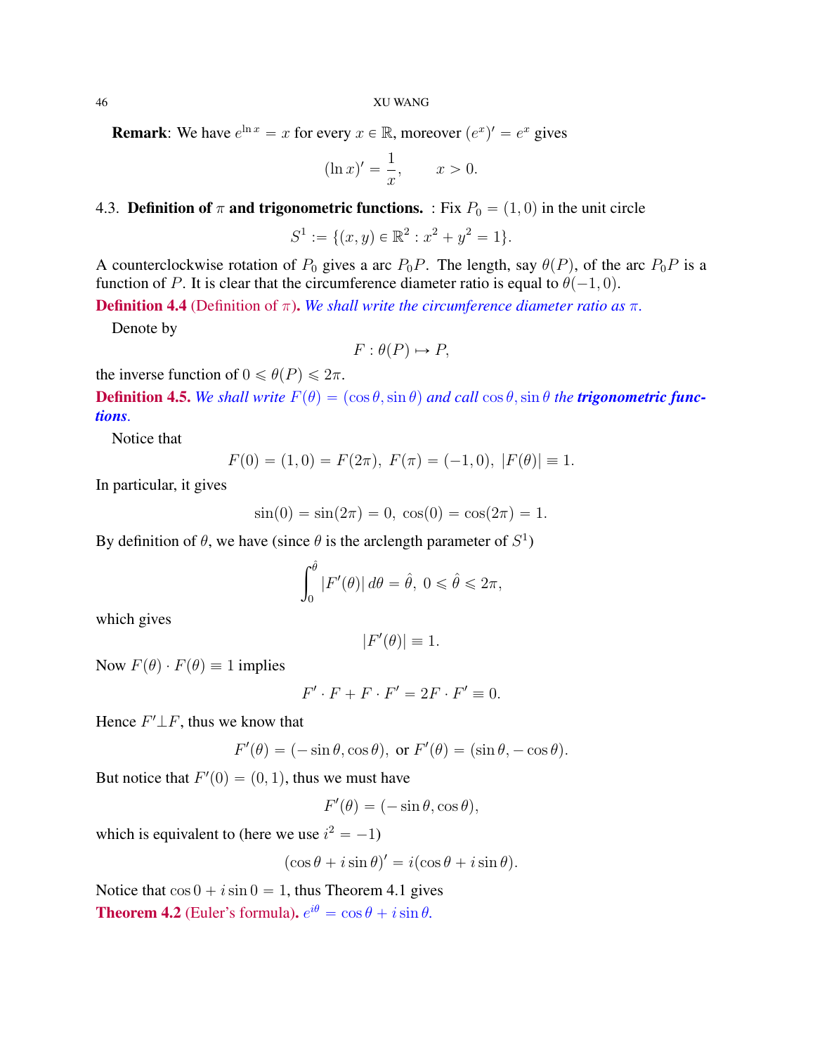**Remark**: We have $e^{\ln x} = x$ for every $x \in \mathbb{R}$, moreover $(e^x)' = e^x$ gives

$$(\ln x)' = \frac{1}{x}, \qquad x > 0.$$

### 4.3. Definition of $\pi$ and trigonometric functions.

: Fix $P_0 = (1, 0)$ in the unit circle

$$S^1 := \{(x, y) \in \mathbb{R}^2 : x^2 + y^2 = 1\}.$$

A counterclockwise rotation of $P_0$ gives a arc $P_0P$. The length, say $\theta(P)$, of the arc $P_0P$ is a function of $P$. It is clear that the circumference diameter ratio is equal to $\theta(-1, 0)$.

**Definition 4.4** (Definition of $\pi$). *We shall write the circumference diameter ratio as $\pi$.*

Denote by

$$F : \theta(P) \mapsto P,$$

the inverse function of $0 \leqslant \theta(P) \leqslant 2\pi$.

**Definition 4.5.** *We shall write $F(\theta) = (\cos\theta, \sin\theta)$ and call $\cos\theta, \sin\theta$ the* ***trigonometric functions****.*

Notice that

$$F(0) = (1, 0) = F(2\pi), \; F(\pi) = (-1, 0), \; |F(\theta)| \equiv 1.$$

In particular, it gives

$$\sin(0) = \sin(2\pi) = 0, \; \cos(0) = \cos(2\pi) = 1.$$

By definition of $\theta$, we have (since $\theta$ is the arclength parameter of $S^1$)

$$\int_0^{\hat\theta} |F'(\theta)| \, d\theta = \hat\theta, \; 0 \leqslant \hat\theta \leqslant 2\pi,$$

which gives

$$|F'(\theta)| \equiv 1.$$

Now $F(\theta) \cdot F(\theta) \equiv 1$ implies

$$F' \cdot F + F \cdot F' = 2F \cdot F' \equiv 0.$$

Hence $F' \perp F$, thus we know that

$$F'(\theta) = (-\sin\theta, \cos\theta), \text{ or } F'(\theta) = (\sin\theta, -\cos\theta).$$

But notice that $F'(0) = (0, 1)$, thus we must have

$$F'(\theta) = (-\sin\theta, \cos\theta),$$

which is equivalent to (here we use $i^2 = -1$)

$$(\cos\theta + i\sin\theta)' = i(\cos\theta + i\sin\theta).$$

Notice that $\cos 0 + i \sin 0 = 1$, thus Theorem 4.1 gives

**Theorem 4.2** (Euler's formula). *$e^{i\theta} = \cos\theta + i\sin\theta$.*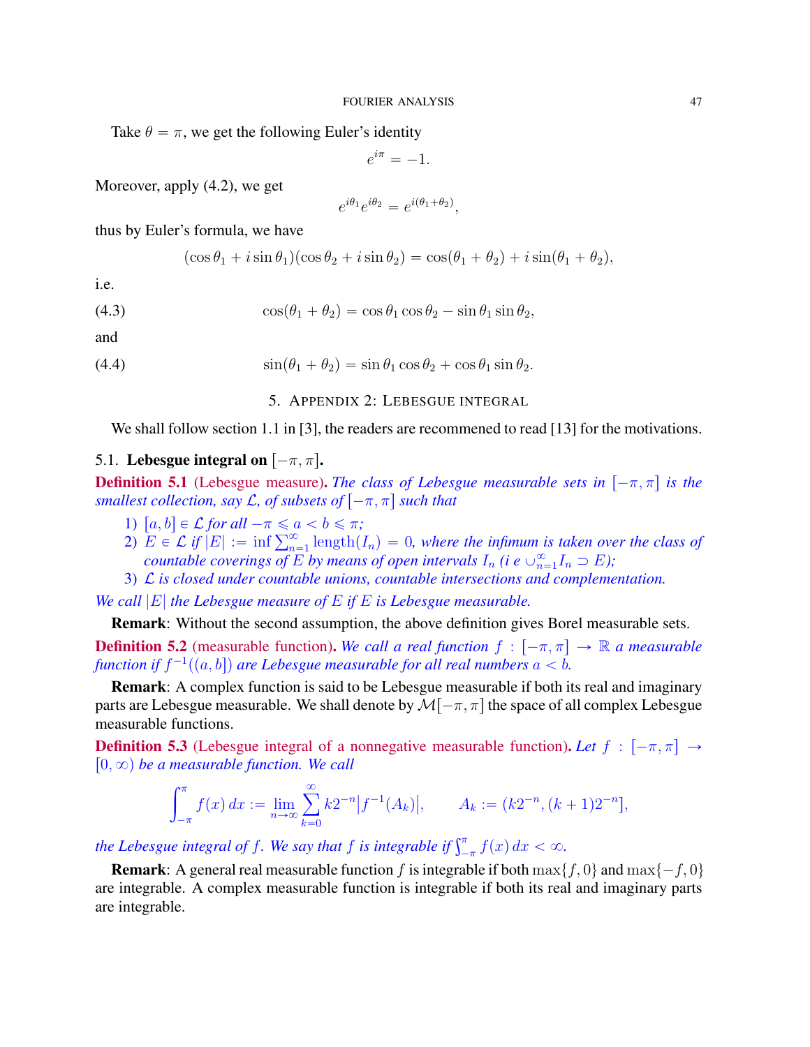Take $\theta = \pi$, we get the following Euler's identity

$$e^{i\pi} = -1.$$

Moreover, apply (4.2), we get

$$e^{i\theta_1} e^{i\theta_2} = e^{i(\theta_1+\theta_2)},$$

thus by Euler's formula, we have

$$(\cos\theta_1 + i\sin\theta_1)(\cos\theta_2 + i\sin\theta_2) = \cos(\theta_1+\theta_2) + i\sin(\theta_1+\theta_2),$$

i.e.

$$\cos(\theta_1+\theta_2) = \cos\theta_1\cos\theta_2 - \sin\theta_1\sin\theta_2, \tag{4.3}$$

and

$$\sin(\theta_1+\theta_2) = \sin\theta_1\cos\theta_2 + \cos\theta_1\sin\theta_2. \tag{4.4}$$

## 5. Appendix 2: Lebesgue integral

We shall follow section 1.1 in [3], the readers are recommened to read [13] for the motivations.

### 5.1. Lebesgue integral on $[-\pi, \pi]$.

**Definition 5.1** (Lebesgue measure). *The class of Lebesgue measurable sets in $[-\pi, \pi]$ is the smallest collection, say $\mathcal{L}$, of subsets of $[-\pi, \pi]$ such that*

1) *$[a, b] \in \mathcal{L}$ for all $-\pi \leqslant a < b \leqslant \pi$;*
2) *$E \in \mathcal{L}$ if $|E| := \inf \sum_{n=1}^{\infty} \mathrm{length}(I_n) = 0$, where the infimum is taken over the class of countable coverings of $E$ by means of open intervals $I_n$ (i e $\cup_{n=1}^{\infty} I_n \supset E$);*
3) *$\mathcal{L}$ is closed under countable unions, countable intersections and complementation.*

*We call $|E|$ the Lebesgue measure of $E$ if $E$ is Lebesgue measurable.*

**Remark**: Without the second assumption, the above definition gives Borel measurable sets.

**Definition 5.2** (measurable function). *We call a real function $f : [-\pi, \pi] \to \mathbb{R}$ a measurable function if $f^{-1}((a, b])$ are Lebesgue measurable for all real numbers $a < b$.*

**Remark**: A complex function is said to be Lebesgue measurable if both its real and imaginary parts are Lebesgue measurable. We shall denote by $\mathcal{M}[-\pi, \pi]$ the space of all complex Lebesgue measurable functions.

**Definition 5.3** (Lebesgue integral of a nonnegative measurable function). *Let $f : [-\pi, \pi] \to [0, \infty)$ be a measurable function. We call*

$$\int_{-\pi}^{\pi} f(x)\, dx := \lim_{n\to\infty} \sum_{k=0}^{\infty} k 2^{-n} \big|f^{-1}(A_k)\big|, \qquad A_k := (k2^{-n}, (k+1)2^{-n}],$$

*the Lebesgue integral of $f$. We say that $f$ is integrable if $\int_{-\pi}^{\pi} f(x)\, dx < \infty$.*

**Remark**: A general real measurable function $f$ is integrable if both $\max\{f, 0\}$ and $\max\{-f, 0\}$ are integrable. A complex measurable function is integrable if both its real and imaginary parts are integrable.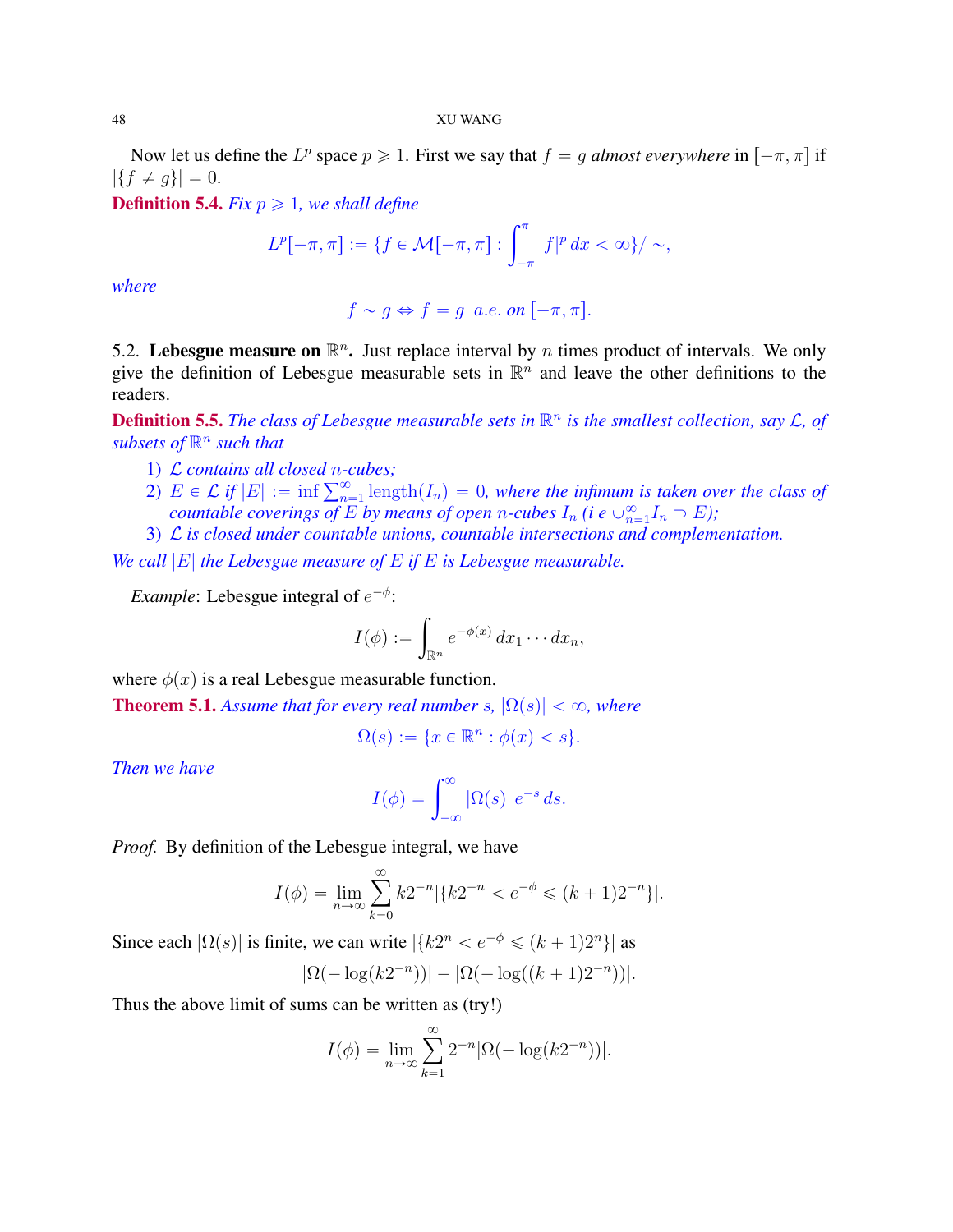Now let us define the $L^p$ space $p \geqslant 1$. First we say that $f = g$ *almost everywhere* in $[-\pi, \pi]$ if $|\{f \neq g\}| = 0$.

**Definition 5.4.** *Fix $p \geqslant 1$, we shall define*

$$L^p[-\pi, \pi] := \{f \in \mathcal{M}[-\pi, \pi] : \int_{-\pi}^{\pi} |f|^p \, dx < \infty\}/\sim,$$

*where*

$$f \sim g \Leftrightarrow f = g \ \text{ a.e. on } [-\pi, \pi].$$

5.2. **Lebesgue measure on $\mathbb{R}^n$.** Just replace interval by $n$ times product of intervals. We only give the definition of Lebesgue measurable sets in $\mathbb{R}^n$ and leave the other definitions to the readers.

**Definition 5.5.** *The class of Lebesgue measurable sets in $\mathbb{R}^n$ is the smallest collection, say $\mathcal{L}$, of subsets of $\mathbb{R}^n$ such that*

1) *$\mathcal{L}$ contains all closed $n$-cubes;*
2) *$E \in \mathcal{L}$ if $|E| := \inf \sum_{n=1}^{\infty} \text{length}(I_n) = 0$, where the infimum is taken over the class of countable coverings of $E$ by means of open $n$-cubes $I_n$ (i e $\cup_{n=1}^{\infty} I_n \supset E$);*
3) *$\mathcal{L}$ is closed under countable unions, countable intersections and complementation.*

*We call $|E|$ the Lebesgue measure of $E$ if $E$ is Lebesgue measurable.*

*Example*: Lebesgue integral of $e^{-\phi}$:

$$I(\phi) := \int_{\mathbb{R}^n} e^{-\phi(x)} \, dx_1 \cdots dx_n,$$

where $\phi(x)$ is a real Lebesgue measurable function.

**Theorem 5.1.** *Assume that for every real number $s$, $|\Omega(s)| < \infty$, where*

$$\Omega(s) := \{x \in \mathbb{R}^n : \phi(x) < s\}.$$

*Then we have*

$$I(\phi) = \int_{-\infty}^{\infty} |\Omega(s)| \, e^{-s} \, ds.$$

*Proof.* By definition of the Lebesgue integral, we have

$$I(\phi) = \lim_{n \to \infty} \sum_{k=0}^{\infty} k2^{-n} |\{k2^{-n} < e^{-\phi} \leqslant (k+1)2^{-n}\}|.$$

Since each $|\Omega(s)|$ is finite, we can write $|\{k2^n < e^{-\phi} \leqslant (k+1)2^n\}|$ as

$$|\Omega(-\log(k2^{-n}))| - |\Omega(-\log((k+1)2^{-n}))|.$$

Thus the above limit of sums can be written as (try!)

$$I(\phi) = \lim_{n \to \infty} \sum_{k=1}^{\infty} 2^{-n} |\Omega(-\log(k2^{-n}))|.$$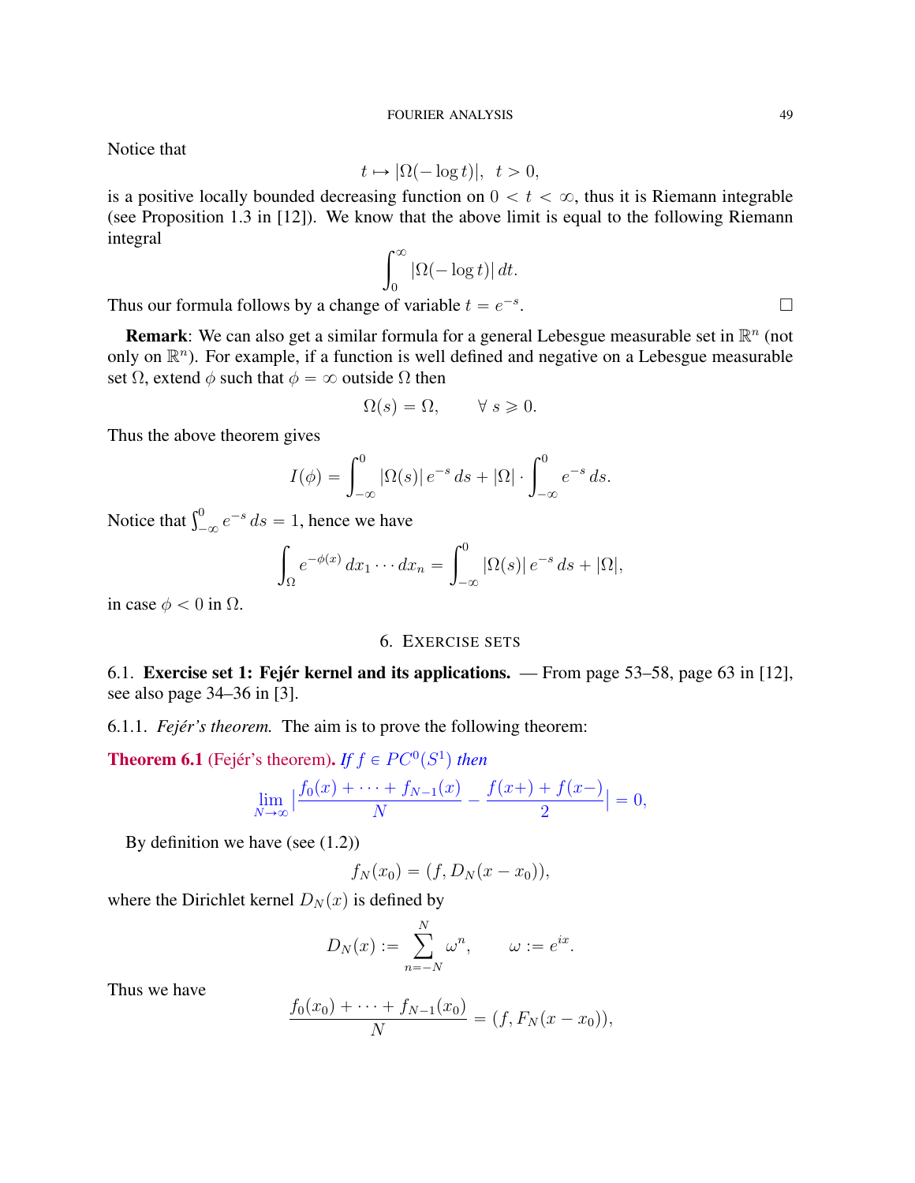Notice that

$$t \mapsto |\Omega(-\log t)|, \;\; t > 0,$$

is a positive locally bounded decreasing function on $0 < t < \infty$, thus it is Riemann integrable (see Proposition 1.3 in [12]). We know that the above limit is equal to the following Riemann integral

$$\int_0^\infty |\Omega(-\log t)| \, dt.$$

Thus our formula follows by a change of variable $t = e^{-s}$. $\square$

**Remark**: We can also get a similar formula for a general Lebesgue measurable set in $\mathbb{R}^n$ (not only on $\mathbb{R}^n$). For example, if a function is well defined and negative on a Lebesgue measurable set $\Omega$, extend $\phi$ such that $\phi = \infty$ outside $\Omega$ then

$$\Omega(s) = \Omega, \qquad \forall \; s \geqslant 0.$$

Thus the above theorem gives

$$I(\phi) = \int_{-\infty}^0 |\Omega(s)| \, e^{-s} \, ds + |\Omega| \cdot \int_{-\infty}^0 e^{-s} \, ds.$$

Notice that $\int_{-\infty}^0 e^{-s} \, ds = 1$, hence we have

$$\int_\Omega e^{-\phi(x)} \, dx_1 \cdots dx_n = \int_{-\infty}^0 |\Omega(s)| \, e^{-s} \, ds + |\Omega|,$$

in case $\phi < 0$ in $\Omega$.

## 6. Exercise sets

### 6.1. Exercise set 1: Fejér kernel and its applications.

— From page 53–58, page 63 in [12], see also page 34–36 in [3].

#### 6.1.1. *Fejér's theorem.*

The aim is to prove the following theorem:

**Theorem 6.1** (Fejér's theorem). *If $f \in PC^0(S^1)$ then*

$$\lim_{N \to \infty} \left| \frac{f_0(x) + \cdots + f_{N-1}(x)}{N} - \frac{f(x+) + f(x-)}{2} \right| = 0,$$

By definition we have (see (1.2))

$$f_N(x_0) = (f, D_N(x - x_0)),$$

where the Dirichlet kernel $D_N(x)$ is defined by

$$D_N(x) := \sum_{n=-N}^{N} \omega^n, \qquad \omega := e^{ix}.$$

Thus we have

$$\frac{f_0(x_0) + \cdots + f_{N-1}(x_0)}{N} = (f, F_N(x - x_0)),$$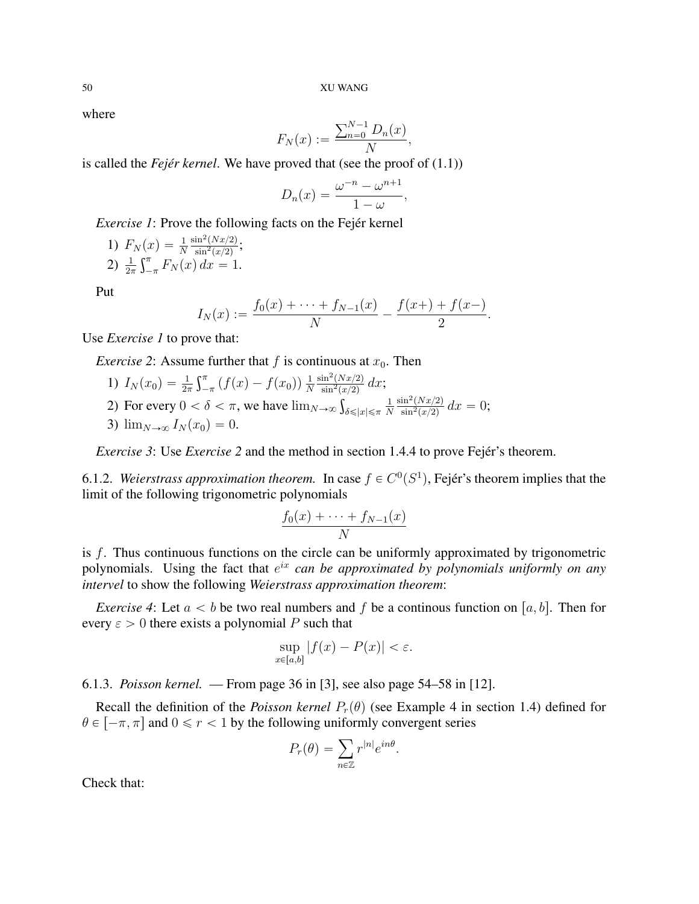where

$$F_N(x) := \frac{\sum_{n=0}^{N-1} D_n(x)}{N},$$

is called the *Fejér kernel*. We have proved that (see the proof of (1.1))

$$D_n(x) = \frac{\omega^{-n} - \omega^{n+1}}{1-\omega},$$

*Exercise 1*: Prove the following facts on the Fejér kernel

1) $F_N(x) = \frac{1}{N}\frac{\sin^2(Nx/2)}{\sin^2(x/2)}$;
2) $\frac{1}{2\pi}\int_{-\pi}^{\pi} F_N(x)\, dx = 1$.

Put

$$I_N(x) := \frac{f_0(x) + \cdots + f_{N-1}(x)}{N} - \frac{f(x+) + f(x-)}{2}.$$

Use *Exercise 1* to prove that:

*Exercise 2*: Assume further that $f$ is continuous at $x_0$. Then

1) $I_N(x_0) = \frac{1}{2\pi}\int_{-\pi}^{\pi} (f(x) - f(x_0))\, \frac{1}{N}\frac{\sin^2(Nx/2)}{\sin^2(x/2)}\, dx$;
2) For every $0 < \delta < \pi$, we have $\lim_{N\to\infty} \int_{\delta \leqslant |x| \leqslant \pi} \frac{1}{N}\frac{\sin^2(Nx/2)}{\sin^2(x/2)}\, dx = 0$;
3) $\lim_{N\to\infty} I_N(x_0) = 0$.

*Exercise 3*: Use *Exercise 2* and the method in section 1.4.4 to prove Fejér's theorem.

6.1.2. *Weierstrass approximation theorem.* In case $f \in C^0(S^1)$, Fejér's theorem implies that the limit of the following trigonometric polynomials

$$\frac{f_0(x) + \cdots + f_{N-1}(x)}{N}$$

is $f$. Thus continuous functions on the circle can be uniformly approximated by trigonometric polynomials. Using the fact that $e^{ix}$ *can be approximated by polynomials uniformly on any intervel* to show the following *Weierstrass approximation theorem*:

*Exercise 4*: Let $a < b$ be two real numbers and $f$ be a continous function on $[a, b]$. Then for every $\varepsilon > 0$ there exists a polynomial $P$ such that

$$\sup_{x \in [a,b]} |f(x) - P(x)| < \varepsilon.$$

6.1.3. *Poisson kernel.* — From page 36 in [3], see also page 54–58 in [12].

Recall the definition of the *Poisson kernel* $P_r(\theta)$ (see Example 4 in section 1.4) defined for $\theta \in [-\pi, \pi]$ and $0 \leqslant r < 1$ by the following uniformly convergent series

$$P_r(\theta) = \sum_{n\in\mathbb{Z}} r^{|n|} e^{in\theta}.$$

Check that: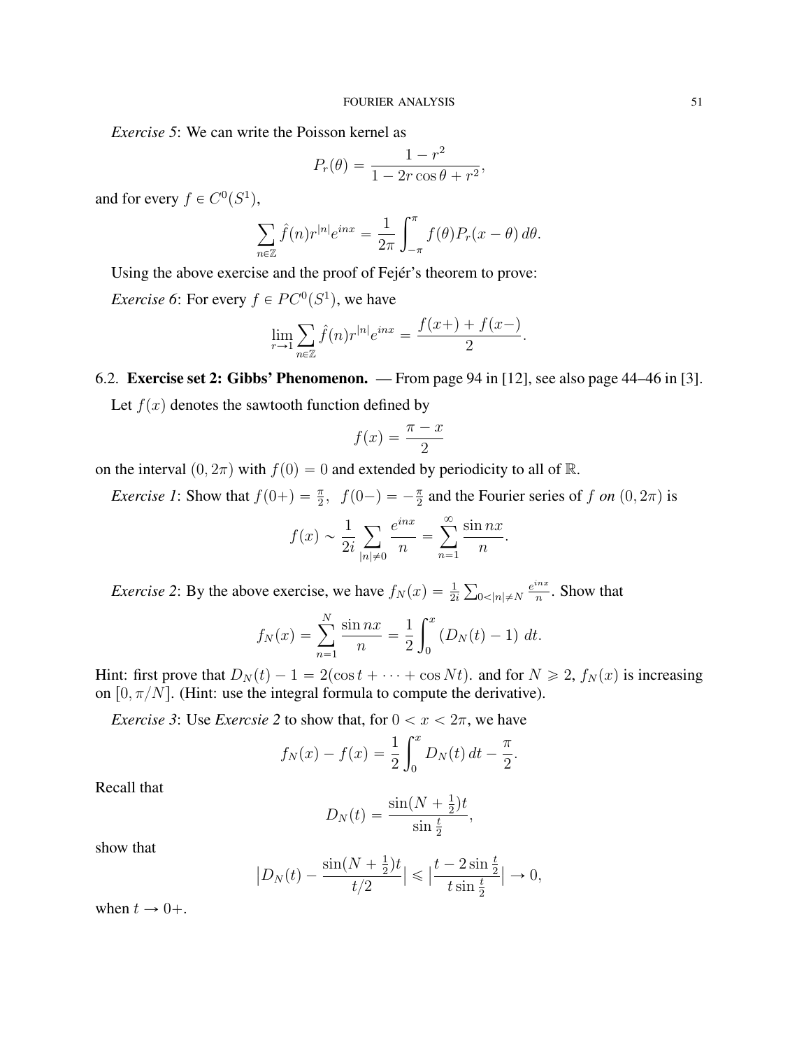*Exercise 5*: We can write the Poisson kernel as

$$P_r(\theta) = \frac{1-r^2}{1-2r\cos\theta + r^2},$$

and for every $f \in C^0(S^1)$,

$$\sum_{n\in\mathbb{Z}} \hat{f}(n) r^{|n|} e^{inx} = \frac{1}{2\pi}\int_{-\pi}^{\pi} f(\theta) P_r(x-\theta)\, d\theta.$$

Using the above exercise and the proof of Fejér's theorem to prove:

*Exercise 6*: For every $f \in PC^0(S^1)$, we have

$$\lim_{r\to 1}\sum_{n\in\mathbb{Z}} \hat{f}(n) r^{|n|} e^{inx} = \frac{f(x+)+f(x-)}{2}.$$

## 6.2. Exercise set 2: Gibbs' Phenomenon.

— From page 94 in [12], see also page 44–46 in [3].

Let $f(x)$ denotes the sawtooth function defined by

$$f(x) = \frac{\pi - x}{2}$$

on the interval $(0, 2\pi)$ with $f(0) = 0$ and extended by periodicity to all of $\mathbb{R}$.

*Exercise 1*: Show that $f(0+) = \frac{\pi}{2},\ \ f(0-) = -\frac{\pi}{2}$ and the Fourier series of $f$ *on* $(0, 2\pi)$ is

$$f(x) \sim \frac{1}{2i}\sum_{|n|\neq 0} \frac{e^{inx}}{n} = \sum_{n=1}^{\infty} \frac{\sin nx}{n}.$$

*Exercise 2*: By the above exercise, we have $f_N(x) = \frac{1}{2i}\sum_{0<|n|\neq N} \frac{e^{inx}}{n}$. Show that

$$f_N(x) = \sum_{n=1}^{N} \frac{\sin nx}{n} = \frac{1}{2}\int_0^x \left(D_N(t) - 1\right)\, dt.$$

Hint: first prove that $D_N(t) - 1 = 2(\cos t + \cdots + \cos Nt)$. and for $N \geqslant 2$, $f_N(x)$ is increasing on $[0, \pi/N]$. (Hint: use the integral formula to compute the derivative).

*Exercise 3*: Use *Exercsie 2* to show that, for $0 < x < 2\pi$, we have

$$f_N(x) - f(x) = \frac{1}{2}\int_0^x D_N(t)\, dt - \frac{\pi}{2}.$$

Recall that

$$D_N(t) = \frac{\sin(N+\frac{1}{2})t}{\sin\frac{t}{2}},$$

show that

$$\left|D_N(t) - \frac{\sin(N+\frac{1}{2})t}{t/2}\right| \leqslant \left|\frac{t - 2\sin\frac{t}{2}}{t\sin\frac{t}{2}}\right| \to 0,$$

when $t \to 0+$.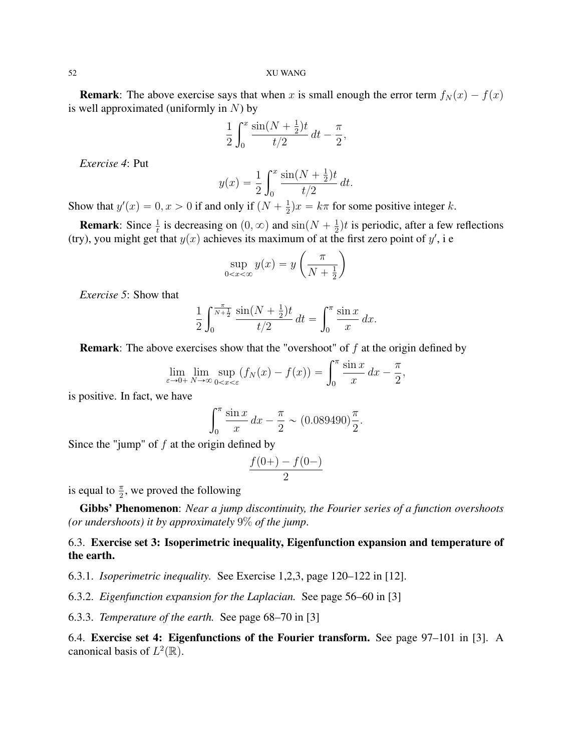**Remark**: The above exercise says that when $x$ is small enough the error term $f_N(x) - f(x)$ is well approximated (uniformly in $N$) by

$$\frac{1}{2}\int_0^x \frac{\sin(N+\frac{1}{2})t}{t/2}\,dt - \frac{\pi}{2},$$

*Exercise 4*: Put

$$y(x) = \frac{1}{2}\int_0^x \frac{\sin(N+\frac{1}{2})t}{t/2}\,dt.$$

Show that $y'(x) = 0, x > 0$ if and only if $(N+\frac{1}{2})x = k\pi$ for some positive integer $k$.

**Remark**: Since $\frac{1}{t}$ is decreasing on $(0,\infty)$ and $\sin(N+\frac{1}{2})t$ is periodic, after a few reflections (try), you might get that $y(x)$ achieves its maximum of at the first zero point of $y'$, i e

$$\sup_{0<x<\infty} y(x) = y\left(\frac{\pi}{N+\frac{1}{2}}\right)$$

*Exercise 5*: Show that

$$\frac{1}{2}\int_0^{\frac{\pi}{N+\frac{1}{2}}} \frac{\sin(N+\frac{1}{2})t}{t/2}\,dt = \int_0^\pi \frac{\sin x}{x}\,dx.$$

**Remark**: The above exercises show that the "overshoot" of $f$ at the origin defined by

$$\lim_{\varepsilon\to 0+}\lim_{N\to\infty}\sup_{0<x<\varepsilon}(f_N(x) - f(x)) = \int_0^\pi \frac{\sin x}{x}\,dx - \frac{\pi}{2},$$

is positive. In fact, we have

$$\int_0^\pi \frac{\sin x}{x}\,dx - \frac{\pi}{2} \sim (0.089490)\frac{\pi}{2}.$$

Since the "jump" of $f$ at the origin defined by

$$\frac{f(0+) - f(0-)}{2}$$

is equal to $\frac{\pi}{2}$, we proved the following

**Gibbs' Phenomenon**: *Near a jump discontinuity, the Fourier series of a function overshoots (or undershoots) it by approximately* $9\%$ *of the jump*.

### 6.3. Exercise set 3: Isoperimetric inequality, Eigenfunction expansion and temperature of the earth.

6.3.1. *Isoperimetric inequality.* See Exercise 1,2,3, page 120–122 in [12].

6.3.2. *Eigenfunction expansion for the Laplacian.* See page 56–60 in [3]

6.3.3. *Temperature of the earth.* See page 68–70 in [3]

### 6.4. Exercise set 4: Eigenfunctions of the Fourier transform.

See page 97–101 in [3]. A canonical basis of $L^2(\mathbb{R})$.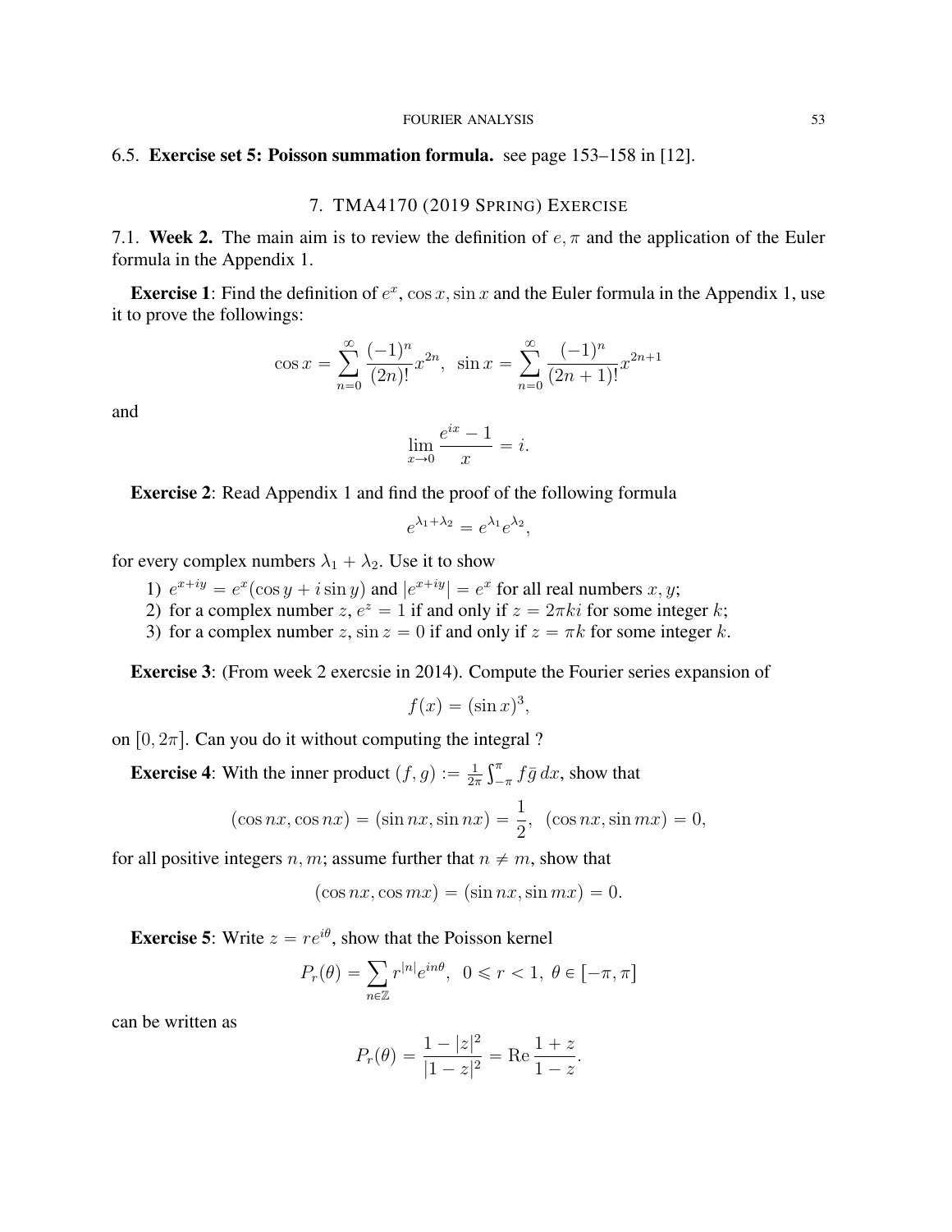### 6.5. **Exercise set 5: Poisson summation formula.** see page 153–158 in [12].

## 7. TMA4170 (2019 Spring) Exercise

### 7.1. **Week 2.** The main aim is to review the definition of $e, \pi$ and the application of the Euler formula in the Appendix 1.

**Exercise 1**: Find the definition of $e^x, \cos x, \sin x$ and the Euler formula in the Appendix 1, use it to prove the followings:

$$\cos x = \sum_{n=0}^{\infty} \frac{(-1)^n}{(2n)!} x^{2n}, \;\; \sin x = \sum_{n=0}^{\infty} \frac{(-1)^n}{(2n+1)!} x^{2n+1}$$

and

$$\lim_{x \to 0} \frac{e^{ix} - 1}{x} = i.$$

**Exercise 2**: Read Appendix 1 and find the proof of the following formula

$$e^{\lambda_1 + \lambda_2} = e^{\lambda_1} e^{\lambda_2},$$

for every complex numbers $\lambda_1 + \lambda_2$. Use it to show

1) $e^{x+iy} = e^x(\cos y + i \sin y)$ and $|e^{x+iy}| = e^x$ for all real numbers $x, y$;
2) for a complex number $z$, $e^z = 1$ if and only if $z = 2\pi k i$ for some integer $k$;
3) for a complex number $z$, $\sin z = 0$ if and only if $z = \pi k$ for some integer $k$.

**Exercise 3**: (From week 2 exercsie in 2014). Compute the Fourier series expansion of

$$f(x) = (\sin x)^3,$$

on $[0, 2\pi]$. Can you do it without computing the integral ?

**Exercise 4**: With the inner product $(f, g) := \frac{1}{2\pi} \int_{-\pi}^{\pi} f \bar{g} \, dx$, show that

$$(\cos nx, \cos nx) = (\sin nx, \sin nx) = \frac{1}{2}, \;\; (\cos nx, \sin mx) = 0,$$

for all positive integers $n, m$; assume further that $n \neq m$, show that

$$(\cos nx, \cos mx) = (\sin nx, \sin mx) = 0.$$

**Exercise 5**: Write $z = re^{i\theta}$, show that the Poisson kernel

$$P_r(\theta) = \sum_{n \in \mathbb{Z}} r^{|n|} e^{in\theta}, \;\; 0 \leqslant r < 1, \; \theta \in [-\pi, \pi]$$

can be written as

$$P_r(\theta) = \frac{1 - |z|^2}{|1 - z|^2} = \operatorname{Re} \frac{1 + z}{1 - z}.$$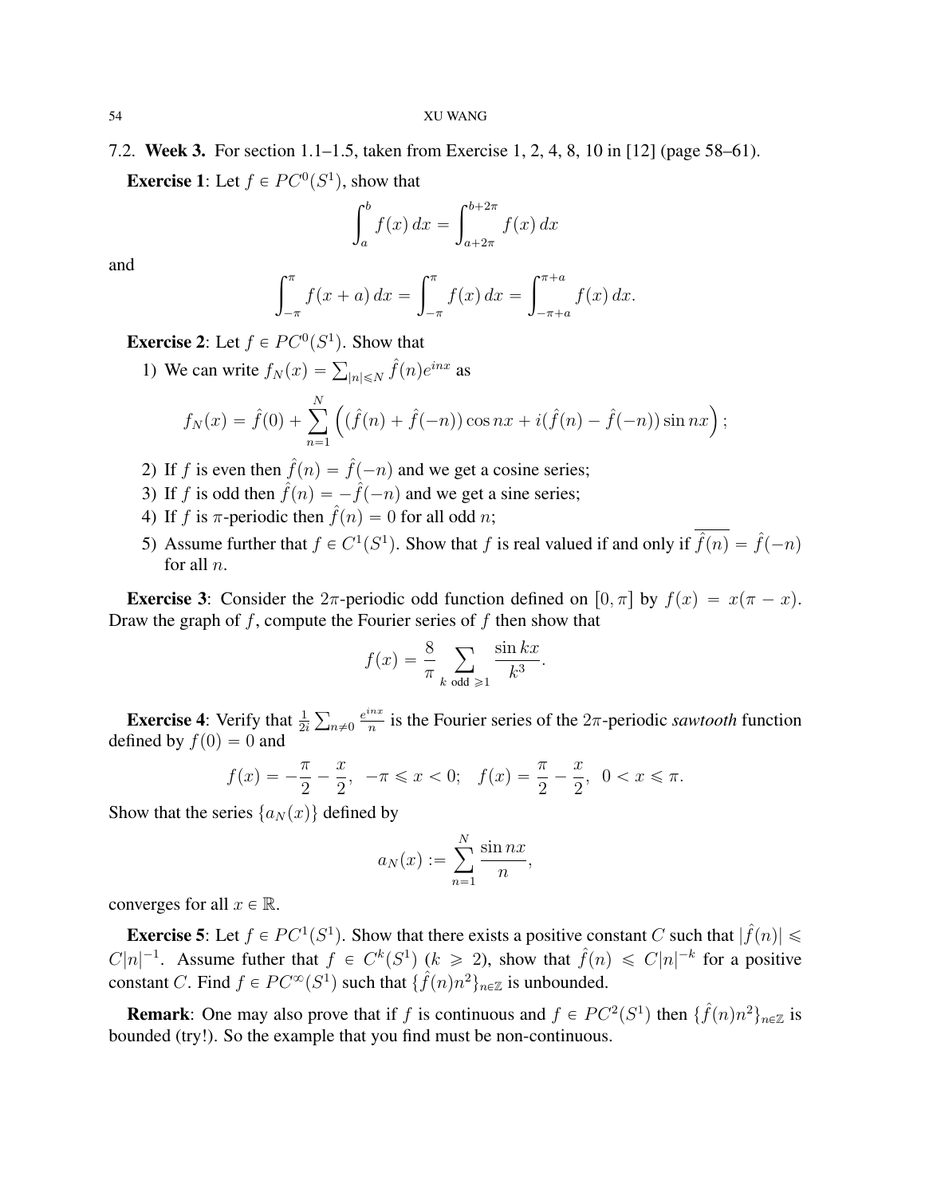### 7.2. Week 3.

For section 1.1–1.5, taken from Exercise 1, 2, 4, 8, 10 in [12] (page 58–61).

**Exercise 1**: Let $f \in PC^0(S^1)$, show that

$$\int_a^b f(x)\,dx = \int_{a+2\pi}^{b+2\pi} f(x)\,dx$$

and

$$\int_{-\pi}^{\pi} f(x+a)\,dx = \int_{-\pi}^{\pi} f(x)\,dx = \int_{-\pi+a}^{\pi+a} f(x)\,dx.$$

**Exercise 2**: Let $f \in PC^0(S^1)$. Show that

1) We can write $f_N(x) = \sum_{|n|\leqslant N} \hat{f}(n) e^{inx}$ as

$$f_N(x) = \hat{f}(0) + \sum_{n=1}^{N} \Big( (\hat{f}(n) + \hat{f}(-n)) \cos nx + i(\hat{f}(n) - \hat{f}(-n)) \sin nx \Big);$$

2) If $f$ is even then $\hat{f}(n) = \hat{f}(-n)$ and we get a cosine series;
3) If $f$ is odd then $\hat{f}(n) = -\hat{f}(-n)$ and we get a sine series;
4) If $f$ is $\pi$-periodic then $\hat{f}(n) = 0$ for all odd $n$;
5) Assume further that $f \in C^1(S^1)$. Show that $f$ is real valued if and only if $\overline{\hat{f}(n)} = \hat{f}(-n)$ for all $n$.

**Exercise 3**: Consider the $2\pi$-periodic odd function defined on $[0,\pi]$ by $f(x) = x(\pi - x)$. Draw the graph of $f$, compute the Fourier series of $f$ then show that

$$f(x) = \frac{8}{\pi} \sum_{k \text{ odd } \geqslant 1} \frac{\sin kx}{k^3}.$$

**Exercise 4**: Verify that $\frac{1}{2i} \sum_{n \neq 0} \frac{e^{inx}}{n}$ is the Fourier series of the $2\pi$-periodic *sawtooth* function defined by $f(0) = 0$ and

$$f(x) = -\frac{\pi}{2} - \frac{x}{2}, \ \ -\pi \leqslant x < 0; \quad f(x) = \frac{\pi}{2} - \frac{x}{2}, \ \ 0 < x \leqslant \pi.$$

Show that the series $\{a_N(x)\}$ defined by

$$a_N(x) := \sum_{n=1}^{N} \frac{\sin nx}{n},$$

converges for all $x \in \mathbb{R}$.

**Exercise 5**: Let $f \in PC^1(S^1)$. Show that there exists a positive constant $C$ such that $|\hat{f}(n)| \leqslant C|n|^{-1}$. Assume futher that $f \in C^k(S^1)$ ($k \geqslant 2$), show that $\hat{f}(n) \leqslant C|n|^{-k}$ for a positive constant $C$. Find $f \in PC^\infty(S^1)$ such that $\{\hat{f}(n)n^2\}_{n\in\mathbb{Z}}$ is unbounded.

**Remark**: One may also prove that if $f$ is continuous and $f \in PC^2(S^1)$ then $\{\hat{f}(n)n^2\}_{n\in\mathbb{Z}}$ is bounded (try!). So the example that you find must be non-continuous.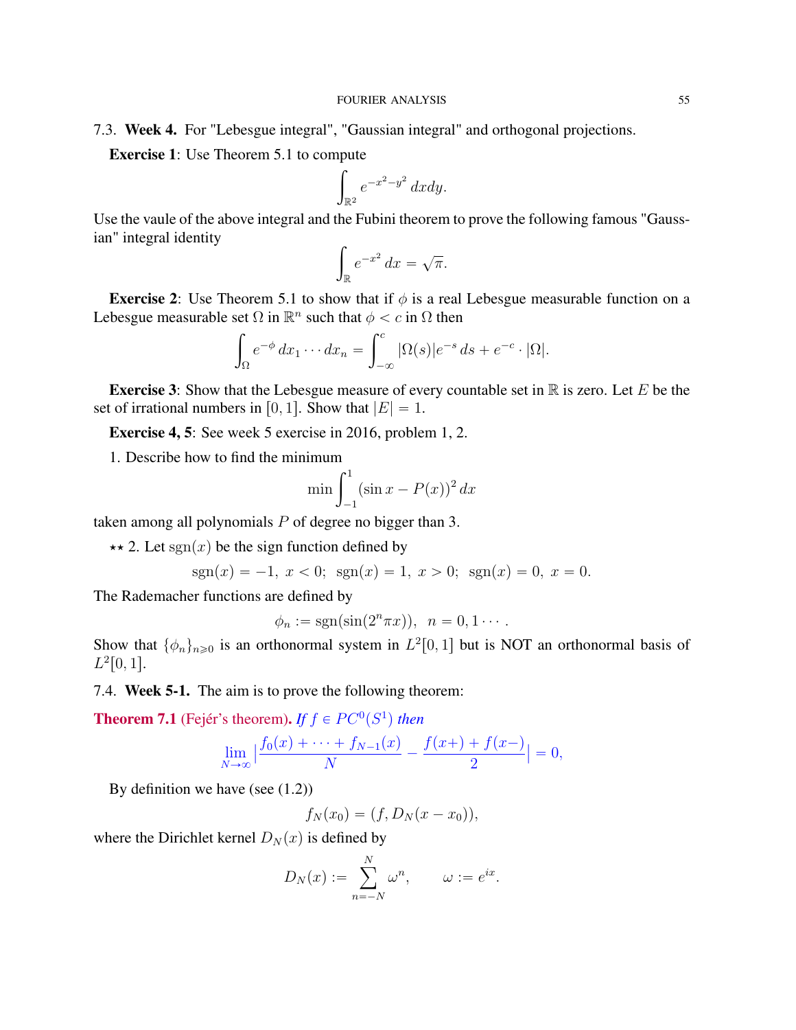### 7.3. **Week 4.** For "Lebesgue integral", "Gaussian integral" and orthogonal projections.

**Exercise 1**: Use Theorem 5.1 to compute

$$\int_{\mathbb{R}^2} e^{-x^2-y^2}\, dxdy.$$

Use the vaule of the above integral and the Fubini theorem to prove the following famous "Gaussian" integral identity

$$\int_{\mathbb{R}} e^{-x^2}\, dx = \sqrt{\pi}.$$

**Exercise 2**: Use Theorem 5.1 to show that if $\phi$ is a real Lebesgue measurable function on a Lebesgue measurable set $\Omega$ in $\mathbb{R}^n$ such that $\phi < c$ in $\Omega$ then

$$\int_{\Omega} e^{-\phi}\, dx_1 \cdots dx_n = \int_{-\infty}^{c} |\Omega(s)| e^{-s}\, ds + e^{-c} \cdot |\Omega|.$$

**Exercise 3**: Show that the Lebesgue measure of every countable set in $\mathbb{R}$ is zero. Let $E$ be the set of irrational numbers in $[0,1]$. Show that $|E| = 1$.

**Exercise 4, 5**: See week 5 exercise in 2016, problem 1, 2.

1. Describe how to find the minimum

$$\min \int_{-1}^{1} (\sin x - P(x))^2\, dx$$

taken among all polynomials $P$ of degree no bigger than 3.

$\star\star$ 2. Let $\mathrm{sgn}(x)$ be the sign function defined by

$$\mathrm{sgn}(x) = -1,\ x < 0;\ \ \mathrm{sgn}(x) = 1,\ x > 0;\ \ \mathrm{sgn}(x) = 0,\ x = 0.$$

The Rademacher functions are defined by

$$\phi_n := \mathrm{sgn}(\sin(2^n \pi x)), \ \ n = 0, 1 \cdots.$$

Show that $\{\phi_n\}_{n \geqslant 0}$ is an orthonormal system in $L^2[0,1]$ but is NOT an orthonormal basis of $L^2[0,1]$.

### 7.4. **Week 5-1.** The aim is to prove the following theorem:

**Theorem 7.1** (Fejér's theorem)**.** *If $f \in PC^0(S^1)$ then*

$$\lim_{N\to\infty} \left| \frac{f_0(x) + \cdots + f_{N-1}(x)}{N} - \frac{f(x+) + f(x-)}{2} \right| = 0,$$

By definition we have (see (1.2))

$$f_N(x_0) = (f, D_N(x - x_0)),$$

where the Dirichlet kernel $D_N(x)$ is defined by

$$D_N(x) := \sum_{n=-N}^{N} \omega^n, \qquad \omega := e^{ix}.$$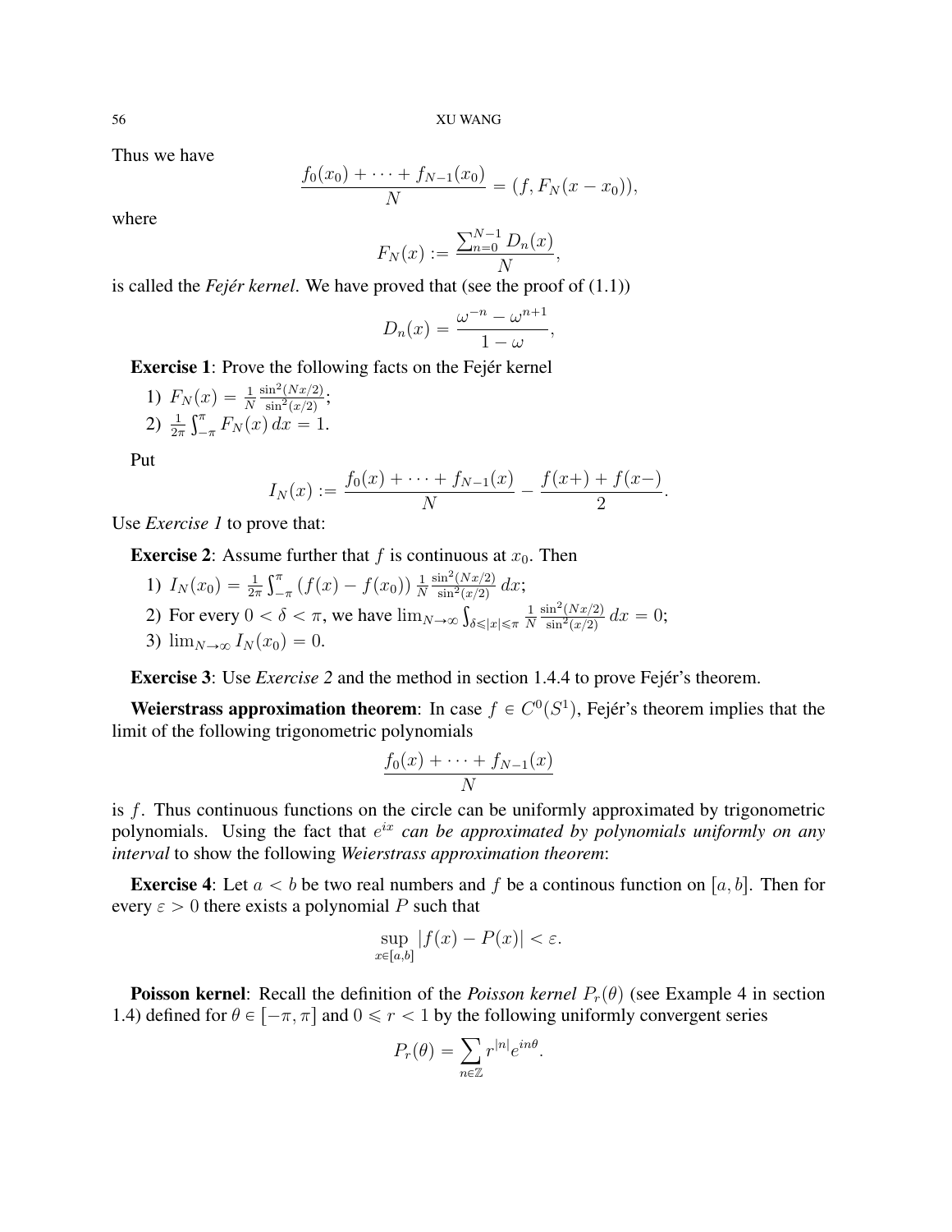Thus we have

$$\frac{f_0(x_0) + \cdots + f_{N-1}(x_0)}{N} = (f, F_N(x - x_0)),$$

where

$$F_N(x) := \frac{\sum_{n=0}^{N-1} D_n(x)}{N},$$

is called the *Fejér kernel*. We have proved that (see the proof of (1.1))

$$D_n(x) = \frac{\omega^{-n} - \omega^{n+1}}{1 - \omega},$$

**Exercise 1**: Prove the following facts on the Fejér kernel

1) $F_N(x) = \frac{1}{N} \frac{\sin^2(Nx/2)}{\sin^2(x/2)}$;
2) $\frac{1}{2\pi} \int_{-\pi}^{\pi} F_N(x)\, dx = 1$.

Put

$$I_N(x) := \frac{f_0(x) + \cdots + f_{N-1}(x)}{N} - \frac{f(x+) + f(x-)}{2}.$$

Use *Exercise 1* to prove that:

**Exercise 2**: Assume further that $f$ is continuous at $x_0$. Then

1) $I_N(x_0) = \frac{1}{2\pi} \int_{-\pi}^{\pi} (f(x) - f(x_0))\, \frac{1}{N} \frac{\sin^2(Nx/2)}{\sin^2(x/2)}\, dx$;
2) For every $0 < \delta < \pi$, we have $\lim_{N\to\infty} \int_{\delta \leqslant |x| \leqslant \pi} \frac{1}{N} \frac{\sin^2(Nx/2)}{\sin^2(x/2)}\, dx = 0$;
3) $\lim_{N\to\infty} I_N(x_0) = 0$.

**Exercise 3**: Use *Exercise 2* and the method in section 1.4.4 to prove Fejér's theorem.

**Weierstrass approximation theorem**: In case $f \in C^0(S^1)$, Fejér's theorem implies that the limit of the following trigonometric polynomials

$$\frac{f_0(x) + \cdots + f_{N-1}(x)}{N}$$

is $f$. Thus continuous functions on the circle can be uniformly approximated by trigonometric polynomials. Using the fact that $e^{ix}$ *can be approximated by polynomials uniformly on any interval* to show the following *Weierstrass approximation theorem*:

**Exercise 4**: Let $a < b$ be two real numbers and $f$ be a continous function on $[a, b]$. Then for every $\varepsilon > 0$ there exists a polynomial $P$ such that

$$\sup_{x\in[a,b]} |f(x) - P(x)| < \varepsilon.$$

**Poisson kernel**: Recall the definition of the *Poisson kernel* $P_r(\theta)$ (see Example 4 in section 1.4) defined for $\theta \in [-\pi, \pi]$ and $0 \leqslant r < 1$ by the following uniformly convergent series

$$P_r(\theta) = \sum_{n\in\mathbb{Z}} r^{|n|} e^{in\theta}.$$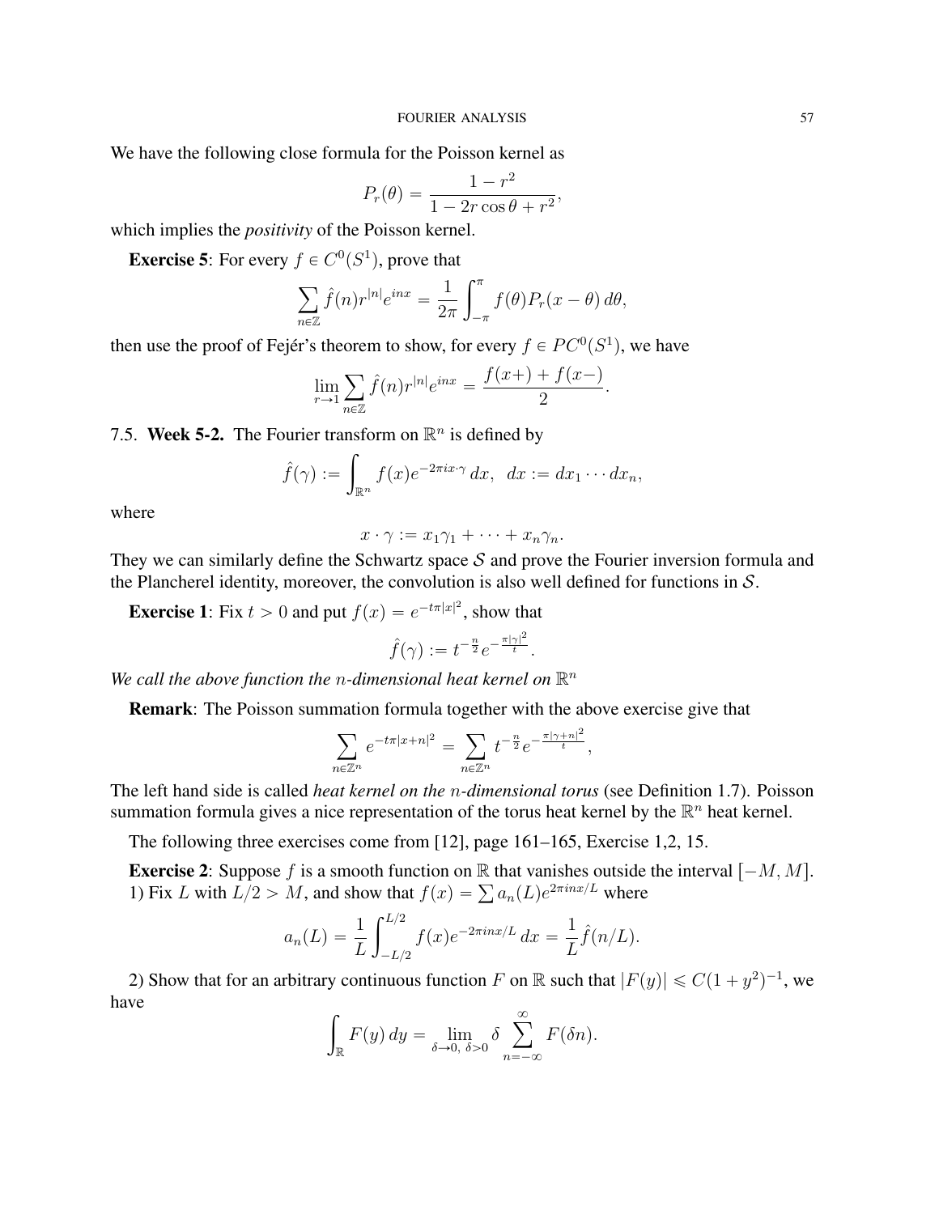We have the following close formula for the Poisson kernel as

$$P_r(\theta) = \frac{1-r^2}{1-2r\cos\theta + r^2},$$

which implies the *positivity* of the Poisson kernel.

**Exercise 5**: For every $f \in C^0(S^1)$, prove that

$$\sum_{n\in\mathbb{Z}} \hat{f}(n) r^{|n|} e^{inx} = \frac{1}{2\pi}\int_{-\pi}^{\pi} f(\theta) P_r(x-\theta)\, d\theta,$$

then use the proof of Fejér's theorem to show, for every $f \in PC^0(S^1)$, we have

$$\lim_{r\to 1} \sum_{n\in\mathbb{Z}} \hat{f}(n) r^{|n|} e^{inx} = \frac{f(x+) + f(x-)}{2}.$$

## 7.5. Week 5-2.

The Fourier transform on $\mathbb{R}^n$ is defined by

$$\hat{f}(\gamma) := \int_{\mathbb{R}^n} f(x) e^{-2\pi i x\cdot\gamma}\, dx, \quad dx := dx_1 \cdots dx_n,$$

where

$$x\cdot\gamma := x_1\gamma_1 + \cdots + x_n\gamma_n.$$

They we can similarly define the Schwartz space $\mathcal{S}$ and prove the Fourier inversion formula and the Plancherel identity, moreover, the convolution is also well defined for functions in $\mathcal{S}$.

**Exercise 1**: Fix $t > 0$ and put $f(x) = e^{-t\pi|x|^2}$, show that

$$\hat{f}(\gamma) := t^{-\frac{n}{2}} e^{-\frac{\pi|\gamma|^2}{t}}.$$

*We call the above function the $n$-dimensional heat kernel on $\mathbb{R}^n$*

**Remark**: The Poisson summation formula together with the above exercise give that

$$\sum_{n\in\mathbb{Z}^n} e^{-t\pi|x+n|^2} = \sum_{n\in\mathbb{Z}^n} t^{-\frac{n}{2}} e^{-\frac{\pi|\gamma+n|^2}{t}},$$

The left hand side is called *heat kernel on the $n$-dimensional torus* (see Definition 1.7). Poisson summation formula gives a nice representation of the torus heat kernel by the $\mathbb{R}^n$ heat kernel.

The following three exercises come from [12], page 161–165, Exercise 1,2, 15.

**Exercise 2**: Suppose $f$ is a smooth function on $\mathbb{R}$ that vanishes outside the interval $[-M, M]$. 1) Fix $L$ with $L/2 > M$, and show that $f(x) = \sum a_n(L) e^{2\pi i n x/L}$ where

$$a_n(L) = \frac{1}{L}\int_{-L/2}^{L/2} f(x) e^{-2\pi i n x/L}\, dx = \frac{1}{L}\hat{f}(n/L).$$

2) Show that for an arbitrary continuous function $F$ on $\mathbb{R}$ such that $|F(y)| \leqslant C(1+y^2)^{-1}$, we have

$$\int_{\mathbb{R}} F(y)\, dy = \lim_{\delta\to 0,\ \delta>0} \delta \sum_{n=-\infty}^{\infty} F(\delta n).$$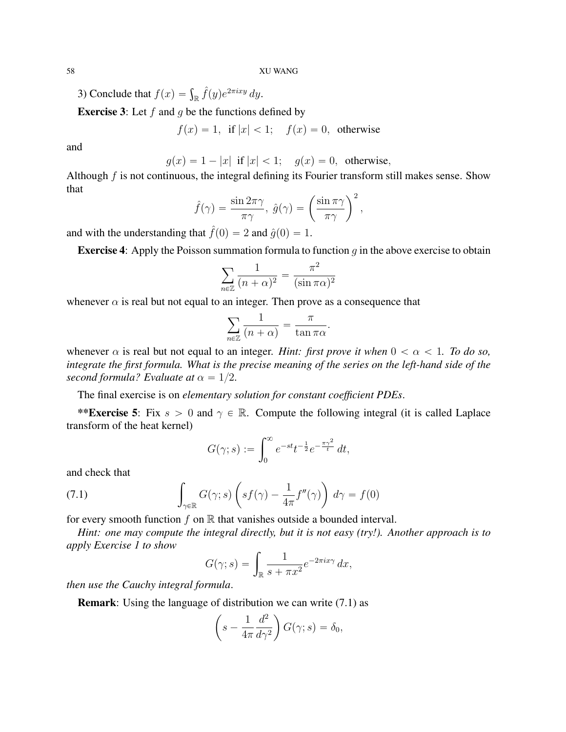3) Conclude that $f(x) = \int_{\mathbb{R}} \hat{f}(y) e^{2\pi i x y}\, dy$.

**Exercise 3**: Let $f$ and $g$ be the functions defined by

$$f(x) = 1, \ \text{ if } |x| < 1; \quad f(x) = 0, \ \text{ otherwise}$$

and

$$g(x) = 1 - |x| \ \text{ if } |x| < 1; \quad g(x) = 0, \ \text{ otherwise},$$

Although $f$ is not continuous, the integral defining its Fourier transform still makes sense. Show that

$$\hat{f}(\gamma) = \frac{\sin 2\pi\gamma}{\pi\gamma}, \ \hat{g}(\gamma) = \left(\frac{\sin \pi\gamma}{\pi\gamma}\right)^2,$$

and with the understanding that $\hat{f}(0) = 2$ and $\hat{g}(0) = 1$.

**Exercise 4**: Apply the Poisson summation formula to function $g$ in the above exercise to obtain

$$\sum_{n \in \mathbb{Z}} \frac{1}{(n+\alpha)^2} = \frac{\pi^2}{(\sin \pi\alpha)^2}$$

whenever $\alpha$ is real but not equal to an integer. Then prove as a consequence that

$$\sum_{n \in \mathbb{Z}} \frac{1}{(n+\alpha)} = \frac{\pi}{\tan \pi\alpha}.$$

whenever $\alpha$ is real but not equal to an integer. *Hint: first prove it when $0 < \alpha < 1$. To do so, integrate the first formula. What is the precise meaning of the series on the left-hand side of the second formula? Evaluate at $\alpha = 1/2$.*

The final exercise is on *elementary solution for constant coefficient PDEs*.

**\*\*Exercise 5**: Fix $s > 0$ and $\gamma \in \mathbb{R}$. Compute the following integral (it is called Laplace transform of the heat kernel)

$$G(\gamma; s) := \int_0^\infty e^{-st} t^{-\frac{1}{2}} e^{-\frac{\pi\gamma^2}{t}}\, dt,$$

and check that

$$\int_{\gamma \in \mathbb{R}} G(\gamma; s) \left( s f(\gamma) - \frac{1}{4\pi} f''(\gamma) \right) d\gamma = f(0) \tag{7.1}$$

for every smooth function $f$ on $\mathbb{R}$ that vanishes outside a bounded interval.

*Hint: one may compute the integral directly, but it is not easy (try!). Another approach is to apply Exercise 1 to show*

$$G(\gamma; s) = \int_{\mathbb{R}} \frac{1}{s + \pi x^2} e^{-2\pi i x\gamma}\, dx,$$

*then use the Cauchy integral formula.*

**Remark**: Using the language of distribution we can write (7.1) as

$$\left( s - \frac{1}{4\pi} \frac{d^2}{d\gamma^2} \right) G(\gamma; s) = \delta_0,$$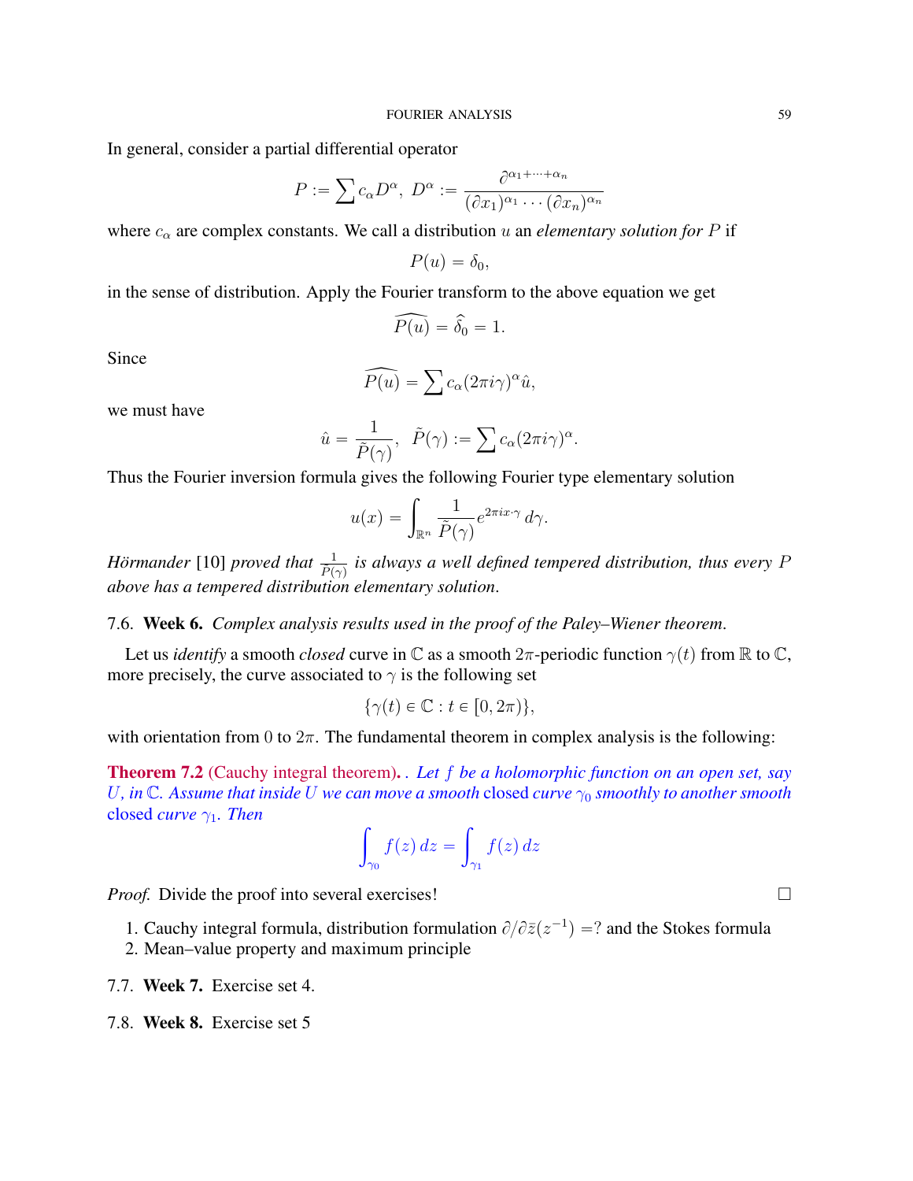In general, consider a partial differential operator

$$P := \sum c_\alpha D^\alpha, \ D^\alpha := \frac{\partial^{\alpha_1+\cdots+\alpha_n}}{(\partial x_1)^{\alpha_1}\cdots(\partial x_n)^{\alpha_n}}$$

where $c_\alpha$ are complex constants. We call a distribution $u$ an *elementary solution for* $P$ if

$$P(u) = \delta_0,$$

in the sense of distribution. Apply the Fourier transform to the above equation we get

$$\widehat{P(u)} = \hat{\delta}_0 = 1.$$

Since

$$\widehat{P(u)} = \sum c_\alpha (2\pi i \gamma)^\alpha \hat{u},$$

we must have

$$\hat{u} = \frac{1}{\tilde{P}(\gamma)}, \ \ \tilde{P}(\gamma) := \sum c_\alpha (2\pi i\gamma)^\alpha.$$

Thus the Fourier inversion formula gives the following Fourier type elementary solution

$$u(x) = \int_{\mathbb{R}^n} \frac{1}{\tilde{P}(\gamma)} e^{2\pi i x\cdot\gamma}\, d\gamma.$$

*Hörmander* [10] *proved that* $\frac{1}{\tilde{P}(\gamma)}$ *is always a well defined tempered distribution, thus every* $P$ *above has a tempered distribution elementary solution.*

7.6. **Week 6.** *Complex analysis results used in the proof of the Paley–Wiener theorem.*

Let us *identify* a smooth *closed* curve in $\mathbb{C}$ as a smooth $2\pi$-periodic function $\gamma(t)$ from $\mathbb{R}$ to $\mathbb{C}$, more precisely, the curve associated to $\gamma$ is the following set

$$\{\gamma(t) \in \mathbb{C} : t \in [0, 2\pi)\},$$

with orientation from $0$ to $2\pi$. The fundamental theorem in complex analysis is the following:

**Theorem 7.2** (Cauchy integral theorem)**.** . *Let $f$ be a holomorphic function on an open set, say $U$, in $\mathbb{C}$. Assume that inside $U$ we can move a smooth* closed *curve $\gamma_0$ smoothly to another smooth* closed *curve $\gamma_1$. Then*

$$\int_{\gamma_0} f(z)\, dz = \int_{\gamma_1} f(z)\, dz$$

*Proof.* Divide the proof into several exercises! □

1. Cauchy integral formula, distribution formulation $\partial/\partial\bar{z}(z^{-1}) =?$ and the Stokes formula
2. Mean–value property and maximum principle

7.7. **Week 7.** Exercise set 4.

7.8. **Week 8.** Exercise set 5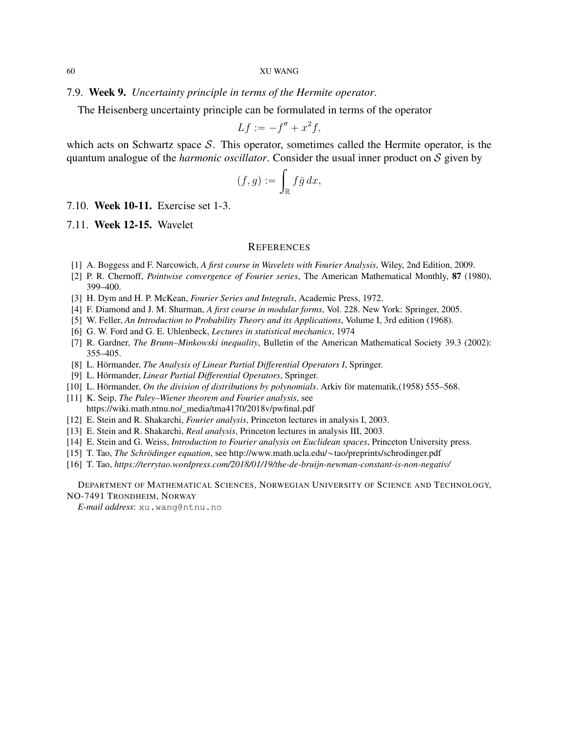### 7.9. **Week 9.** *Uncertainty principle in terms of the Hermite operator*.

The Heisenberg uncertainty principle can be formulated in terms of the operator

$$Lf := -f'' + x^2 f,$$

which acts on Schwartz space $\mathcal{S}$. This operator, sometimes called the Hermite operator, is the quantum analogue of the *harmonic oscillator*. Consider the usual inner product on $\mathcal{S}$ given by

$$(f, g) := \int_{\mathbb{R}} f \bar{g} \, dx,$$

### 7.10. **Week 10-11.** Exercise set 1-3.

### 7.11. **Week 12-15.** Wavelet

## REFERENCES

[1] A. Boggess and F. Narcowich, *A first course in Wavelets with Fourier Analysis*, Wiley, 2nd Edition, 2009.

[2] P. R. Chernoff, *Pointwise convergence of Fourier series*, The American Mathematical Monthly, **87** (1980), 399–400.

[3] H. Dym and H. P. McKean, *Fourier Series and Integrals*, Academic Press, 1972.

[4] F. Diamond and J. M. Shurman, *A first course in modular forms*, Vol. 228. New York: Springer, 2005.

[5] W. Feller, *An Introduction to Probability Theory and its Applications*, Volume I, 3rd edition (1968).

[6] G. W. Ford and G. E. Uhlenbeck, *Lectures in statistical mechanics*, 1974

[7] R. Gardner, *The Brunn–Minkowski inequality*, Bulletin of the American Mathematical Society 39.3 (2002): 355–405.

[8] L. Hörmander, *The Analysis of Linear Partial Differential Operators I*, Springer.

[9] L. Hörmander, *Linear Partial Differential Operators*, Springer.

[10] L. Hörmander, *On the division of distributions by polynomials*. Arkiv för matematik,(1958) 555–568.

[11] K. Seip, *The Paley–Wiener theorem and Fourier analysis*, see https://wiki.math.ntnu.no/_media/tma4170/2018v/pwfinal.pdf

[12] E. Stein and R. Shakarchi, *Fourier analysis*, Princeton lectures in analysis I, 2003.

[13] E. Stein and R. Shakarchi, *Real analysis*, Princeton lectures in analysis III, 2003.

[14] E. Stein and G. Weiss, *Introduction to Fourier analysis on Euclidean spaces*, Princeton University press.

[15] T. Tao, *The Schrödinger equation*, see http://www.math.ucla.edu/~tao/preprints/schrodinger.pdf

[16] T. Tao, *https://terrytao.wordpress.com/2018/01/19/the-de-bruijn-newman-constant-is-non-negativ/*

DEPARTMENT OF MATHEMATICAL SCIENCES, NORWEGIAN UNIVERSITY OF SCIENCE AND TECHNOLOGY, NO-7491 TRONDHEIM, NORWAY

*E-mail address*: xu.wang@ntnu.no